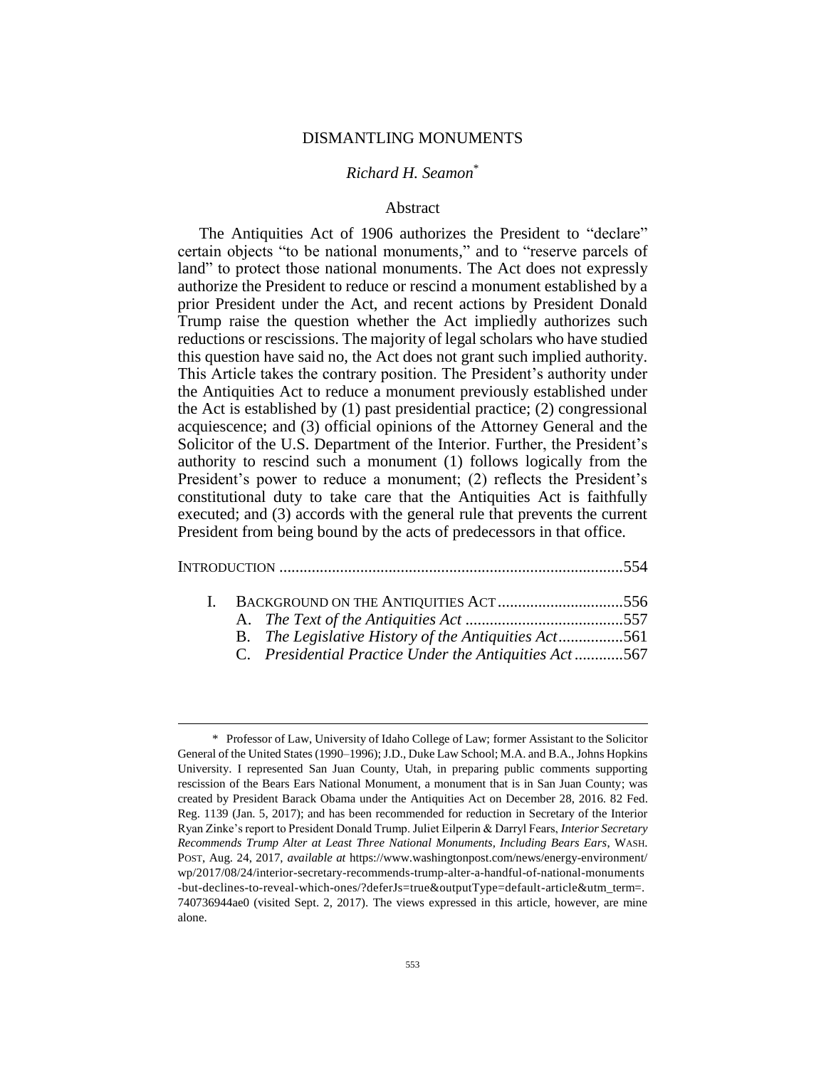# DISMANTLING MONUMENTS

*Richard H. Seamon*[*]

## Abstract

The Antiquities Act of 1906 authorizes the President to "declare" certain objects "to be national monuments," and to "reserve parcels of land" to protect those national monuments. The Act does not expressly authorize the President to reduce or rescind a monument established by a prior President under the Act, and recent actions by President Donald Trump raise the question whether the Act impliedly authorizes such reductions or rescissions. The majority of legal scholars who have studied this question have said no, the Act does not grant such implied authority. This Article takes the contrary position. The President's authority under the Antiquities Act to reduce a monument previously established under the Act is established by (1) past presidential practice; (2) congressional acquiescence; and (3) official opinions of the Attorney General and the Solicitor of the U.S. Department of the Interior. Further, the President's authority to rescind such a monument (1) follows logically from the President's power to reduce a monument; (2) reflects the President's constitutional duty to take care that the Antiquities Act is faithfully executed; and (3) accords with the general rule that prevents the current President from being bound by the acts of predecessors in that office.

INTRODUCTION ....................................................................................554

I. BACKGROUND ON THE ANTIQUITIES ACT ...............................556
   A. *The Text of the Antiquities Act* .......................................557
   B. *The Legislative History of the Antiquities Act*................561
   C. *Presidential Practice Under the Antiquities Act* ............567

---

[*] Professor of Law, University of Idaho College of Law; former Assistant to the Solicitor General of the United States (1990–1996); J.D., Duke Law School; M.A. and B.A., Johns Hopkins University. I represented San Juan County, Utah, in preparing public comments supporting rescission of the Bears Ears National Monument, a monument that is in San Juan County; was created by President Barack Obama under the Antiquities Act on December 28, 2016. 82 Fed. Reg. 1139 (Jan. 5, 2017); and has been recommended for reduction in Secretary of the Interior Ryan Zinke's report to President Donald Trump. Juliet Eilperin & Darryl Fears, *Interior Secretary Recommends Trump Alter at Least Three National Monuments, Including Bears Ears*, WASH. POST, Aug. 24, 2017, *available at* https://www.washingtonpost.com/news/energy-environment/wp/2017/08/24/interior-secretary-recommends-trump-alter-a-handful-of-national-monuments-but-declines-to-reveal-which-ones/?deferJs=true&outputType=default-article&utm_term=.740736944ae0 (visited Sept. 2, 2017). The views expressed in this article, however, are mine alone.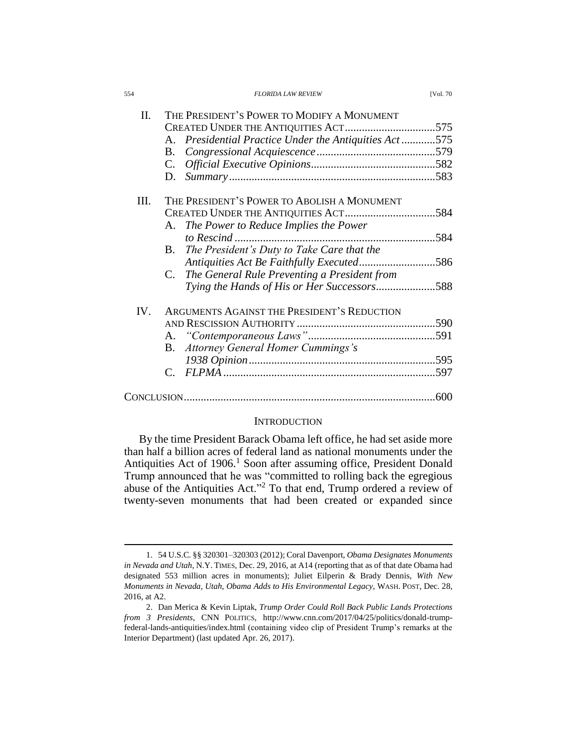II. THE PRESIDENT'S POWER TO MODIFY A MONUMENT CREATED UNDER THE ANTIQUITIES ACT ................................575
   A. *Presidential Practice Under the Antiquities Act* ............575
   B. *Congressional Acquiescence* ..........................................579
   C. *Official Executive Opinions* ............................................582
   D. *Summary* .........................................................................583

III. THE PRESIDENT'S POWER TO ABOLISH A MONUMENT CREATED UNDER THE ANTIQUITIES ACT ................................584
   A. *The Power to Reduce Implies the Power to Rescind* .......................................................................584
   B. *The President's Duty to Take Care that the Antiquities Act Be Faithfully Executed* ...........................586
   C. *The General Rule Preventing a President from Tying the Hands of His or Her Successors* .....................588

IV. ARGUMENTS AGAINST THE PRESIDENT'S REDUCTION AND RESCISSION AUTHORITY .................................................590
   A. *"Contemporaneous Laws"* .............................................591
   B. *Attorney General Homer Cummings's 1938 Opinion* ..................................................................595
   C. *FLPMA* ...........................................................................597

CONCLUSION.........................................................................................600

## INTRODUCTION

By the time President Barack Obama left office, he had set aside more than half a billion acres of federal land as national monuments under the Antiquities Act of 1906.[1] Soon after assuming office, President Donald Trump announced that he was "committed to rolling back the egregious abuse of the Antiquities Act."[2] To that end, Trump ordered a review of twenty-seven monuments that had been created or expanded since

---

1. 54 U.S.C. §§ 320301–320303 (2012); Coral Davenport, *Obama Designates Monuments in Nevada and Utah*, N.Y. TIMES, Dec. 29, 2016, at A14 (reporting that as of that date Obama had designated 553 million acres in monuments); Juliet Eilperin & Brady Dennis, *With New Monuments in Nevada, Utah, Obama Adds to His Environmental Legacy*, WASH. POST, Dec. 28, 2016, at A2.

2. Dan Merica & Kevin Liptak, *Trump Order Could Roll Back Public Lands Protections from 3 Presidents*, CNN POLITICS, http://www.cnn.com/2017/04/25/politics/donald-trump-federal-lands-antiquities/index.html (containing video clip of President Trump's remarks at the Interior Department) (last updated Apr. 26, 2017).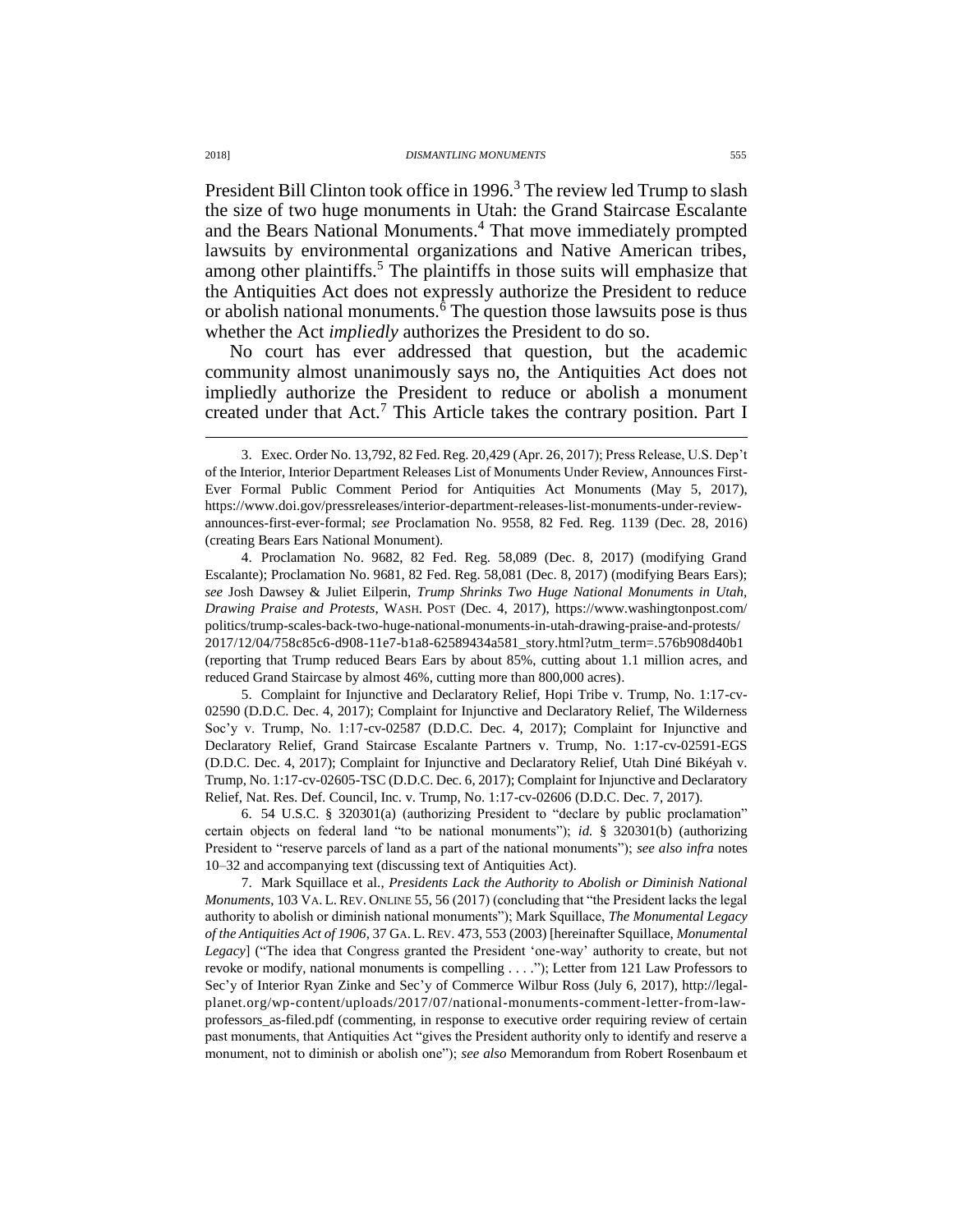President Bill Clinton took office in 1996.[3] The review led Trump to slash the size of two huge monuments in Utah: the Grand Staircase Escalante and the Bears National Monuments.[4] That move immediately prompted lawsuits by environmental organizations and Native American tribes, among other plaintiffs.[5] The plaintiffs in those suits will emphasize that the Antiquities Act does not expressly authorize the President to reduce or abolish national monuments.[6] The question those lawsuits pose is thus whether the Act *impliedly* authorizes the President to do so.

No court has ever addressed that question, but the academic community almost unanimously says no, the Antiquities Act does not impliedly authorize the President to reduce or abolish a monument created under that Act.[7] This Article takes the contrary position. Part I

---

3. Exec. Order No. 13,792, 82 Fed. Reg. 20,429 (Apr. 26, 2017); Press Release, U.S. Dep't of the Interior, Interior Department Releases List of Monuments Under Review, Announces First-Ever Formal Public Comment Period for Antiquities Act Monuments (May 5, 2017), https://www.doi.gov/pressreleases/interior-department-releases-list-monuments-under-review-announces-first-ever-formal; *see* Proclamation No. 9558, 82 Fed. Reg. 1139 (Dec. 28, 2016) (creating Bears Ears National Monument).

4. Proclamation No. 9682, 82 Fed. Reg. 58,089 (Dec. 8, 2017) (modifying Grand Escalante); Proclamation No. 9681, 82 Fed. Reg. 58,081 (Dec. 8, 2017) (modifying Bears Ears); *see* Josh Dawsey & Juliet Eilperin, *Trump Shrinks Two Huge National Monuments in Utah, Drawing Praise and Protests*, WASH. POST (Dec. 4, 2017), https://www.washingtonpost.com/politics/trump-scales-back-two-huge-national-monuments-in-utah-drawing-praise-and-protests/2017/12/04/758c85c6-d908-11e7-b1a8-62589434a581_story.html?utm_term=.576b908d40b1 (reporting that Trump reduced Bears Ears by about 85%, cutting about 1.1 million acres, and reduced Grand Staircase by almost 46%, cutting more than 800,000 acres).

5. Complaint for Injunctive and Declaratory Relief, Hopi Tribe v. Trump, No. 1:17-cv-02590 (D.D.C. Dec. 4, 2017); Complaint for Injunctive and Declaratory Relief, The Wilderness Soc'y v. Trump, No. 1:17-cv-02587 (D.D.C. Dec. 4, 2017); Complaint for Injunctive and Declaratory Relief, Grand Staircase Escalante Partners v. Trump, No. 1:17-cv-02591-EGS (D.D.C. Dec. 4, 2017); Complaint for Injunctive and Declaratory Relief, Utah Diné Bikéyah v. Trump, No. 1:17-cv-02605-TSC (D.D.C. Dec. 6, 2017); Complaint for Injunctive and Declaratory Relief, Nat. Res. Def. Council, Inc. v. Trump, No. 1:17-cv-02606 (D.D.C. Dec. 7, 2017).

6. 54 U.S.C. § 320301(a) (authorizing President to "declare by public proclamation" certain objects on federal land "to be national monuments"); *id.* § 320301(b) (authorizing President to "reserve parcels of land as a part of the national monuments"); *see also infra* notes 10–32 and accompanying text (discussing text of Antiquities Act).

7. Mark Squillace et al., *Presidents Lack the Authority to Abolish or Diminish National Monuments*, 103 VA. L. REV. ONLINE 55, 56 (2017) (concluding that "the President lacks the legal authority to abolish or diminish national monuments"); Mark Squillace, *The Monumental Legacy of the Antiquities Act of 1906*, 37 GA. L. REV. 473, 553 (2003) [hereinafter Squillace, *Monumental Legacy*] ("The idea that Congress granted the President 'one-way' authority to create, but not revoke or modify, national monuments is compelling . . . ."); Letter from 121 Law Professors to Sec'y of Interior Ryan Zinke and Sec'y of Commerce Wilbur Ross (July 6, 2017), http://legal-planet.org/wp-content/uploads/2017/07/national-monuments-comment-letter-from-law-professors_as-filed.pdf (commenting, in response to executive order requiring review of certain past monuments, that Antiquities Act "gives the President authority only to identify and reserve a monument, not to diminish or abolish one"); *see also* Memorandum from Robert Rosenbaum et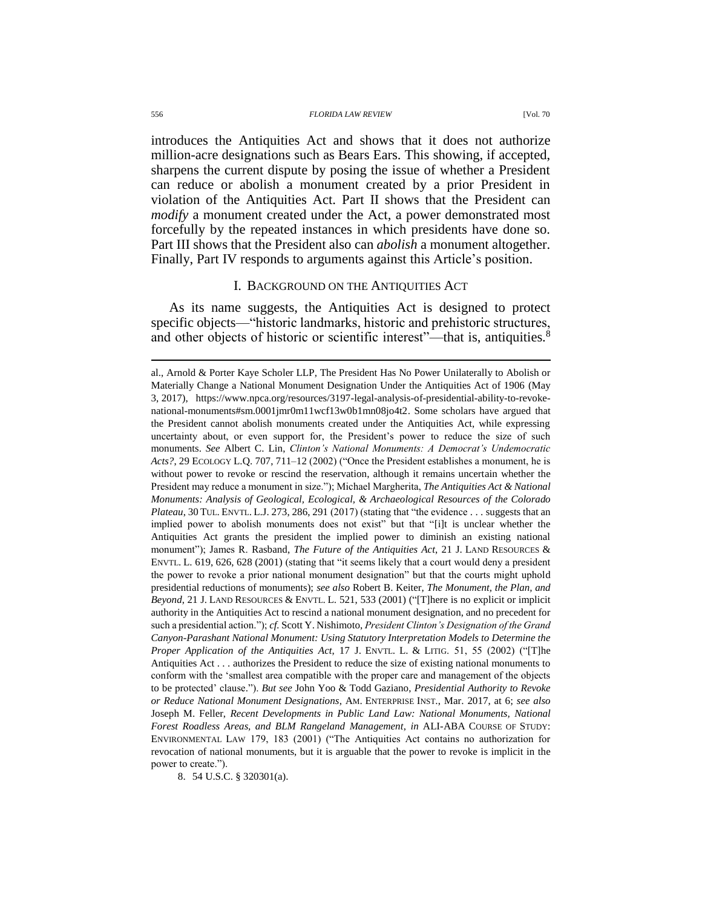introduces the Antiquities Act and shows that it does not authorize million-acre designations such as Bears Ears. This showing, if accepted, sharpens the current dispute by posing the issue of whether a President can reduce or abolish a monument created by a prior President in violation of the Antiquities Act. Part II shows that the President can *modify* a monument created under the Act, a power demonstrated most forcefully by the repeated instances in which presidents have done so. Part III shows that the President also can *abolish* a monument altogether. Finally, Part IV responds to arguments against this Article's position.

## I. Background on the Antiquities Act

As its name suggests, the Antiquities Act is designed to protect specific objects—"historic landmarks, historic and prehistoric structures, and other objects of historic or scientific interest"—that is, antiquities.[8]

---

al., Arnold & Porter Kaye Scholer LLP, The President Has No Power Unilaterally to Abolish or Materially Change a National Monument Designation Under the Antiquities Act of 1906 (May 3, 2017), https://www.npca.org/resources/3197-legal-analysis-of-presidential-ability-to-revoke-national-monuments#sm.0001jmr0m11wcf13w0b1mn08jo4t2. Some scholars have argued that the President cannot abolish monuments created under the Antiquities Act, while expressing uncertainty about, or even support for, the President's power to reduce the size of such monuments. *See* Albert C. Lin, *Clinton's National Monuments: A Democrat's Undemocratic Acts?*, 29 ECOLOGY L.Q. 707, 711–12 (2002) ("Once the President establishes a monument, he is without power to revoke or rescind the reservation, although it remains uncertain whether the President may reduce a monument in size."); Michael Margherita, *The Antiquities Act & National Monuments: Analysis of Geological, Ecological, & Archaeological Resources of the Colorado Plateau*, 30 TUL. ENVTL. L.J. 273, 286, 291 (2017) (stating that "the evidence . . . suggests that an implied power to abolish monuments does not exist" but that "[i]t is unclear whether the Antiquities Act grants the president the implied power to diminish an existing national monument"); James R. Rasband, *The Future of the Antiquities Act*, 21 J. LAND RESOURCES & ENVTL. L. 619, 626, 628 (2001) (stating that "it seems likely that a court would deny a president the power to revoke a prior national monument designation" but that the courts might uphold presidential reductions of monuments); *see also* Robert B. Keiter, *The Monument, the Plan, and Beyond*, 21 J. LAND RESOURCES & ENVTL. L. 521, 533 (2001) ("[T]here is no explicit or implicit authority in the Antiquities Act to rescind a national monument designation, and no precedent for such a presidential action."); *cf.* Scott Y. Nishimoto, *President Clinton's Designation of the Grand Canyon-Parashant National Monument: Using Statutory Interpretation Models to Determine the Proper Application of the Antiquities Act*, 17 J. ENVTL. L. & LITIG. 51, 55 (2002) ("[T]he Antiquities Act . . . authorizes the President to reduce the size of existing national monuments to conform with the 'smallest area compatible with the proper care and management of the objects to be protected' clause."). *But see* John Yoo & Todd Gaziano, *Presidential Authority to Revoke or Reduce National Monument Designations*, AM. ENTERPRISE INST., Mar. 2017, at 6; *see also* Joseph M. Feller, *Recent Developments in Public Land Law: National Monuments, National Forest Roadless Areas, and BLM Rangeland Management*, *in* ALI-ABA COURSE OF STUDY: ENVIRONMENTAL LAW 179, 183 (2001) ("The Antiquities Act contains no authorization for revocation of national monuments, but it is arguable that the power to revoke is implicit in the power to create.").

8. 54 U.S.C. § 320301(a).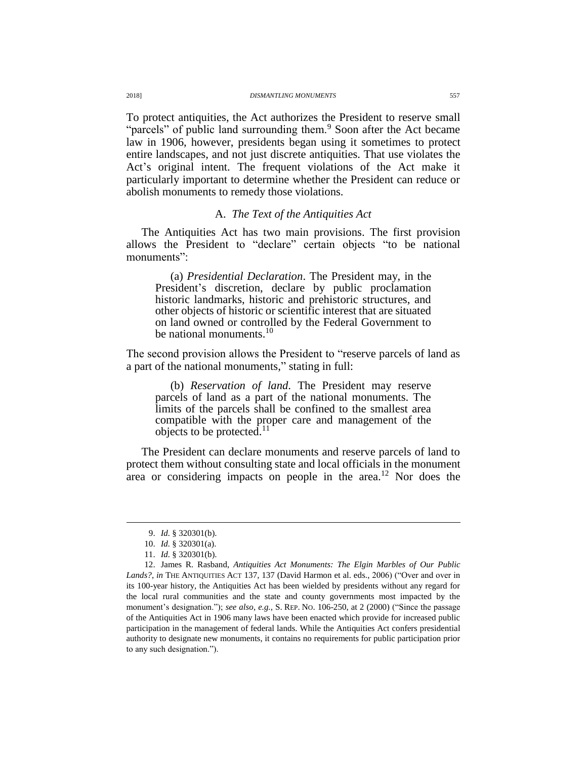To protect antiquities, the Act authorizes the President to reserve small "parcels" of public land surrounding them.[9] Soon after the Act became law in 1906, however, presidents began using it sometimes to protect entire landscapes, and not just discrete antiquities. That use violates the Act's original intent. The frequent violations of the Act make it particularly important to determine whether the President can reduce or abolish monuments to remedy those violations.

### A. *The Text of the Antiquities Act*

The Antiquities Act has two main provisions. The first provision allows the President to "declare" certain objects "to be national monuments":

> (a) *Presidential Declaration*. The President may, in the President's discretion, declare by public proclamation historic landmarks, historic and prehistoric structures, and other objects of historic or scientific interest that are situated on land owned or controlled by the Federal Government to be national monuments.[10]

The second provision allows the President to "reserve parcels of land as a part of the national monuments," stating in full:

> (b) *Reservation of land*. The President may reserve parcels of land as a part of the national monuments. The limits of the parcels shall be confined to the smallest area compatible with the proper care and management of the objects to be protected.[11]

The President can declare monuments and reserve parcels of land to protect them without consulting state and local officials in the monument area or considering impacts on people in the area.[12] Nor does the

---

9. *Id.* § 320301(b).

10. *Id.* § 320301(a).

11. *Id.* § 320301(b).

12. James R. Rasband, *Antiquities Act Monuments: The Elgin Marbles of Our Public Lands?*, *in* THE ANTIQUITIES ACT 137, 137 (David Harmon et al. eds., 2006) ("Over and over in its 100-year history, the Antiquities Act has been wielded by presidents without any regard for the local rural communities and the state and county governments most impacted by the monument's designation."); *see also*, *e.g.*, S. REP. NO. 106-250, at 2 (2000) ("Since the passage of the Antiquities Act in 1906 many laws have been enacted which provide for increased public participation in the management of federal lands. While the Antiquities Act confers presidential authority to designate new monuments, it contains no requirements for public participation prior to any such designation.").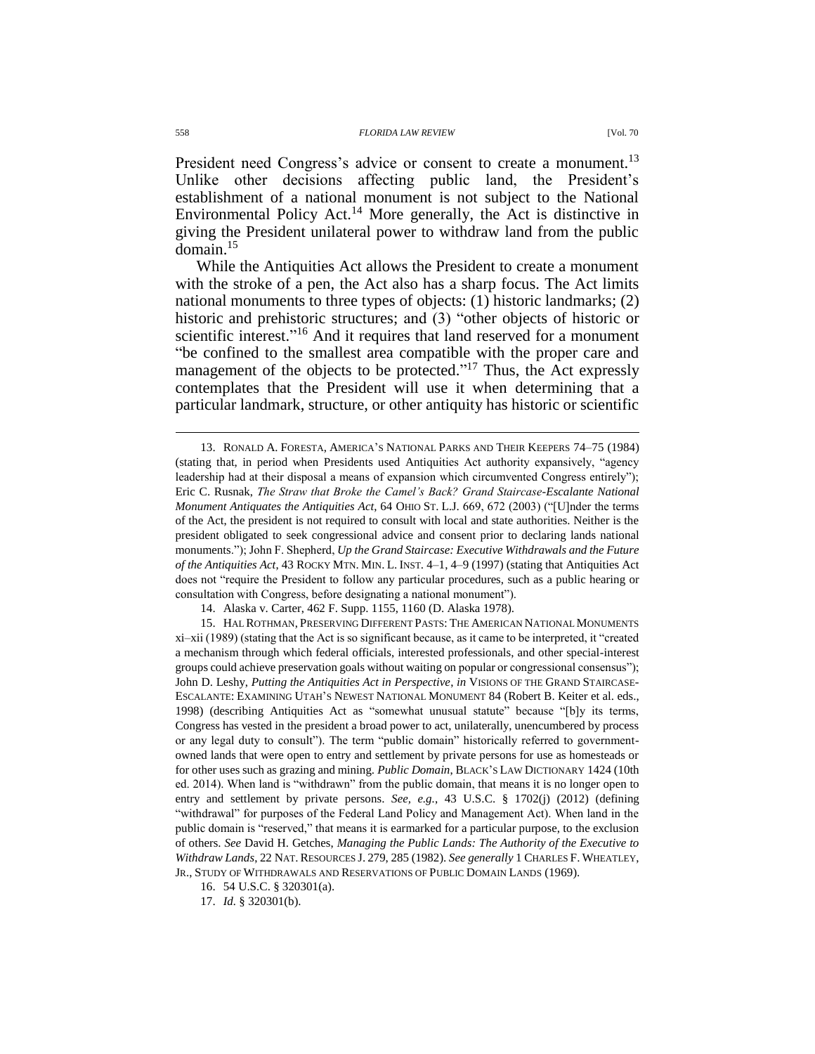President need Congress's advice or consent to create a monument.[13] Unlike other decisions affecting public land, the President's establishment of a national monument is not subject to the National Environmental Policy Act.[14] More generally, the Act is distinctive in giving the President unilateral power to withdraw land from the public domain.[15]

While the Antiquities Act allows the President to create a monument with the stroke of a pen, the Act also has a sharp focus. The Act limits national monuments to three types of objects: (1) historic landmarks; (2) historic and prehistoric structures; and (3) "other objects of historic or scientific interest."[16] And it requires that land reserved for a monument "be confined to the smallest area compatible with the proper care and management of the objects to be protected."[17] Thus, the Act expressly contemplates that the President will use it when determining that a particular landmark, structure, or other antiquity has historic or scientific

---

13. RONALD A. FORESTA, AMERICA'S NATIONAL PARKS AND THEIR KEEPERS 74–75 (1984) (stating that, in period when Presidents used Antiquities Act authority expansively, "agency leadership had at their disposal a means of expansion which circumvented Congress entirely"); Eric C. Rusnak, *The Straw that Broke the Camel's Back? Grand Staircase-Escalante National Monument Antiquates the Antiquities Act*, 64 OHIO ST. L.J. 669, 672 (2003) ("[U]nder the terms of the Act, the president is not required to consult with local and state authorities. Neither is the president obligated to seek congressional advice and consent prior to declaring lands national monuments."); John F. Shepherd, *Up the Grand Staircase: Executive Withdrawals and the Future of the Antiquities Act*, 43 ROCKY MTN. MIN. L. INST. 4–1, 4–9 (1997) (stating that Antiquities Act does not "require the President to follow any particular procedures, such as a public hearing or consultation with Congress, before designating a national monument").

14. Alaska v. Carter, 462 F. Supp. 1155, 1160 (D. Alaska 1978).

15. HAL ROTHMAN, PRESERVING DIFFERENT PASTS: THE AMERICAN NATIONAL MONUMENTS xi–xii (1989) (stating that the Act is so significant because, as it came to be interpreted, it "created a mechanism through which federal officials, interested professionals, and other special-interest groups could achieve preservation goals without waiting on popular or congressional consensus"); John D. Leshy, *Putting the Antiquities Act in Perspective*, *in* VISIONS OF THE GRAND STAIRCASE-ESCALANTE: EXAMINING UTAH'S NEWEST NATIONAL MONUMENT 84 (Robert B. Keiter et al. eds., 1998) (describing Antiquities Act as "somewhat unusual statute" because "[b]y its terms, Congress has vested in the president a broad power to act, unilaterally, unencumbered by process or any legal duty to consult"). The term "public domain" historically referred to government-owned lands that were open to entry and settlement by private persons for use as homesteads or for other uses such as grazing and mining. *Public Domain*, BLACK'S LAW DICTIONARY 1424 (10th ed. 2014). When land is "withdrawn" from the public domain, that means it is no longer open to entry and settlement by private persons. *See, e.g.*, 43 U.S.C. § 1702(j) (2012) (defining "withdrawal" for purposes of the Federal Land Policy and Management Act). When land in the public domain is "reserved," that means it is earmarked for a particular purpose, to the exclusion of others. *See* David H. Getches, *Managing the Public Lands: The Authority of the Executive to Withdraw Lands*, 22 NAT. RESOURCES J. 279, 285 (1982). *See generally* 1 CHARLES F. WHEATLEY, JR., STUDY OF WITHDRAWALS AND RESERVATIONS OF PUBLIC DOMAIN LANDS (1969).

16. 54 U.S.C. § 320301(a).

17. *Id.* § 320301(b).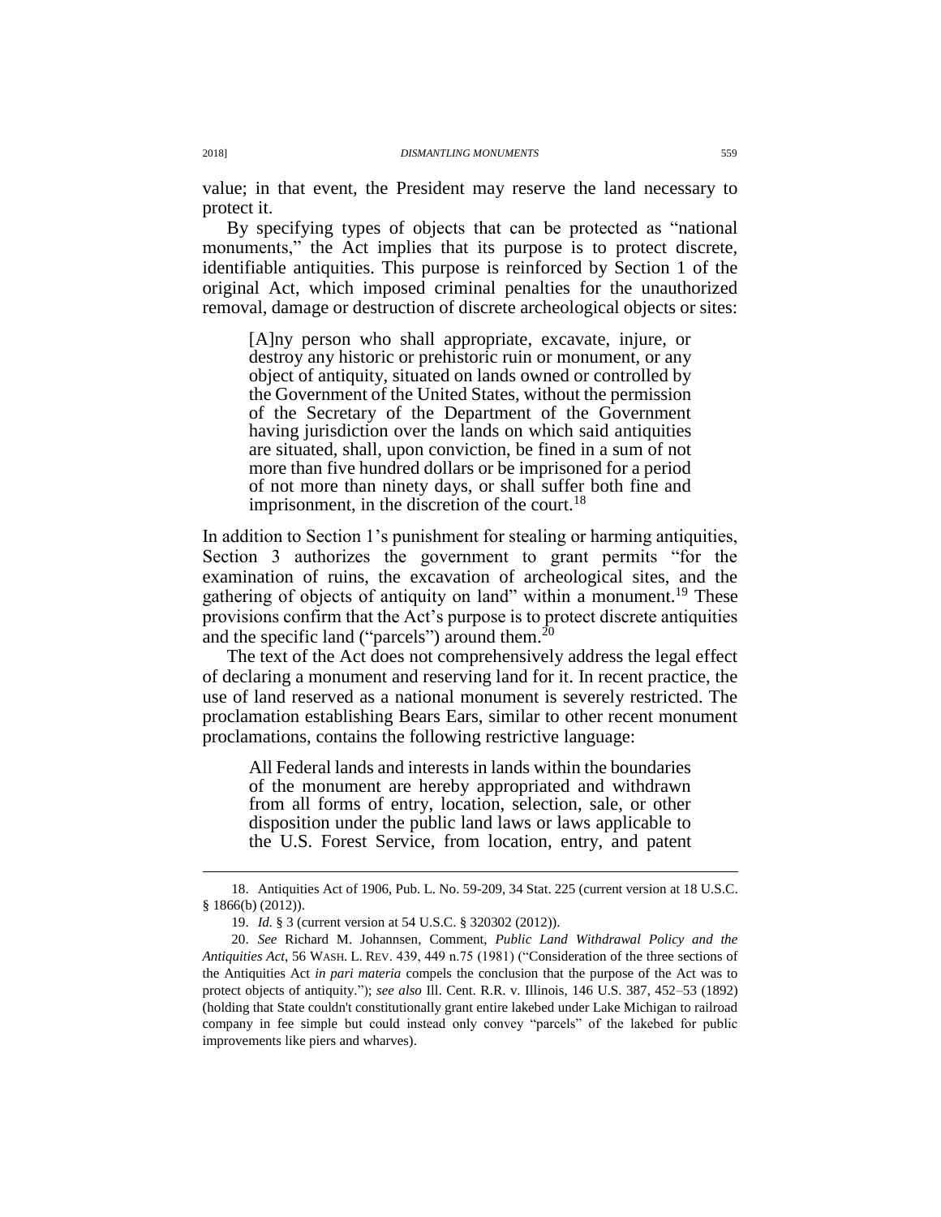value; in that event, the President may reserve the land necessary to protect it.

By specifying types of objects that can be protected as "national monuments," the Act implies that its purpose is to protect discrete, identifiable antiquities. This purpose is reinforced by Section 1 of the original Act, which imposed criminal penalties for the unauthorized removal, damage or destruction of discrete archeological objects or sites:

> [A]ny person who shall appropriate, excavate, injure, or destroy any historic or prehistoric ruin or monument, or any object of antiquity, situated on lands owned or controlled by the Government of the United States, without the permission of the Secretary of the Department of the Government having jurisdiction over the lands on which said antiquities are situated, shall, upon conviction, be fined in a sum of not more than five hundred dollars or be imprisoned for a period of not more than ninety days, or shall suffer both fine and imprisonment, in the discretion of the court.[18]

In addition to Section 1's punishment for stealing or harming antiquities, Section 3 authorizes the government to grant permits "for the examination of ruins, the excavation of archeological sites, and the gathering of objects of antiquity on land" within a monument.[19] These provisions confirm that the Act's purpose is to protect discrete antiquities and the specific land ("parcels") around them.[20]

The text of the Act does not comprehensively address the legal effect of declaring a monument and reserving land for it. In recent practice, the use of land reserved as a national monument is severely restricted. The proclamation establishing Bears Ears, similar to other recent monument proclamations, contains the following restrictive language:

> All Federal lands and interests in lands within the boundaries of the monument are hereby appropriated and withdrawn from all forms of entry, location, selection, sale, or other disposition under the public land laws or laws applicable to the U.S. Forest Service, from location, entry, and patent

---

18. Antiquities Act of 1906, Pub. L. No. 59-209, 34 Stat. 225 (current version at 18 U.S.C. § 1866(b) (2012)).

19. *Id.* § 3 (current version at 54 U.S.C. § 320302 (2012)).

20. *See* Richard M. Johannsen, Comment, *Public Land Withdrawal Policy and the Antiquities Act*, 56 WASH. L. REV. 439, 449 n.75 (1981) ("Consideration of the three sections of the Antiquities Act *in pari materia* compels the conclusion that the purpose of the Act was to protect objects of antiquity."); *see also* Ill. Cent. R.R. v. Illinois, 146 U.S. 387, 452–53 (1892) (holding that State couldn't constitutionally grant entire lakebed under Lake Michigan to railroad company in fee simple but could instead only convey "parcels" of the lakebed for public improvements like piers and wharves).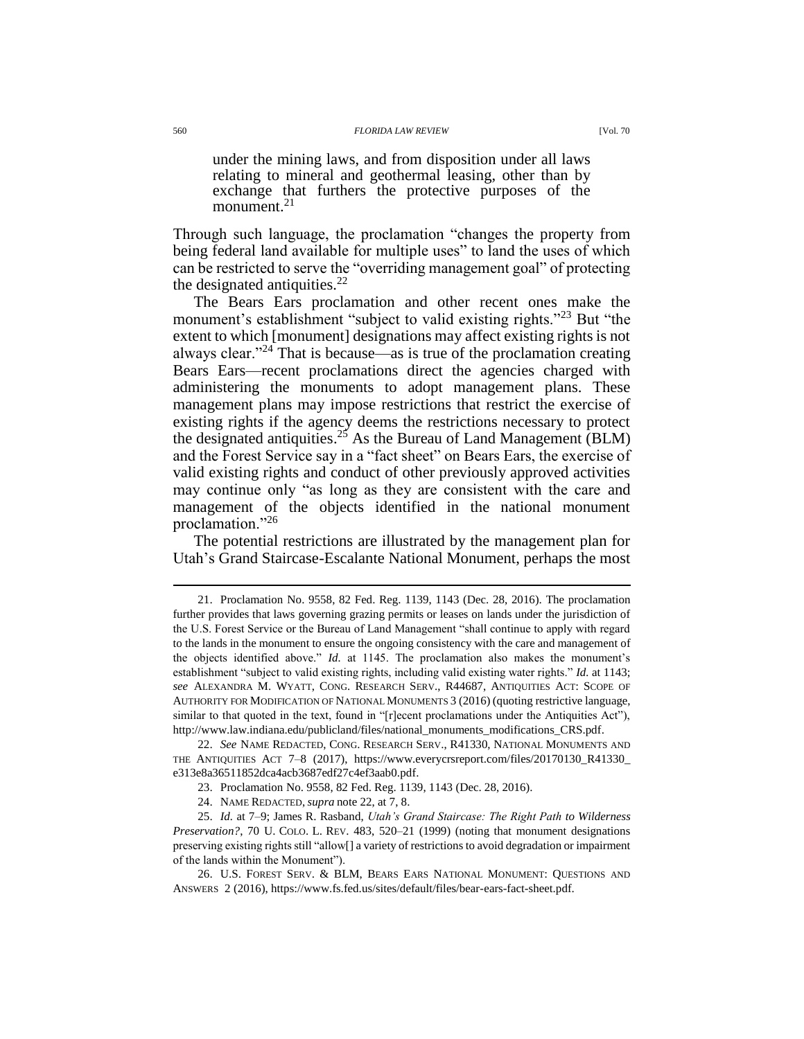> under the mining laws, and from disposition under all laws relating to mineral and geothermal leasing, other than by exchange that furthers the protective purposes of the monument.[21]

Through such language, the proclamation "changes the property from being federal land available for multiple uses" to land the uses of which can be restricted to serve the "overriding management goal" of protecting the designated antiquities.[22]

The Bears Ears proclamation and other recent ones make the monument's establishment "subject to valid existing rights."[23] But "the extent to which [monument] designations may affect existing rights is not always clear."[24] That is because—as is true of the proclamation creating Bears Ears—recent proclamations direct the agencies charged with administering the monuments to adopt management plans. These management plans may impose restrictions that restrict the exercise of existing rights if the agency deems the restrictions necessary to protect the designated antiquities.[25] As the Bureau of Land Management (BLM) and the Forest Service say in a "fact sheet" on Bears Ears, the exercise of valid existing rights and conduct of other previously approved activities may continue only "as long as they are consistent with the care and management of the objects identified in the national monument proclamation."[26]

The potential restrictions are illustrated by the management plan for Utah's Grand Staircase-Escalante National Monument, perhaps the most

---

21. Proclamation No. 9558, 82 Fed. Reg. 1139, 1143 (Dec. 28, 2016). The proclamation further provides that laws governing grazing permits or leases on lands under the jurisdiction of the U.S. Forest Service or the Bureau of Land Management "shall continue to apply with regard to the lands in the monument to ensure the ongoing consistency with the care and management of the objects identified above." *Id.* at 1145. The proclamation also makes the monument's establishment "subject to valid existing rights, including valid existing water rights." *Id.* at 1143; *see* ALEXANDRA M. WYATT, CONG. RESEARCH SERV., R44687, ANTIQUITIES ACT: SCOPE OF AUTHORITY FOR MODIFICATION OF NATIONAL MONUMENTS 3 (2016) (quoting restrictive language, similar to that quoted in the text, found in "[r]ecent proclamations under the Antiquities Act"), http://www.law.indiana.edu/publicland/files/national_monuments_modifications_CRS.pdf.

22. *See* NAME REDACTED, CONG. RESEARCH SERV., R41330, NATIONAL MONUMENTS AND THE ANTIQUITIES ACT 7–8 (2017), https://www.everycrsreport.com/files/20170130_R41330_e313e8a36511852dca4acb3687edf27c4ef3aab0.pdf.

23. Proclamation No. 9558, 82 Fed. Reg. 1139, 1143 (Dec. 28, 2016).

24. NAME REDACTED, *supra* note 22, at 7, 8.

25. *Id.* at 7–9; James R. Rasband, *Utah's Grand Staircase: The Right Path to Wilderness Preservation?*, 70 U. COLO. L. REV. 483, 520–21 (1999) (noting that monument designations preserving existing rights still "allow[] a variety of restrictions to avoid degradation or impairment of the lands within the Monument").

26. U.S. FOREST SERV. & BLM, BEARS EARS NATIONAL MONUMENT: QUESTIONS AND ANSWERS 2 (2016), https://www.fs.fed.us/sites/default/files/bear-ears-fact-sheet.pdf.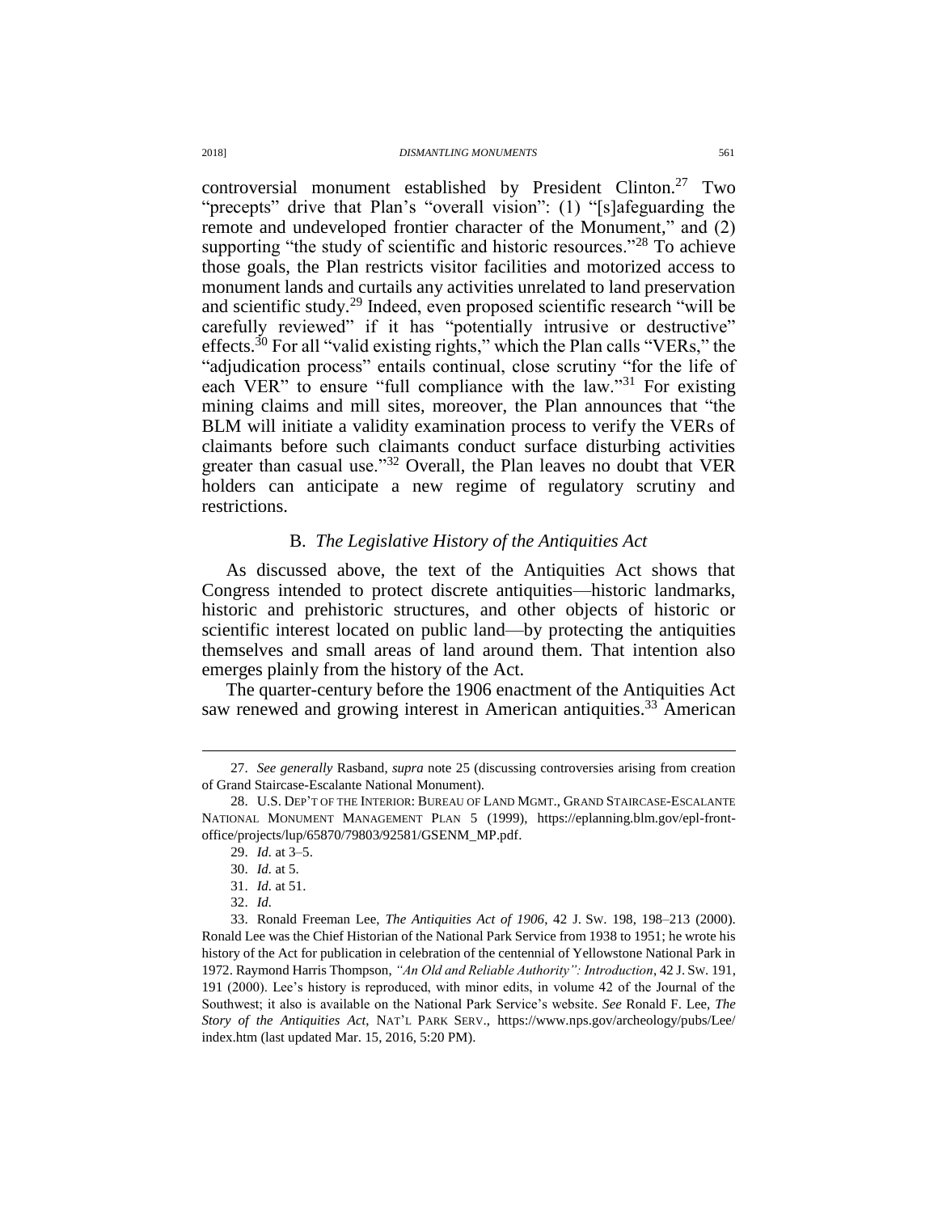controversial monument established by President Clinton.[27] Two "precepts" drive that Plan's "overall vision": (1) "[s]afeguarding the remote and undeveloped frontier character of the Monument," and (2) supporting "the study of scientific and historic resources."[28] To achieve those goals, the Plan restricts visitor facilities and motorized access to monument lands and curtails any activities unrelated to land preservation and scientific study.[29] Indeed, even proposed scientific research "will be carefully reviewed" if it has "potentially intrusive or destructive" effects.[30] For all "valid existing rights," which the Plan calls "VERs," the "adjudication process" entails continual, close scrutiny "for the life of each VER" to ensure "full compliance with the law."[31] For existing mining claims and mill sites, moreover, the Plan announces that "the BLM will initiate a validity examination process to verify the VERs of claimants before such claimants conduct surface disturbing activities greater than casual use."[32] Overall, the Plan leaves no doubt that VER holders can anticipate a new regime of regulatory scrutiny and restrictions.

### B. *The Legislative History of the Antiquities Act*

As discussed above, the text of the Antiquities Act shows that Congress intended to protect discrete antiquities—historic landmarks, historic and prehistoric structures, and other objects of historic or scientific interest located on public land—by protecting the antiquities themselves and small areas of land around them. That intention also emerges plainly from the history of the Act.

The quarter-century before the 1906 enactment of the Antiquities Act saw renewed and growing interest in American antiquities.[33] American

---

27. *See generally* Rasband, *supra* note 25 (discussing controversies arising from creation of Grand Staircase-Escalante National Monument).

28. U.S. DEP'T OF THE INTERIOR: BUREAU OF LAND MGMT., GRAND STAIRCASE-ESCALANTE NATIONAL MONUMENT MANAGEMENT PLAN 5 (1999), https://eplanning.blm.gov/epl-front-office/projects/lup/65870/79803/92581/GSENM_MP.pdf.

29. *Id.* at 3–5.

30. *Id.* at 5.

31. *Id.* at 51.

32. *Id.*

33. Ronald Freeman Lee, *The Antiquities Act of 1906*, 42 J. SW. 198, 198–213 (2000). Ronald Lee was the Chief Historian of the National Park Service from 1938 to 1951; he wrote his history of the Act for publication in celebration of the centennial of Yellowstone National Park in 1972. Raymond Harris Thompson, *"An Old and Reliable Authority": Introduction*, 42 J. SW. 191, 191 (2000). Lee's history is reproduced, with minor edits, in volume 42 of the Journal of the Southwest; it also is available on the National Park Service's website. *See* Ronald F. Lee, *The Story of the Antiquities Act*, NAT'L PARK SERV., https://www.nps.gov/archeology/pubs/Lee/index.htm (last updated Mar. 15, 2016, 5:20 PM).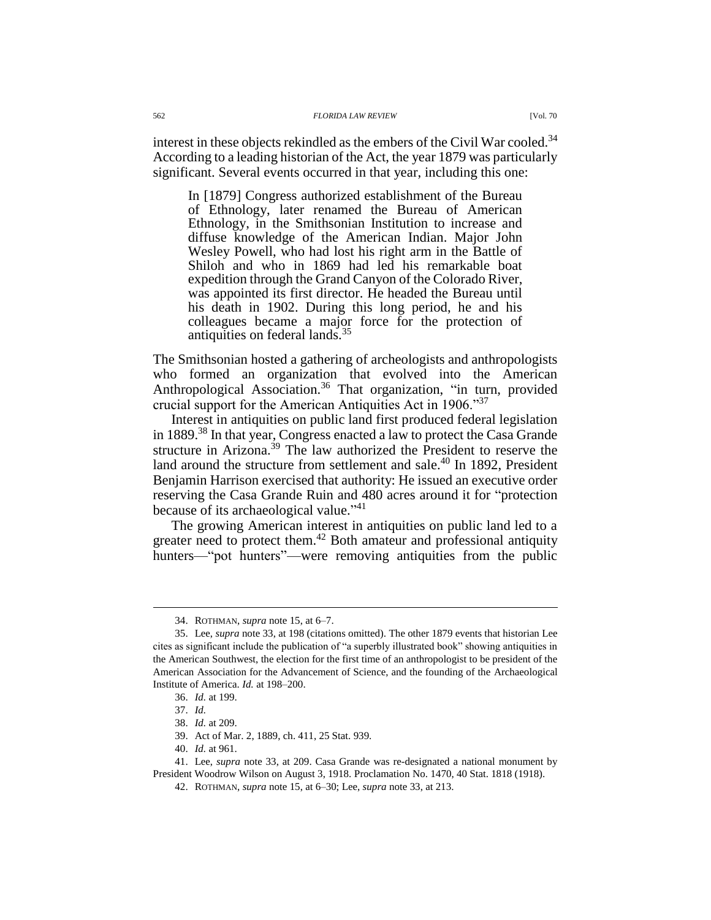interest in these objects rekindled as the embers of the Civil War cooled.[34] According to a leading historian of the Act, the year 1879 was particularly significant. Several events occurred in that year, including this one:

> In [1879] Congress authorized establishment of the Bureau of Ethnology, later renamed the Bureau of American Ethnology, in the Smithsonian Institution to increase and diffuse knowledge of the American Indian. Major John Wesley Powell, who had lost his right arm in the Battle of Shiloh and who in 1869 had led his remarkable boat expedition through the Grand Canyon of the Colorado River, was appointed its first director. He headed the Bureau until his death in 1902. During this long period, he and his colleagues became a major force for the protection of antiquities on federal lands.[35]

The Smithsonian hosted a gathering of archeologists and anthropologists who formed an organization that evolved into the American Anthropological Association.[36] That organization, "in turn, provided crucial support for the American Antiquities Act in 1906."[37]

Interest in antiquities on public land first produced federal legislation in 1889.[38] In that year, Congress enacted a law to protect the Casa Grande structure in Arizona.[39] The law authorized the President to reserve the land around the structure from settlement and sale.[40] In 1892, President Benjamin Harrison exercised that authority: He issued an executive order reserving the Casa Grande Ruin and 480 acres around it for "protection because of its archaeological value."[41]

The growing American interest in antiquities on public land led to a greater need to protect them.[42] Both amateur and professional antiquity hunters—"pot hunters"—were removing antiquities from the public

---

34. ROTHMAN, *supra* note 15, at 6–7.

35. Lee, *supra* note 33, at 198 (citations omitted). The other 1879 events that historian Lee cites as significant include the publication of "a superbly illustrated book" showing antiquities in the American Southwest, the election for the first time of an anthropologist to be president of the American Association for the Advancement of Science, and the founding of the Archaeological Institute of America. *Id.* at 198–200.

36. *Id.* at 199.

37. *Id.*

38. *Id.* at 209.

39. Act of Mar. 2, 1889, ch. 411, 25 Stat. 939.

40. *Id.* at 961.

41. Lee, *supra* note 33, at 209. Casa Grande was re-designated a national monument by President Woodrow Wilson on August 3, 1918. Proclamation No. 1470, 40 Stat. 1818 (1918).

42. ROTHMAN, *supra* note 15, at 6–30; Lee, *supra* note 33, at 213.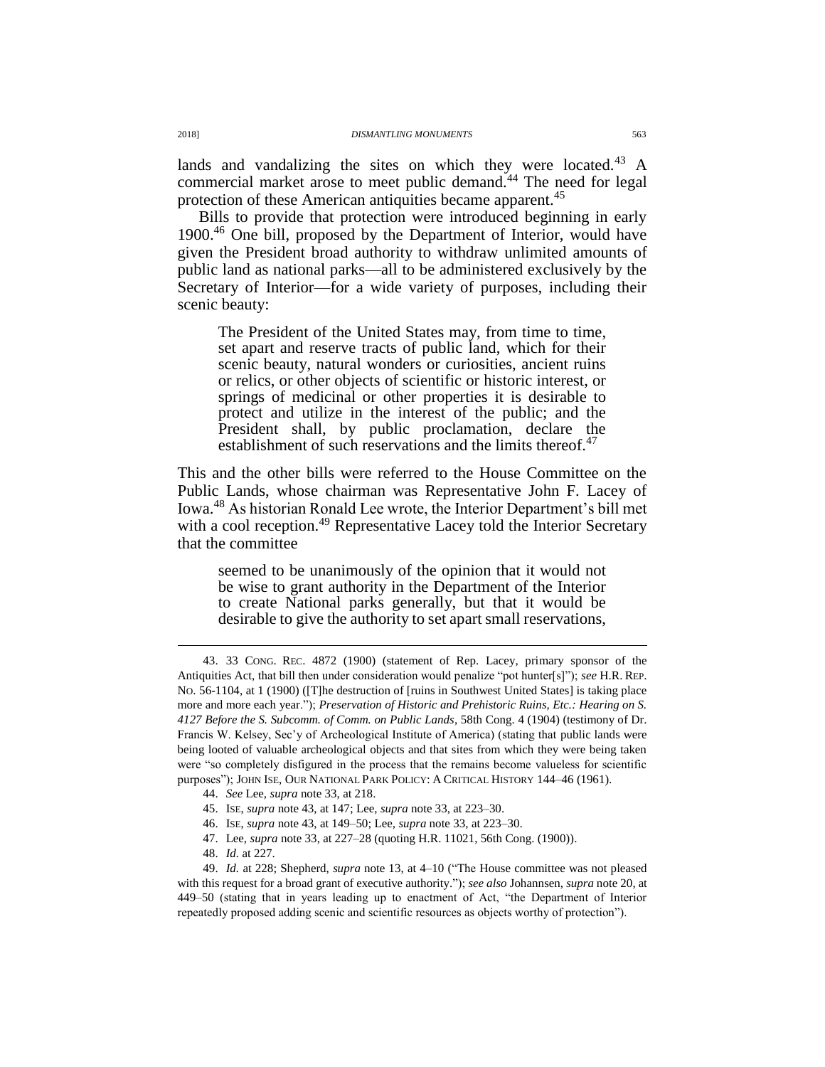lands and vandalizing the sites on which they were located.[43] A commercial market arose to meet public demand.[44] The need for legal protection of these American antiquities became apparent.[45]

Bills to provide that protection were introduced beginning in early 1900.[46] One bill, proposed by the Department of Interior, would have given the President broad authority to withdraw unlimited amounts of public land as national parks—all to be administered exclusively by the Secretary of Interior—for a wide variety of purposes, including their scenic beauty:

> The President of the United States may, from time to time, set apart and reserve tracts of public land, which for their scenic beauty, natural wonders or curiosities, ancient ruins or relics, or other objects of scientific or historic interest, or springs of medicinal or other properties it is desirable to protect and utilize in the interest of the public; and the President shall, by public proclamation, declare the establishment of such reservations and the limits thereof.[47]

This and the other bills were referred to the House Committee on the Public Lands, whose chairman was Representative John F. Lacey of Iowa.[48] As historian Ronald Lee wrote, the Interior Department's bill met with a cool reception.[49] Representative Lacey told the Interior Secretary that the committee

> seemed to be unanimously of the opinion that it would not be wise to grant authority in the Department of the Interior to create National parks generally, but that it would be desirable to give the authority to set apart small reservations,

---

43. 33 CONG. REC. 4872 (1900) (statement of Rep. Lacey, primary sponsor of the Antiquities Act, that bill then under consideration would penalize "pot hunter[s]"); *see* H.R. REP. NO. 56-1104, at 1 (1900) ([T]he destruction of [ruins in Southwest United States] is taking place more and more each year."); *Preservation of Historic and Prehistoric Ruins, Etc.: Hearing on S. 4127 Before the S. Subcomm. of Comm. on Public Lands*, 58th Cong. 4 (1904) (testimony of Dr. Francis W. Kelsey, Sec'y of Archeological Institute of America) (stating that public lands were being looted of valuable archeological objects and that sites from which they were being taken were "so completely disfigured in the process that the remains become valueless for scientific purposes"); JOHN ISE, OUR NATIONAL PARK POLICY: A CRITICAL HISTORY 144–46 (1961).

44. *See* Lee, *supra* note 33, at 218.

45. ISE, *supra* note 43, at 147; Lee, *supra* note 33, at 223–30.

46. ISE, *supra* note 43, at 149–50; Lee, *supra* note 33, at 223–30.

47. Lee, *supra* note 33, at 227–28 (quoting H.R. 11021, 56th Cong. (1900)).

48. *Id.* at 227.

49. *Id.* at 228; Shepherd, *supra* note 13, at 4–10 ("The House committee was not pleased with this request for a broad grant of executive authority."); *see also* Johannsen, *supra* note 20, at 449–50 (stating that in years leading up to enactment of Act, "the Department of Interior repeatedly proposed adding scenic and scientific resources as objects worthy of protection").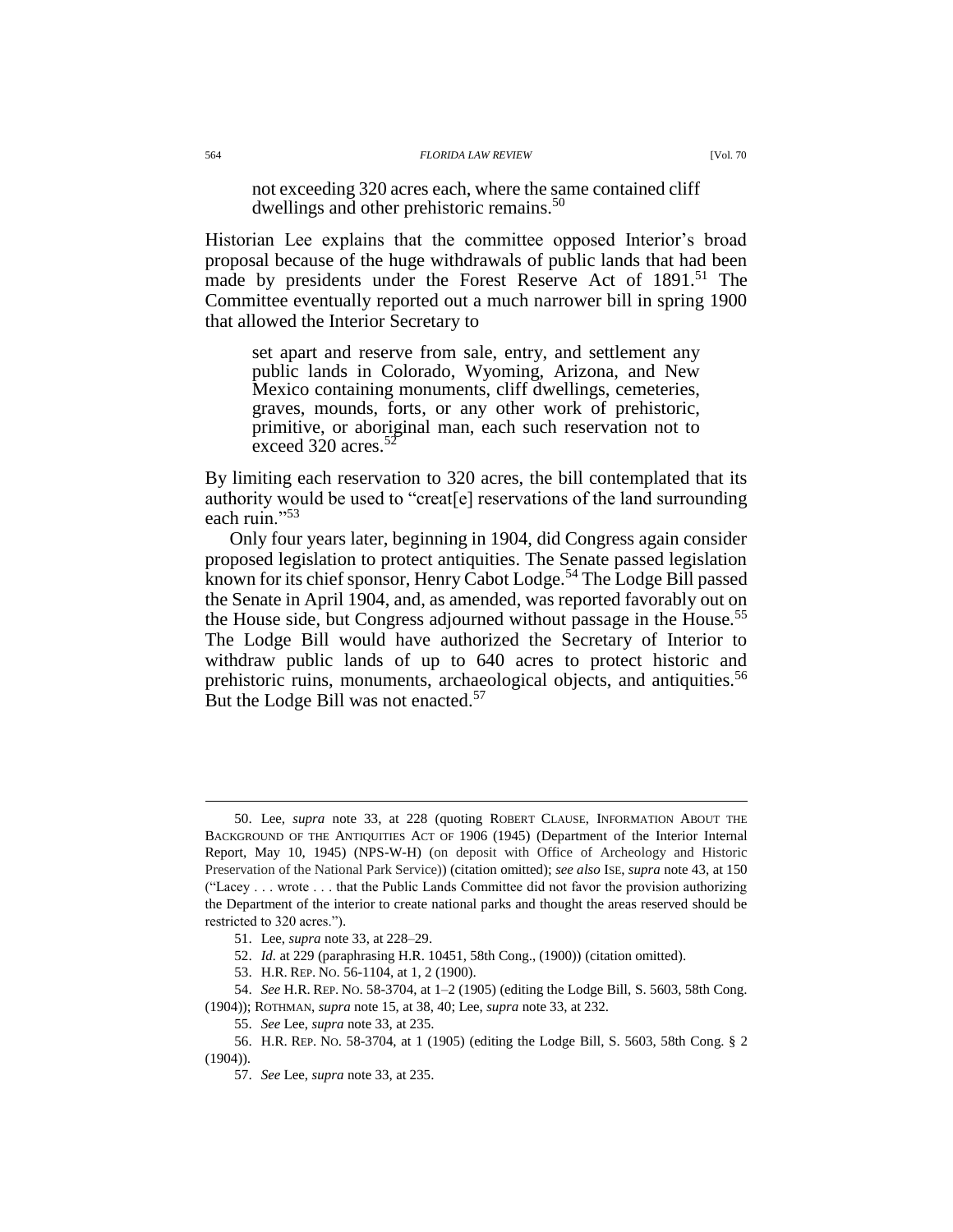> not exceeding 320 acres each, where the same contained cliff dwellings and other prehistoric remains.[50]

Historian Lee explains that the committee opposed Interior's broad proposal because of the huge withdrawals of public lands that had been made by presidents under the Forest Reserve Act of 1891.[51] The Committee eventually reported out a much narrower bill in spring 1900 that allowed the Interior Secretary to

> set apart and reserve from sale, entry, and settlement any public lands in Colorado, Wyoming, Arizona, and New Mexico containing monuments, cliff dwellings, cemeteries, graves, mounds, forts, or any other work of prehistoric, primitive, or aboriginal man, each such reservation not to exceed 320 acres.[52]

By limiting each reservation to 320 acres, the bill contemplated that its authority would be used to "creat[e] reservations of the land surrounding each ruin."[53]

Only four years later, beginning in 1904, did Congress again consider proposed legislation to protect antiquities. The Senate passed legislation known for its chief sponsor, Henry Cabot Lodge.[54] The Lodge Bill passed the Senate in April 1904, and, as amended, was reported favorably out on the House side, but Congress adjourned without passage in the House.[55] The Lodge Bill would have authorized the Secretary of Interior to withdraw public lands of up to 640 acres to protect historic and prehistoric ruins, monuments, archaeological objects, and antiquities.[56] But the Lodge Bill was not enacted.[57]

---

50. Lee, *supra* note 33, at 228 (quoting ROBERT CLAUSE, INFORMATION ABOUT THE BACKGROUND OF THE ANTIQUITIES ACT OF 1906 (1945) (Department of the Interior Internal Report, May 10, 1945) (NPS-W-H) (on deposit with Office of Archeology and Historic Preservation of the National Park Service)) (citation omitted); *see also* ISE, *supra* note 43, at 150 ("Lacey . . . wrote . . . that the Public Lands Committee did not favor the provision authorizing the Department of the interior to create national parks and thought the areas reserved should be restricted to 320 acres.").

51. Lee, *supra* note 33, at 228–29.

52. *Id.* at 229 (paraphrasing H.R. 10451, 58th Cong., (1900)) (citation omitted).

53. H.R. REP. NO. 56-1104, at 1, 2 (1900).

54. *See* H.R. REP. NO. 58-3704, at 1–2 (1905) (editing the Lodge Bill, S. 5603, 58th Cong. (1904)); ROTHMAN, *supra* note 15, at 38, 40; Lee, *supra* note 33, at 232.

55. *See* Lee, *supra* note 33, at 235.

56. H.R. REP. NO. 58-3704, at 1 (1905) (editing the Lodge Bill, S. 5603, 58th Cong. § 2 (1904)).

57. *See* Lee, *supra* note 33, at 235.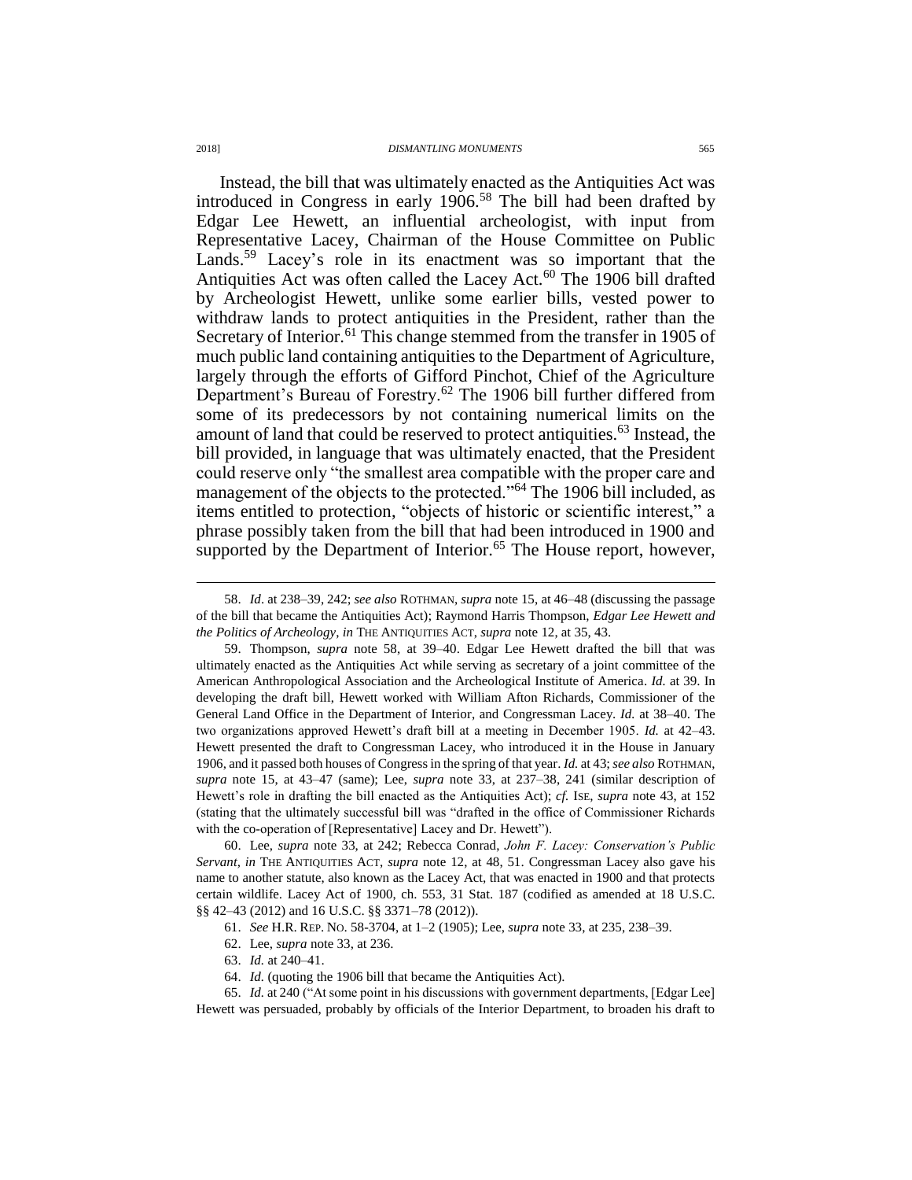Instead, the bill that was ultimately enacted as the Antiquities Act was introduced in Congress in early 1906.[58] The bill had been drafted by Edgar Lee Hewett, an influential archeologist, with input from Representative Lacey, Chairman of the House Committee on Public Lands.[59] Lacey's role in its enactment was so important that the Antiquities Act was often called the Lacey Act.[60] The 1906 bill drafted by Archeologist Hewett, unlike some earlier bills, vested power to withdraw lands to protect antiquities in the President, rather than the Secretary of Interior.[61] This change stemmed from the transfer in 1905 of much public land containing antiquities to the Department of Agriculture, largely through the efforts of Gifford Pinchot, Chief of the Agriculture Department's Bureau of Forestry.[62] The 1906 bill further differed from some of its predecessors by not containing numerical limits on the amount of land that could be reserved to protect antiquities.[63] Instead, the bill provided, in language that was ultimately enacted, that the President could reserve only "the smallest area compatible with the proper care and management of the objects to the protected."[64] The 1906 bill included, as items entitled to protection, "objects of historic or scientific interest," a phrase possibly taken from the bill that had been introduced in 1900 and supported by the Department of Interior.[65] The House report, however,

---

58. *Id*. at 238–39, 242; *see also* ROTHMAN, *supra* note 15, at 46–48 (discussing the passage of the bill that became the Antiquities Act); Raymond Harris Thompson, *Edgar Lee Hewett and the Politics of Archeology*, *in* THE ANTIQUITIES ACT, *supra* note 12, at 35, 43.

59. Thompson, *supra* note 58, at 39–40. Edgar Lee Hewett drafted the bill that was ultimately enacted as the Antiquities Act while serving as secretary of a joint committee of the American Anthropological Association and the Archeological Institute of America. *Id.* at 39. In developing the draft bill, Hewett worked with William Afton Richards, Commissioner of the General Land Office in the Department of Interior, and Congressman Lacey. *Id.* at 38–40. The two organizations approved Hewett's draft bill at a meeting in December 1905. *Id.* at 42–43. Hewett presented the draft to Congressman Lacey, who introduced it in the House in January 1906, and it passed both houses of Congress in the spring of that year. *Id.* at 43; *see also* ROTHMAN, *supra* note 15, at 43–47 (same); Lee, *supra* note 33, at 237–38, 241 (similar description of Hewett's role in drafting the bill enacted as the Antiquities Act); *cf.* ISE, *supra* note 43, at 152 (stating that the ultimately successful bill was "drafted in the office of Commissioner Richards with the co-operation of [Representative] Lacey and Dr. Hewett").

60. Lee, *supra* note 33, at 242; Rebecca Conrad, *John F. Lacey: Conservation's Public Servant*, *in* THE ANTIQUITIES ACT, *supra* note 12, at 48, 51. Congressman Lacey also gave his name to another statute, also known as the Lacey Act, that was enacted in 1900 and that protects certain wildlife. Lacey Act of 1900, ch. 553, 31 Stat. 187 (codified as amended at 18 U.S.C. §§ 42–43 (2012) and 16 U.S.C. §§ 3371–78 (2012)).

61. *See* H.R. REP. NO. 58-3704, at 1–2 (1905); Lee, *supra* note 33, at 235, 238–39.

62. Lee, *supra* note 33, at 236.

63. *Id.* at 240–41.

64. *Id.* (quoting the 1906 bill that became the Antiquities Act).

65. *Id.* at 240 ("At some point in his discussions with government departments, [Edgar Lee] Hewett was persuaded, probably by officials of the Interior Department, to broaden his draft to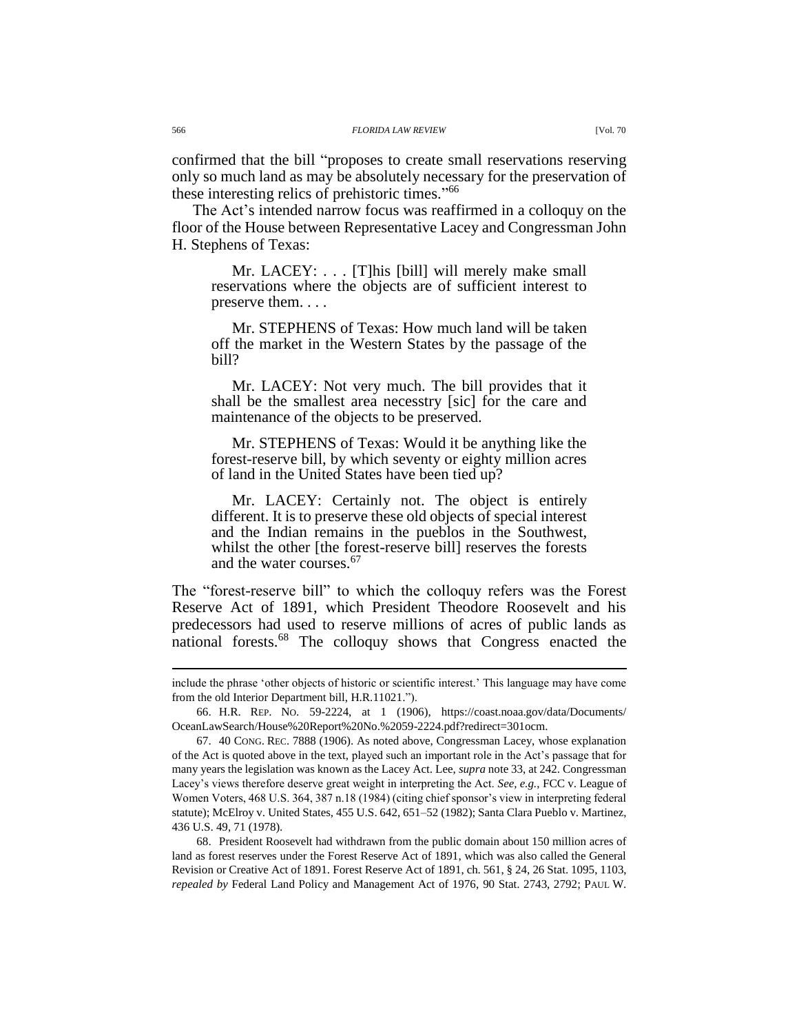confirmed that the bill "proposes to create small reservations reserving only so much land as may be absolutely necessary for the preservation of these interesting relics of prehistoric times."[66]

The Act's intended narrow focus was reaffirmed in a colloquy on the floor of the House between Representative Lacey and Congressman John H. Stephens of Texas:

> Mr. LACEY: . . . [T]his [bill] will merely make small reservations where the objects are of sufficient interest to preserve them. . . .
>
> Mr. STEPHENS of Texas: How much land will be taken off the market in the Western States by the passage of the bill?
>
> Mr. LACEY: Not very much. The bill provides that it shall be the smallest area necesstry [sic] for the care and maintenance of the objects to be preserved.
>
> Mr. STEPHENS of Texas: Would it be anything like the forest-reserve bill, by which seventy or eighty million acres of land in the United States have been tied up?
>
> Mr. LACEY: Certainly not. The object is entirely different. It is to preserve these old objects of special interest and the Indian remains in the pueblos in the Southwest, whilst the other [the forest-reserve bill] reserves the forests and the water courses.[67]

The "forest-reserve bill" to which the colloquy refers was the Forest Reserve Act of 1891, which President Theodore Roosevelt and his predecessors had used to reserve millions of acres of public lands as national forests.[68] The colloquy shows that Congress enacted the

---

include the phrase 'other objects of historic or scientific interest.' This language may have come from the old Interior Department bill, H.R.11021.").

66. H.R. REP. NO. 59-2224, at 1 (1906), https://coast.noaa.gov/data/Documents/OceanLawSearch/House%20Report%20No.%2059-2224.pdf?redirect=301ocm.

67. 40 CONG. REC. 7888 (1906). As noted above, Congressman Lacey, whose explanation of the Act is quoted above in the text, played such an important role in the Act's passage that for many years the legislation was known as the Lacey Act. Lee, *supra* note 33, at 242. Congressman Lacey's views therefore deserve great weight in interpreting the Act. *See, e.g.*, FCC v. League of Women Voters, 468 U.S. 364, 387 n.18 (1984) (citing chief sponsor's view in interpreting federal statute); McElroy v. United States, 455 U.S. 642, 651–52 (1982); Santa Clara Pueblo v. Martinez, 436 U.S. 49, 71 (1978).

68. President Roosevelt had withdrawn from the public domain about 150 million acres of land as forest reserves under the Forest Reserve Act of 1891, which was also called the General Revision or Creative Act of 1891. Forest Reserve Act of 1891, ch. 561, § 24, 26 Stat. 1095, 1103, *repealed by* Federal Land Policy and Management Act of 1976, 90 Stat. 2743, 2792; PAUL W.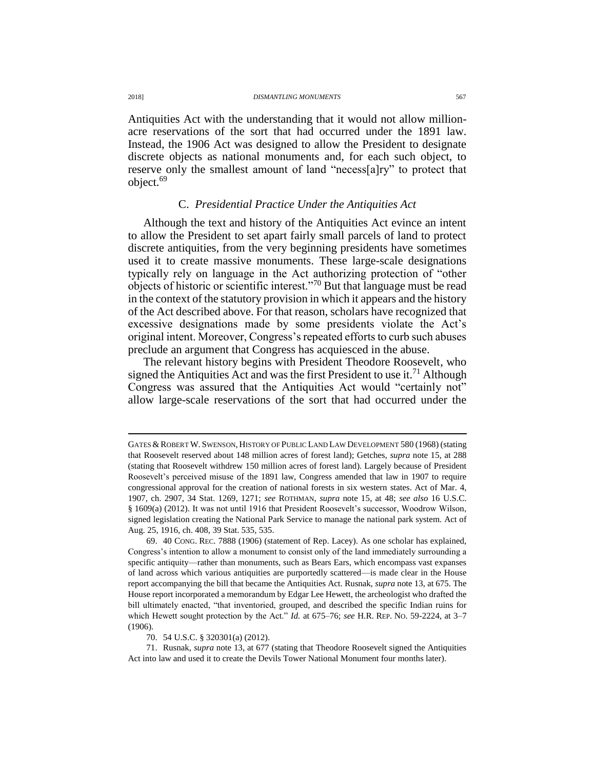Antiquities Act with the understanding that it would not allow million-acre reservations of the sort that had occurred under the 1891 law. Instead, the 1906 Act was designed to allow the President to designate discrete objects as national monuments and, for each such object, to reserve only the smallest amount of land "necess[a]ry" to protect that object.[69]

### C. *Presidential Practice Under the Antiquities Act*

Although the text and history of the Antiquities Act evince an intent to allow the President to set apart fairly small parcels of land to protect discrete antiquities, from the very beginning presidents have sometimes used it to create massive monuments. These large-scale designations typically rely on language in the Act authorizing protection of "other objects of historic or scientific interest."[70] But that language must be read in the context of the statutory provision in which it appears and the history of the Act described above. For that reason, scholars have recognized that excessive designations made by some presidents violate the Act's original intent. Moreover, Congress's repeated efforts to curb such abuses preclude an argument that Congress has acquiesced in the abuse.

The relevant history begins with President Theodore Roosevelt, who signed the Antiquities Act and was the first President to use it.[71] Although Congress was assured that the Antiquities Act would "certainly not" allow large-scale reservations of the sort that had occurred under the

---

GATES & ROBERT W. SWENSON, HISTORY OF PUBLIC LAND LAW DEVELOPMENT 580 (1968) (stating that Roosevelt reserved about 148 million acres of forest land); Getches, *supra* note 15, at 288 (stating that Roosevelt withdrew 150 million acres of forest land). Largely because of President Roosevelt's perceived misuse of the 1891 law, Congress amended that law in 1907 to require congressional approval for the creation of national forests in six western states. Act of Mar. 4, 1907, ch. 2907, 34 Stat. 1269, 1271; *see* ROTHMAN, *supra* note 15, at 48; *see also* 16 U.S.C. § 1609(a) (2012). It was not until 1916 that President Roosevelt's successor, Woodrow Wilson, signed legislation creating the National Park Service to manage the national park system. Act of Aug. 25, 1916, ch. 408, 39 Stat. 535, 535.

69. 40 CONG. REC. 7888 (1906) (statement of Rep. Lacey). As one scholar has explained, Congress's intention to allow a monument to consist only of the land immediately surrounding a specific antiquity—rather than monuments, such as Bears Ears, which encompass vast expanses of land across which various antiquities are purportedly scattered—is made clear in the House report accompanying the bill that became the Antiquities Act. Rusnak, *supra* note 13, at 675. The House report incorporated a memorandum by Edgar Lee Hewett, the archeologist who drafted the bill ultimately enacted, "that inventoried, grouped, and described the specific Indian ruins for which Hewett sought protection by the Act." *Id.* at 675–76; *see* H.R. REP. NO. 59-2224, at 3–7 (1906).

70. 54 U.S.C. § 320301(a) (2012).

71. Rusnak, *supra* note 13, at 677 (stating that Theodore Roosevelt signed the Antiquities Act into law and used it to create the Devils Tower National Monument four months later).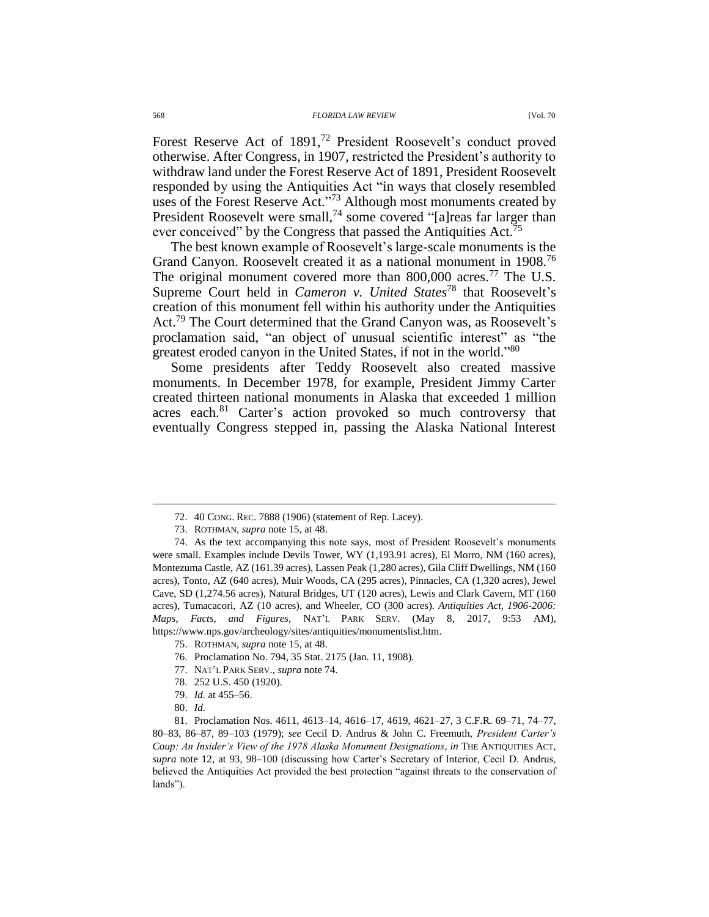Forest Reserve Act of 1891,[72] President Roosevelt's conduct proved otherwise. After Congress, in 1907, restricted the President's authority to withdraw land under the Forest Reserve Act of 1891, President Roosevelt responded by using the Antiquities Act "in ways that closely resembled uses of the Forest Reserve Act."[73] Although most monuments created by President Roosevelt were small,[74] some covered "[a]reas far larger than ever conceived" by the Congress that passed the Antiquities Act.[75]

The best known example of Roosevelt's large-scale monuments is the Grand Canyon. Roosevelt created it as a national monument in 1908.[76] The original monument covered more than 800,000 acres.[77] The U.S. Supreme Court held in *Cameron v. United States*[78] that Roosevelt's creation of this monument fell within his authority under the Antiquities Act.[79] The Court determined that the Grand Canyon was, as Roosevelt's proclamation said, "an object of unusual scientific interest" as "the greatest eroded canyon in the United States, if not in the world."[80]

Some presidents after Teddy Roosevelt also created massive monuments. In December 1978, for example, President Jimmy Carter created thirteen national monuments in Alaska that exceeded 1 million acres each.[81] Carter's action provoked so much controversy that eventually Congress stepped in, passing the Alaska National Interest

---

72. 40 CONG. REC. 7888 (1906) (statement of Rep. Lacey).

73. ROTHMAN, *supra* note 15, at 48.

74. As the text accompanying this note says, most of President Roosevelt's monuments were small. Examples include Devils Tower, WY (1,193.91 acres), El Morro, NM (160 acres), Montezuma Castle, AZ (161.39 acres), Lassen Peak (1,280 acres), Gila Cliff Dwellings, NM (160 acres), Tonto, AZ (640 acres), Muir Woods, CA (295 acres), Pinnacles, CA (1,320 acres), Jewel Cave, SD (1,274.56 acres), Natural Bridges, UT (120 acres), Lewis and Clark Cavern, MT (160 acres), Tumacacori, AZ (10 acres), and Wheeler, CO (300 acres). *Antiquities Act, 1906-2006: Maps, Facts, and Figures*, NAT'L PARK SERV. (May 8, 2017, 9:53 AM), https://www.nps.gov/archeology/sites/antiquities/monumentslist.htm.

75. ROTHMAN, *supra* note 15, at 48.

76. Proclamation No. 794, 35 Stat. 2175 (Jan. 11, 1908).

77. NAT'L PARK SERV., *supra* note 74.

78. 252 U.S. 450 (1920).

79. *Id.* at 455–56.

80. *Id.*

81. Proclamation Nos. 4611, 4613–14, 4616–17, 4619, 4621–27, 3 C.F.R. 69–71, 74–77, 80–83, 86–87, 89–103 (1979); *see* Cecil D. Andrus & John C. Freemuth, *President Carter's Coup: An Insider's View of the 1978 Alaska Monument Designations*, *in* THE ANTIQUITIES ACT, *supra* note 12, at 93, 98–100 (discussing how Carter's Secretary of Interior, Cecil D. Andrus, believed the Antiquities Act provided the best protection "against threats to the conservation of lands").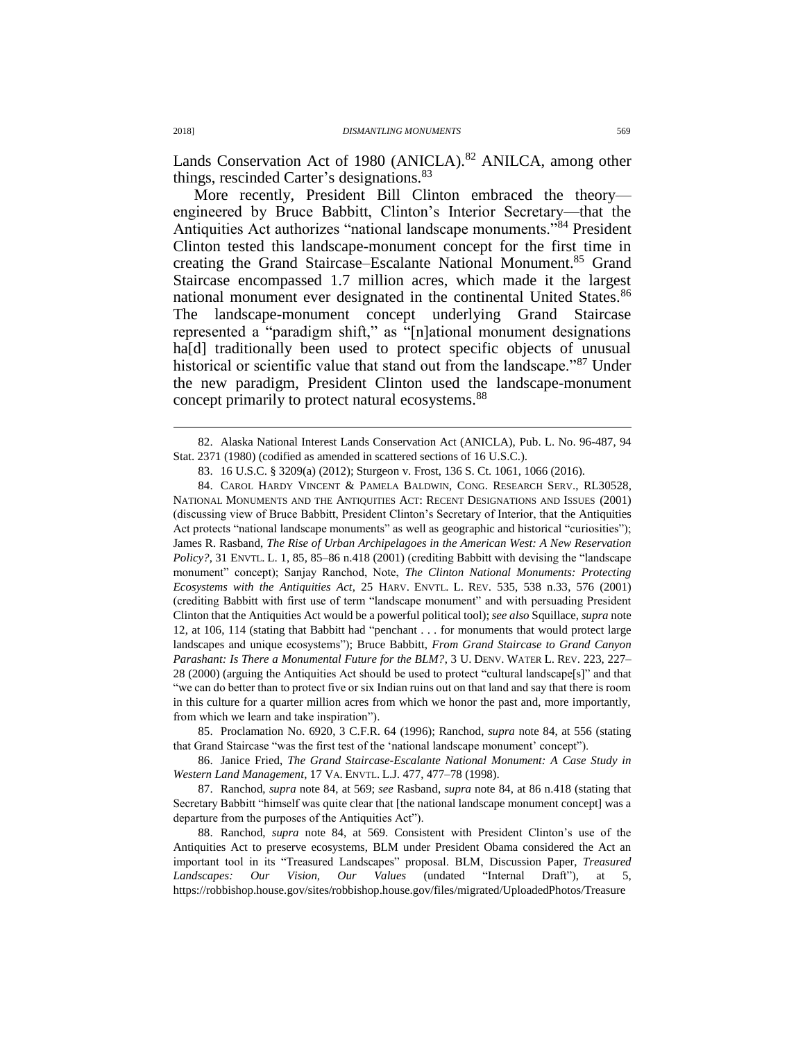Lands Conservation Act of 1980 (ANICLA).[82] ANILCA, among other things, rescinded Carter's designations.[83]

More recently, President Bill Clinton embraced the theory—engineered by Bruce Babbitt, Clinton's Interior Secretary—that the Antiquities Act authorizes "national landscape monuments."[84] President Clinton tested this landscape-monument concept for the first time in creating the Grand Staircase–Escalante National Monument.[85] Grand Staircase encompassed 1.7 million acres, which made it the largest national monument ever designated in the continental United States.[86] The landscape-monument concept underlying Grand Staircase represented a "paradigm shift," as "[n]ational monument designations ha[d] traditionally been used to protect specific objects of unusual historical or scientific value that stand out from the landscape."[87] Under the new paradigm, President Clinton used the landscape-monument concept primarily to protect natural ecosystems.[88]

---

82. Alaska National Interest Lands Conservation Act (ANICLA), Pub. L. No. 96-487, 94 Stat. 2371 (1980) (codified as amended in scattered sections of 16 U.S.C.).

83. 16 U.S.C. § 3209(a) (2012); Sturgeon v. Frost, 136 S. Ct. 1061, 1066 (2016).

84. CAROL HARDY VINCENT & PAMELA BALDWIN, CONG. RESEARCH SERV., RL30528, NATIONAL MONUMENTS AND THE ANTIQUITIES ACT: RECENT DESIGNATIONS AND ISSUES (2001) (discussing view of Bruce Babbitt, President Clinton's Secretary of Interior, that the Antiquities Act protects "national landscape monuments" as well as geographic and historical "curiosities"); James R. Rasband, *The Rise of Urban Archipelagoes in the American West: A New Reservation Policy?*, 31 ENVTL. L. 1, 85, 85–86 n.418 (2001) (crediting Babbitt with devising the "landscape monument" concept); Sanjay Ranchod, Note, *The Clinton National Monuments: Protecting Ecosystems with the Antiquities Act*, 25 HARV. ENVTL. L. REV. 535, 538 n.33, 576 (2001) (crediting Babbitt with first use of term "landscape monument" and with persuading President Clinton that the Antiquities Act would be a powerful political tool); *see also* Squillace, *supra* note 12, at 106, 114 (stating that Babbitt had "penchant . . . for monuments that would protect large landscapes and unique ecosystems"); Bruce Babbitt, *From Grand Staircase to Grand Canyon Parashant: Is There a Monumental Future for the BLM?*, 3 U. DENV. WATER L. REV. 223, 227–28 (2000) (arguing the Antiquities Act should be used to protect "cultural landscape[s]" and that "we can do better than to protect five or six Indian ruins out on that land and say that there is room in this culture for a quarter million acres from which we honor the past and, more importantly, from which we learn and take inspiration").

85. Proclamation No. 6920, 3 C.F.R. 64 (1996); Ranchod, *supra* note 84, at 556 (stating that Grand Staircase "was the first test of the 'national landscape monument' concept").

86. Janice Fried, *The Grand Staircase-Escalante National Monument: A Case Study in Western Land Management*, 17 VA. ENVTL. L.J. 477, 477–78 (1998).

87. Ranchod, *supra* note 84, at 569; *see* Rasband, *supra* note 84, at 86 n.418 (stating that Secretary Babbitt "himself was quite clear that [the national landscape monument concept] was a departure from the purposes of the Antiquities Act").

88. Ranchod, *supra* note 84, at 569. Consistent with President Clinton's use of the Antiquities Act to preserve ecosystems, BLM under President Obama considered the Act an important tool in its "Treasured Landscapes" proposal. BLM, Discussion Paper, *Treasured Landscapes: Our Vision, Our Values* (undated "Internal Draft"), at 5, https://robbishop.house.gov/sites/robbishop.house.gov/files/migrated/UploadedPhotos/Treasure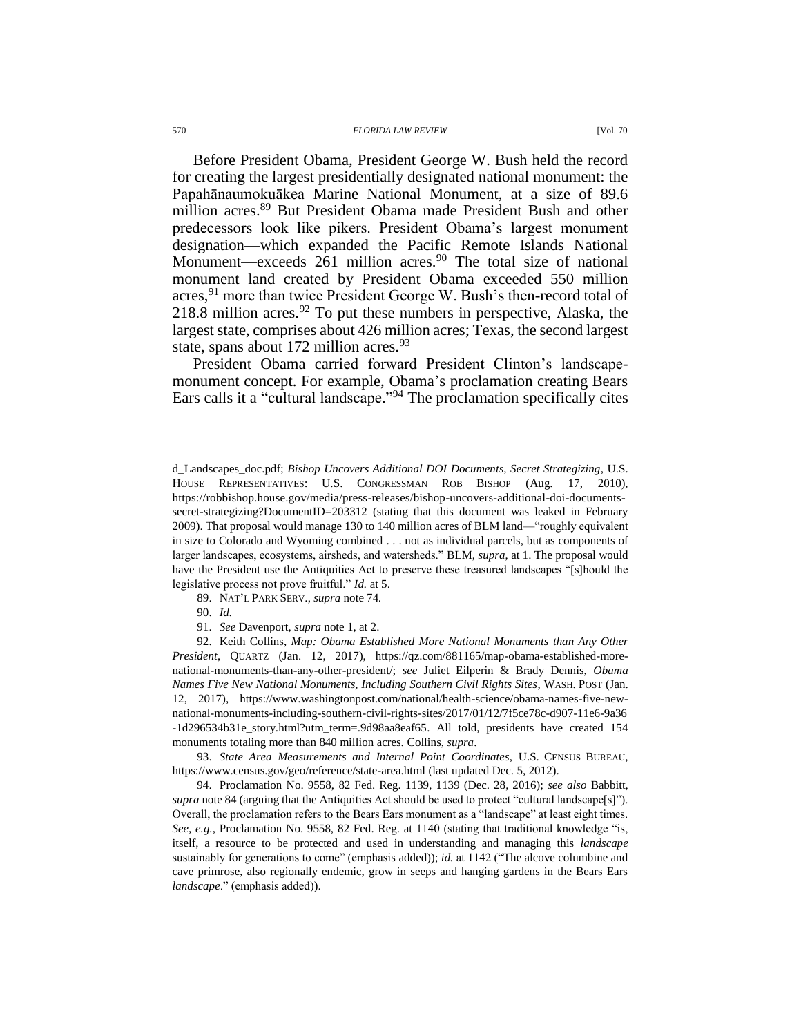Before President Obama, President George W. Bush held the record for creating the largest presidentially designated national monument: the Papahānaumokuākea Marine National Monument, at a size of 89.6 million acres.[89] But President Obama made President Bush and other predecessors look like pikers. President Obama's largest monument designation—which expanded the Pacific Remote Islands National Monument—exceeds 261 million acres.[90] The total size of national monument land created by President Obama exceeded 550 million acres,[91] more than twice President George W. Bush's then-record total of 218.8 million acres.[92] To put these numbers in perspective, Alaska, the largest state, comprises about 426 million acres; Texas, the second largest state, spans about 172 million acres.[93]

President Obama carried forward President Clinton's landscape-monument concept. For example, Obama's proclamation creating Bears Ears calls it a "cultural landscape."[94] The proclamation specifically cites

---

d_Landscapes_doc.pdf; *Bishop Uncovers Additional DOI Documents, Secret Strategizing*, U.S. HOUSE REPRESENTATIVES: U.S. CONGRESSMAN ROB BISHOP (Aug. 17, 2010), https://robbishop.house.gov/media/press-releases/bishop-uncovers-additional-doi-documents-secret-strategizing?DocumentID=203312 (stating that this document was leaked in February 2009). That proposal would manage 130 to 140 million acres of BLM land—"roughly equivalent in size to Colorado and Wyoming combined . . . not as individual parcels, but as components of larger landscapes, ecosystems, airsheds, and watersheds." BLM, *supra*, at 1. The proposal would have the President use the Antiquities Act to preserve these treasured landscapes "[s]hould the legislative process not prove fruitful." *Id.* at 5.

89. NAT'L PARK SERV., *supra* note 74.

90. *Id.*

91. *See* Davenport, *supra* note 1, at 2.

92. Keith Collins, *Map: Obama Established More National Monuments than Any Other President*, QUARTZ (Jan. 12, 2017), https://qz.com/881165/map-obama-established-more-national-monuments-than-any-other-president/; *see* Juliet Eilperin & Brady Dennis, *Obama Names Five New National Monuments, Including Southern Civil Rights Sites*, WASH. POST (Jan. 12, 2017), https://www.washingtonpost.com/national/health-science/obama-names-five-new-national-monuments-including-southern-civil-rights-sites/2017/01/12/7f5ce78c-d907-11e6-9a36-1d296534b31e_story.html?utm_term=.9d98aa8eaf65. All told, presidents have created 154 monuments totaling more than 840 million acres. Collins, *supra*.

93. *State Area Measurements and Internal Point Coordinates*, U.S. CENSUS BUREAU, https://www.census.gov/geo/reference/state-area.html (last updated Dec. 5, 2012).

94. Proclamation No. 9558, 82 Fed. Reg. 1139, 1139 (Dec. 28, 2016); *see also* Babbitt, *supra* note 84 (arguing that the Antiquities Act should be used to protect "cultural landscape[s]"). Overall, the proclamation refers to the Bears Ears monument as a "landscape" at least eight times. *See, e.g.*, Proclamation No. 9558, 82 Fed. Reg. at 1140 (stating that traditional knowledge "is, itself, a resource to be protected and used in understanding and managing this *landscape* sustainably for generations to come" (emphasis added)); *id.* at 1142 ("The alcove columbine and cave primrose, also regionally endemic, grow in seeps and hanging gardens in the Bears Ears *landscape*." (emphasis added)).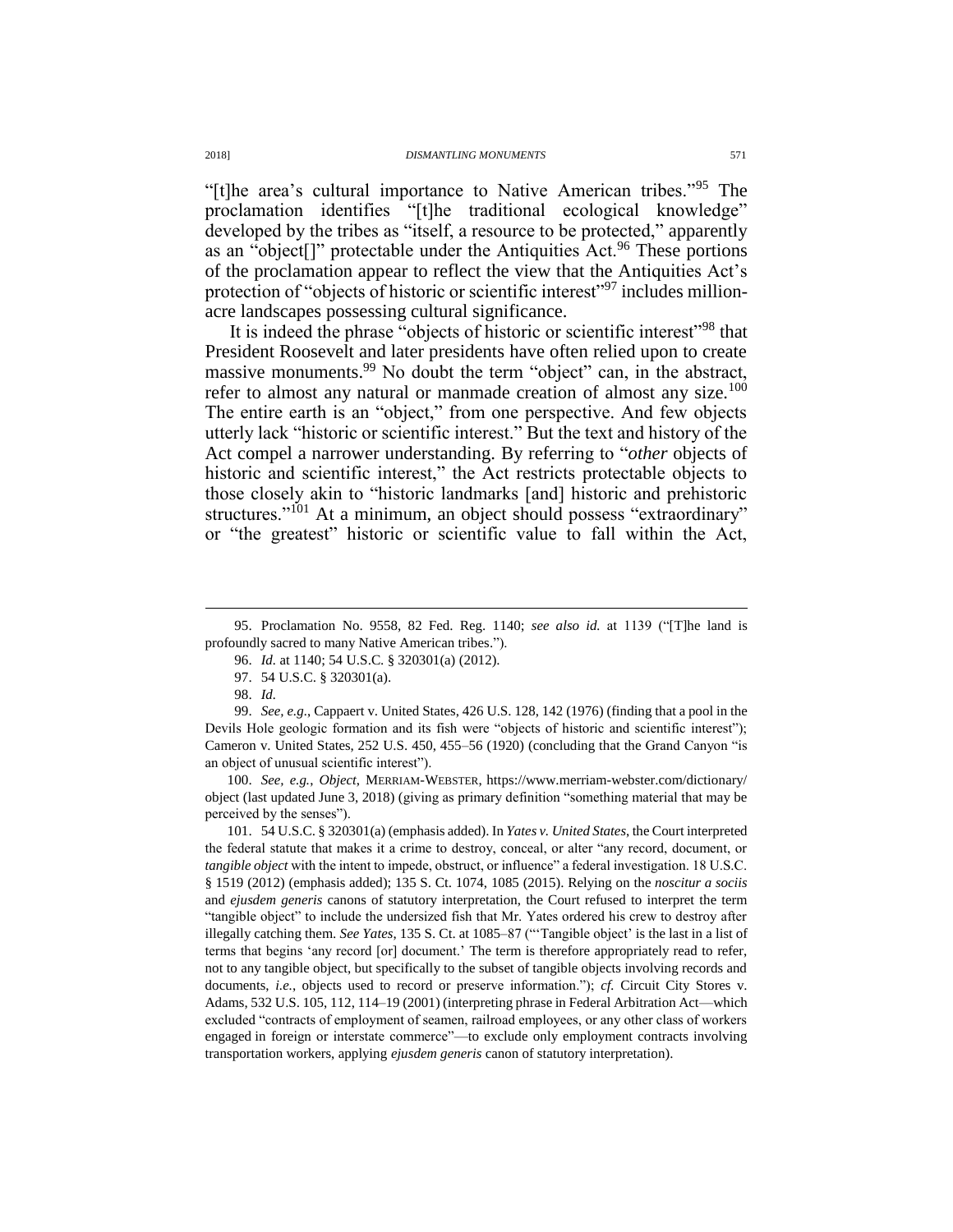"[t]he area's cultural importance to Native American tribes."[95] The proclamation identifies "[t]he traditional ecological knowledge" developed by the tribes as "itself, a resource to be protected," apparently as an "object[]" protectable under the Antiquities Act.[96] These portions of the proclamation appear to reflect the view that the Antiquities Act's protection of "objects of historic or scientific interest"[97] includes million-acre landscapes possessing cultural significance.

It is indeed the phrase "objects of historic or scientific interest"[98] that President Roosevelt and later presidents have often relied upon to create massive monuments.[99] No doubt the term "object" can, in the abstract, refer to almost any natural or manmade creation of almost any size.[100] The entire earth is an "object," from one perspective. And few objects utterly lack "historic or scientific interest." But the text and history of the Act compel a narrower understanding. By referring to "*other* objects of historic and scientific interest," the Act restricts protectable objects to those closely akin to "historic landmarks [and] historic and prehistoric structures."[101] At a minimum, an object should possess "extraordinary" or "the greatest" historic or scientific value to fall within the Act,

---

95. Proclamation No. 9558, 82 Fed. Reg. 1140; *see also id.* at 1139 ("[T]he land is profoundly sacred to many Native American tribes.").

96. *Id.* at 1140; 54 U.S.C. § 320301(a) (2012).

97. 54 U.S.C. § 320301(a).

98. *Id.*

99. *See, e.g.*, Cappaert v. United States, 426 U.S. 128, 142 (1976) (finding that a pool in the Devils Hole geologic formation and its fish were "objects of historic and scientific interest"); Cameron v. United States, 252 U.S. 450, 455–56 (1920) (concluding that the Grand Canyon "is an object of unusual scientific interest").

100. *See, e.g.*, *Object*, MERRIAM-WEBSTER, https://www.merriam-webster.com/dictionary/object (last updated June 3, 2018) (giving as primary definition "something material that may be perceived by the senses").

101. 54 U.S.C. § 320301(a) (emphasis added). In *Yates v. United States*, the Court interpreted the federal statute that makes it a crime to destroy, conceal, or alter "any record, document, or *tangible object* with the intent to impede, obstruct, or influence" a federal investigation. 18 U.S.C. § 1519 (2012) (emphasis added); 135 S. Ct. 1074, 1085 (2015). Relying on the *noscitur a sociis* and *ejusdem generis* canons of statutory interpretation, the Court refused to interpret the term "tangible object" to include the undersized fish that Mr. Yates ordered his crew to destroy after illegally catching them. *See Yates*, 135 S. Ct. at 1085–87 ("'Tangible object' is the last in a list of terms that begins 'any record [or] document.' The term is therefore appropriately read to refer, not to any tangible object, but specifically to the subset of tangible objects involving records and documents, *i.e.*, objects used to record or preserve information."); *cf.* Circuit City Stores v. Adams, 532 U.S. 105, 112, 114–19 (2001) (interpreting phrase in Federal Arbitration Act—which excluded "contracts of employment of seamen, railroad employees, or any other class of workers engaged in foreign or interstate commerce"—to exclude only employment contracts involving transportation workers, applying *ejusdem generis* canon of statutory interpretation).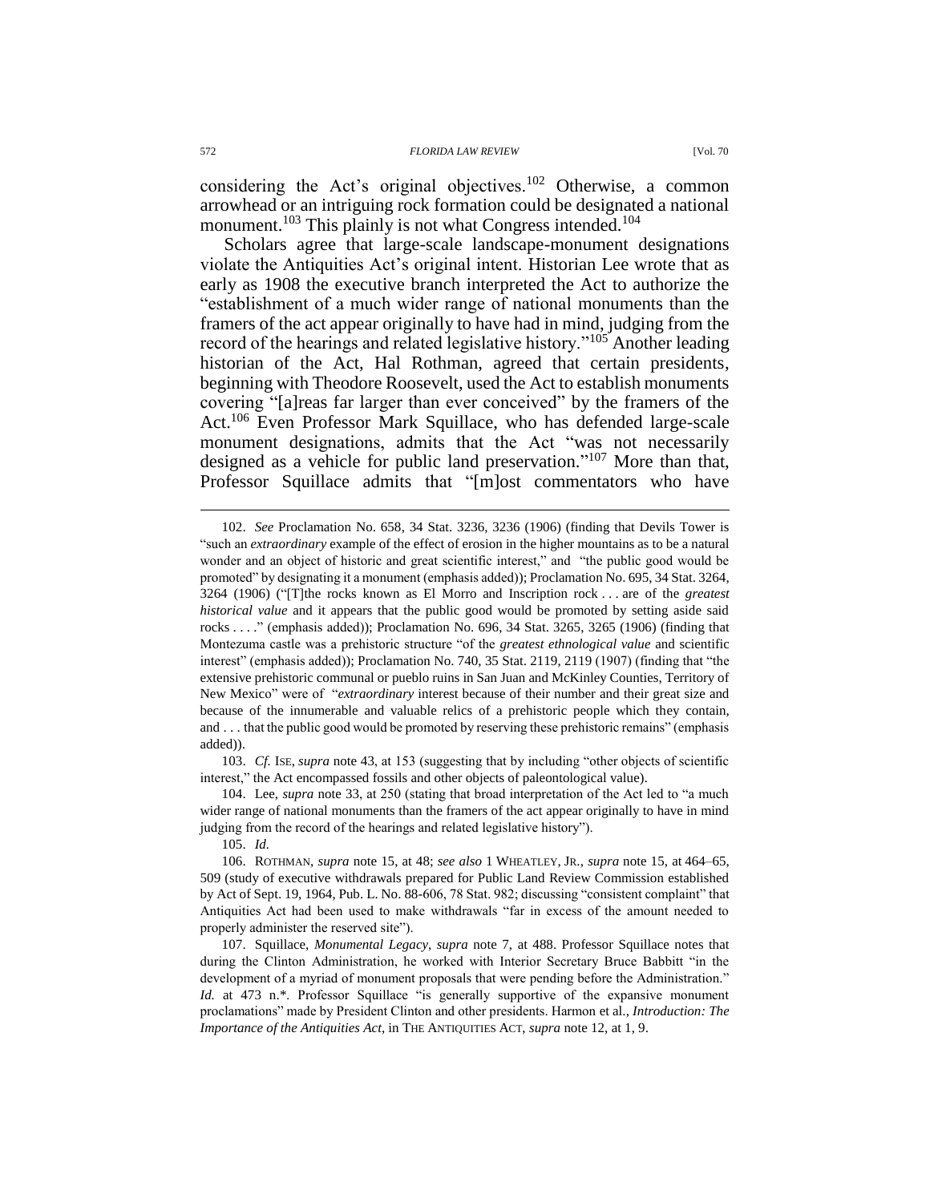considering the Act's original objectives.[102] Otherwise, a common arrowhead or an intriguing rock formation could be designated a national monument.[103] This plainly is not what Congress intended.[104]

Scholars agree that large-scale landscape-monument designations violate the Antiquities Act's original intent. Historian Lee wrote that as early as 1908 the executive branch interpreted the Act to authorize the "establishment of a much wider range of national monuments than the framers of the act appear originally to have had in mind, judging from the record of the hearings and related legislative history."[105] Another leading historian of the Act, Hal Rothman, agreed that certain presidents, beginning with Theodore Roosevelt, used the Act to establish monuments covering "[a]reas far larger than ever conceived" by the framers of the Act.[106] Even Professor Mark Squillace, who has defended large-scale monument designations, admits that the Act "was not necessarily designed as a vehicle for public land preservation."[107] More than that, Professor Squillace admits that "[m]ost commentators who have

---

102. *See* Proclamation No. 658, 34 Stat. 3236, 3236 (1906) (finding that Devils Tower is "such an *extraordinary* example of the effect of erosion in the higher mountains as to be a natural wonder and an object of historic and great scientific interest," and "the public good would be promoted" by designating it a monument (emphasis added)); Proclamation No. 695, 34 Stat. 3264, 3264 (1906) ("[T]he rocks known as El Morro and Inscription rock . . . are of the *greatest historical value* and it appears that the public good would be promoted by setting aside said rocks . . . ." (emphasis added)); Proclamation No. 696, 34 Stat. 3265, 3265 (1906) (finding that Montezuma castle was a prehistoric structure "of the *greatest ethnological value* and scientific interest" (emphasis added)); Proclamation No. 740, 35 Stat. 2119, 2119 (1907) (finding that "the extensive prehistoric communal or pueblo ruins in San Juan and McKinley Counties, Territory of New Mexico" were of "*extraordinary* interest because of their number and their great size and because of the innumerable and valuable relics of a prehistoric people which they contain, and . . . that the public good would be promoted by reserving these prehistoric remains" (emphasis added)).

103. *Cf.* ISE, *supra* note 43, at 153 (suggesting that by including "other objects of scientific interest," the Act encompassed fossils and other objects of paleontological value).

104. Lee, *supra* note 33, at 250 (stating that broad interpretation of the Act led to "a much wider range of national monuments than the framers of the act appear originally to have in mind judging from the record of the hearings and related legislative history").

105. *Id.*

106. ROTHMAN, *supra* note 15, at 48; *see also* 1 WHEATLEY, JR., *supra* note 15, at 464–65, 509 (study of executive withdrawals prepared for Public Land Review Commission established by Act of Sept. 19, 1964, Pub. L. No. 88-606, 78 Stat. 982; discussing "consistent complaint" that Antiquities Act had been used to make withdrawals "far in excess of the amount needed to properly administer the reserved site").

107. Squillace, *Monumental Legacy*, *supra* note 7, at 488. Professor Squillace notes that during the Clinton Administration, he worked with Interior Secretary Bruce Babbitt "in the development of a myriad of monument proposals that were pending before the Administration." *Id.* at 473 n.*. Professor Squillace "is generally supportive of the expansive monument proclamations" made by President Clinton and other presidents. Harmon et al., *Introduction: The Importance of the Antiquities Act*, in THE ANTIQUITIES ACT, *supra* note 12, at 1, 9.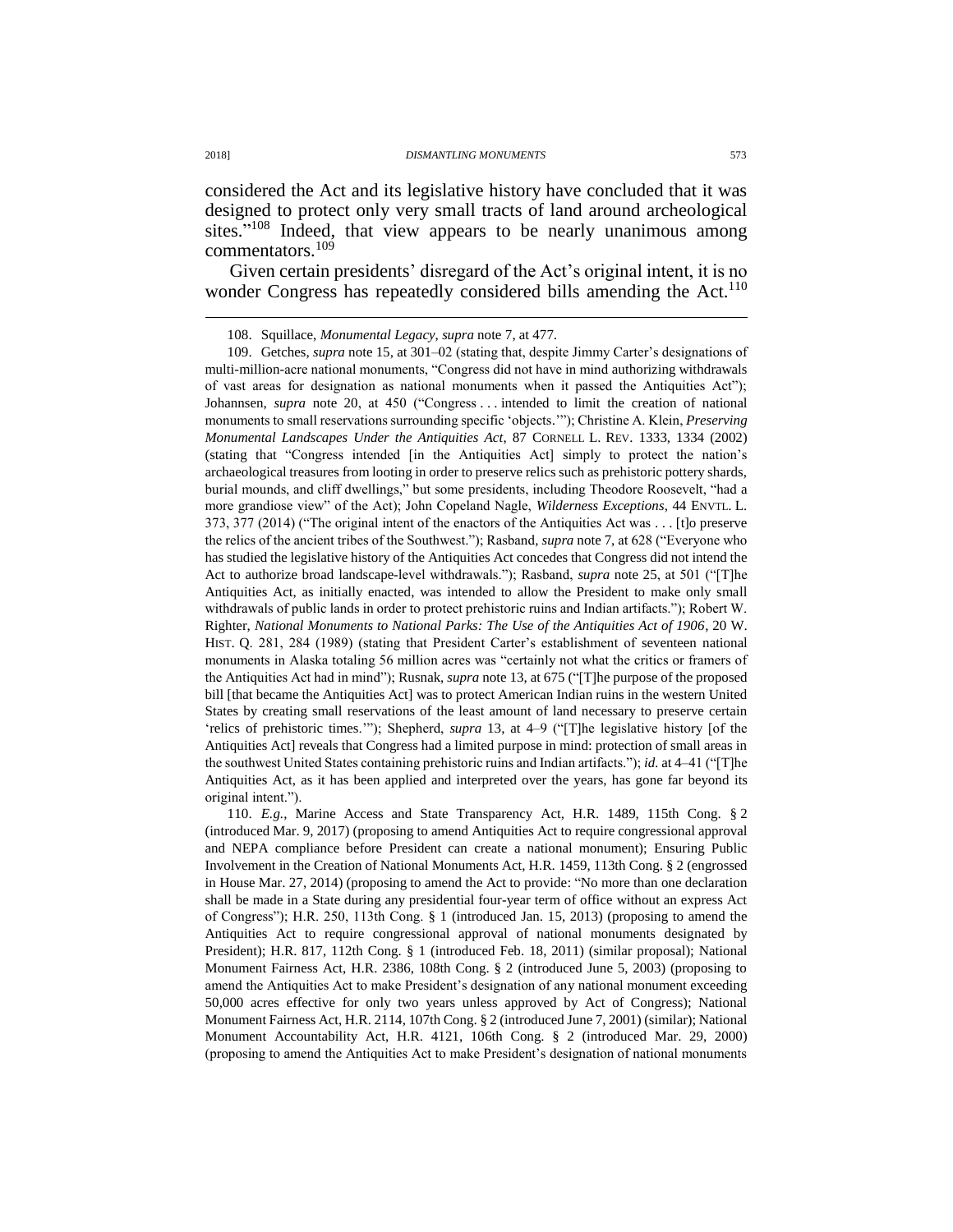considered the Act and its legislative history have concluded that it was designed to protect only very small tracts of land around archeological sites."[108] Indeed, that view appears to be nearly unanimous among commentators.[109]

Given certain presidents' disregard of the Act's original intent, it is no wonder Congress has repeatedly considered bills amending the Act.[110]

---

108. Squillace, *Monumental Legacy*, *supra* note 7, at 477.

109. Getches, *supra* note 15, at 301–02 (stating that, despite Jimmy Carter's designations of multi-million-acre national monuments, "Congress did not have in mind authorizing withdrawals of vast areas for designation as national monuments when it passed the Antiquities Act"); Johannsen, *supra* note 20, at 450 ("Congress . . . intended to limit the creation of national monuments to small reservations surrounding specific 'objects.'"); Christine A. Klein, *Preserving Monumental Landscapes Under the Antiquities Act*, 87 CORNELL L. REV. 1333, 1334 (2002) (stating that "Congress intended [in the Antiquities Act] simply to protect the nation's archaeological treasures from looting in order to preserve relics such as prehistoric pottery shards, burial mounds, and cliff dwellings," but some presidents, including Theodore Roosevelt, "had a more grandiose view" of the Act); John Copeland Nagle, *Wilderness Exceptions*, 44 ENVTL. L. 373, 377 (2014) ("The original intent of the enactors of the Antiquities Act was . . . [t]o preserve the relics of the ancient tribes of the Southwest."); Rasband, *supra* note 7, at 628 ("Everyone who has studied the legislative history of the Antiquities Act concedes that Congress did not intend the Act to authorize broad landscape-level withdrawals."); Rasband, *supra* note 25, at 501 ("[T]he Antiquities Act, as initially enacted, was intended to allow the President to make only small withdrawals of public lands in order to protect prehistoric ruins and Indian artifacts."); Robert W. Righter, *National Monuments to National Parks: The Use of the Antiquities Act of 1906*, 20 W. HIST. Q. 281, 284 (1989) (stating that President Carter's establishment of seventeen national monuments in Alaska totaling 56 million acres was "certainly not what the critics or framers of the Antiquities Act had in mind"); Rusnak, *supra* note 13, at 675 ("[T]he purpose of the proposed bill [that became the Antiquities Act] was to protect American Indian ruins in the western United States by creating small reservations of the least amount of land necessary to preserve certain 'relics of prehistoric times.'"); Shepherd, *supra* 13, at 4–9 ("[T]he legislative history [of the Antiquities Act] reveals that Congress had a limited purpose in mind: protection of small areas in the southwest United States containing prehistoric ruins and Indian artifacts."); *id.* at 4–41 ("[T]he Antiquities Act, as it has been applied and interpreted over the years, has gone far beyond its original intent.").

110. *E.g.*, Marine Access and State Transparency Act, H.R. 1489, 115th Cong. § 2 (introduced Mar. 9, 2017) (proposing to amend Antiquities Act to require congressional approval and NEPA compliance before President can create a national monument); Ensuring Public Involvement in the Creation of National Monuments Act, H.R. 1459, 113th Cong. § 2 (engrossed in House Mar. 27, 2014) (proposing to amend the Act to provide: "No more than one declaration shall be made in a State during any presidential four-year term of office without an express Act of Congress"); H.R. 250, 113th Cong. § 1 (introduced Jan. 15, 2013) (proposing to amend the Antiquities Act to require congressional approval of national monuments designated by President); H.R. 817, 112th Cong. § 1 (introduced Feb. 18, 2011) (similar proposal); National Monument Fairness Act, H.R. 2386, 108th Cong. § 2 (introduced June 5, 2003) (proposing to amend the Antiquities Act to make President's designation of any national monument exceeding 50,000 acres effective for only two years unless approved by Act of Congress); National Monument Fairness Act, H.R. 2114, 107th Cong. § 2 (introduced June 7, 2001) (similar); National Monument Accountability Act, H.R. 4121, 106th Cong. § 2 (introduced Mar. 29, 2000) (proposing to amend the Antiquities Act to make President's designation of national monuments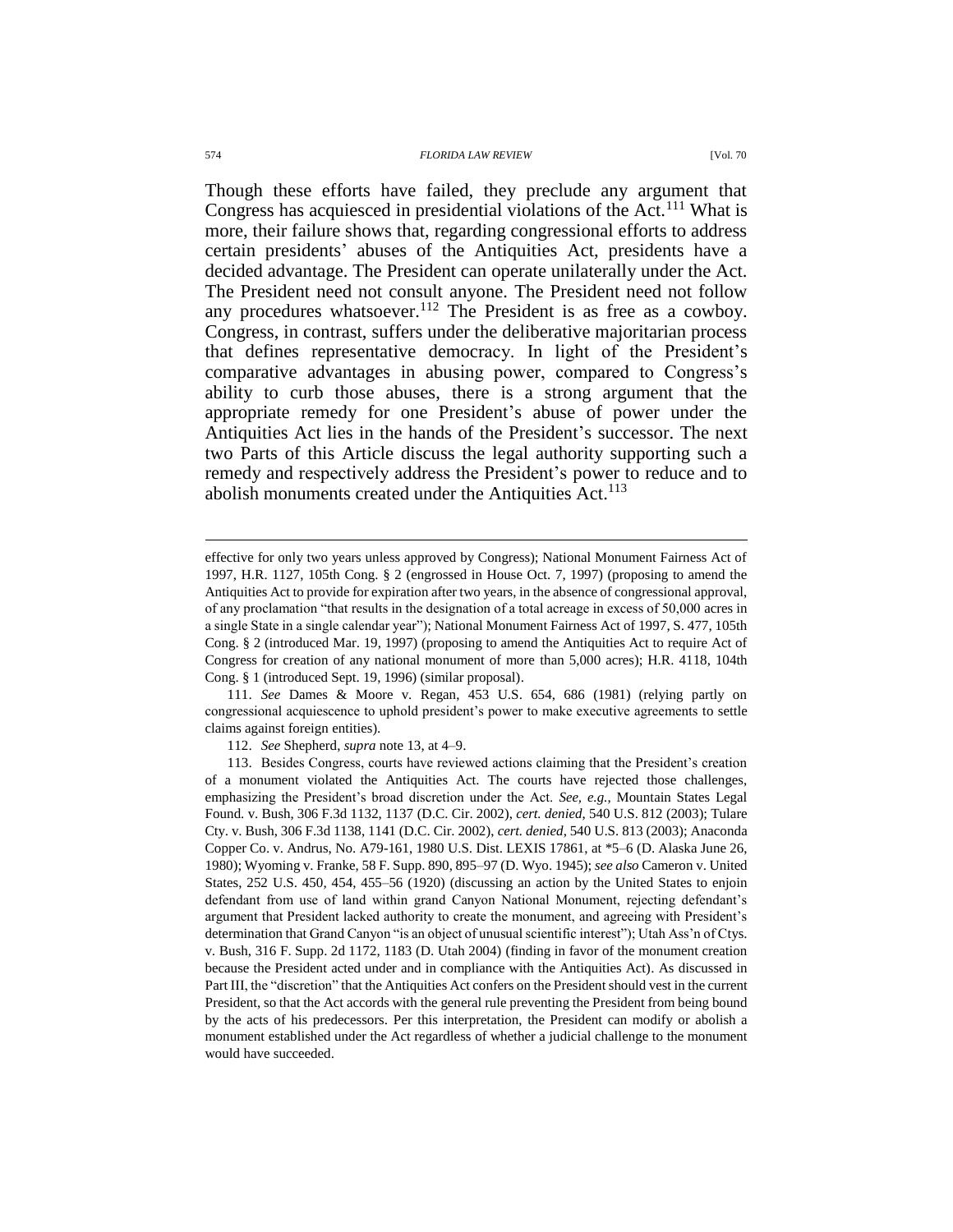Though these efforts have failed, they preclude any argument that Congress has acquiesced in presidential violations of the Act.[111] What is more, their failure shows that, regarding congressional efforts to address certain presidents' abuses of the Antiquities Act, presidents have a decided advantage. The President can operate unilaterally under the Act. The President need not consult anyone. The President need not follow any procedures whatsoever.[112] The President is as free as a cowboy. Congress, in contrast, suffers under the deliberative majoritarian process that defines representative democracy. In light of the President's comparative advantages in abusing power, compared to Congress's ability to curb those abuses, there is a strong argument that the appropriate remedy for one President's abuse of power under the Antiquities Act lies in the hands of the President's successor. The next two Parts of this Article discuss the legal authority supporting such a remedy and respectively address the President's power to reduce and to abolish monuments created under the Antiquities Act.[113]

---

effective for only two years unless approved by Congress); National Monument Fairness Act of 1997, H.R. 1127, 105th Cong. § 2 (engrossed in House Oct. 7, 1997) (proposing to amend the Antiquities Act to provide for expiration after two years, in the absence of congressional approval, of any proclamation "that results in the designation of a total acreage in excess of 50,000 acres in a single State in a single calendar year"); National Monument Fairness Act of 1997, S. 477, 105th Cong. § 2 (introduced Mar. 19, 1997) (proposing to amend the Antiquities Act to require Act of Congress for creation of any national monument of more than 5,000 acres); H.R. 4118, 104th Cong. § 1 (introduced Sept. 19, 1996) (similar proposal).

111. *See* Dames & Moore v. Regan, 453 U.S. 654, 686 (1981) (relying partly on congressional acquiescence to uphold president's power to make executive agreements to settle claims against foreign entities).

112. *See* Shepherd, *supra* note 13, at 4–9.

113. Besides Congress, courts have reviewed actions claiming that the President's creation of a monument violated the Antiquities Act. The courts have rejected those challenges, emphasizing the President's broad discretion under the Act. *See, e.g.*, Mountain States Legal Found. v. Bush, 306 F.3d 1132, 1137 (D.C. Cir. 2002), *cert. denied*, 540 U.S. 812 (2003); Tulare Cty. v. Bush, 306 F.3d 1138, 1141 (D.C. Cir. 2002), *cert. denied*, 540 U.S. 813 (2003); Anaconda Copper Co. v. Andrus, No. A79-161, 1980 U.S. Dist. LEXIS 17861, at *5–6 (D. Alaska June 26, 1980); Wyoming v. Franke, 58 F. Supp. 890, 895–97 (D. Wyo. 1945); *see also* Cameron v. United States, 252 U.S. 450, 454, 455–56 (1920) (discussing an action by the United States to enjoin defendant from use of land within grand Canyon National Monument, rejecting defendant's argument that President lacked authority to create the monument, and agreeing with President's determination that Grand Canyon "is an object of unusual scientific interest"); Utah Ass'n of Ctys. v. Bush, 316 F. Supp. 2d 1172, 1183 (D. Utah 2004) (finding in favor of the monument creation because the President acted under and in compliance with the Antiquities Act). As discussed in Part III, the "discretion" that the Antiquities Act confers on the President should vest in the current President, so that the Act accords with the general rule preventing the President from being bound by the acts of his predecessors. Per this interpretation, the President can modify or abolish a monument established under the Act regardless of whether a judicial challenge to the monument would have succeeded.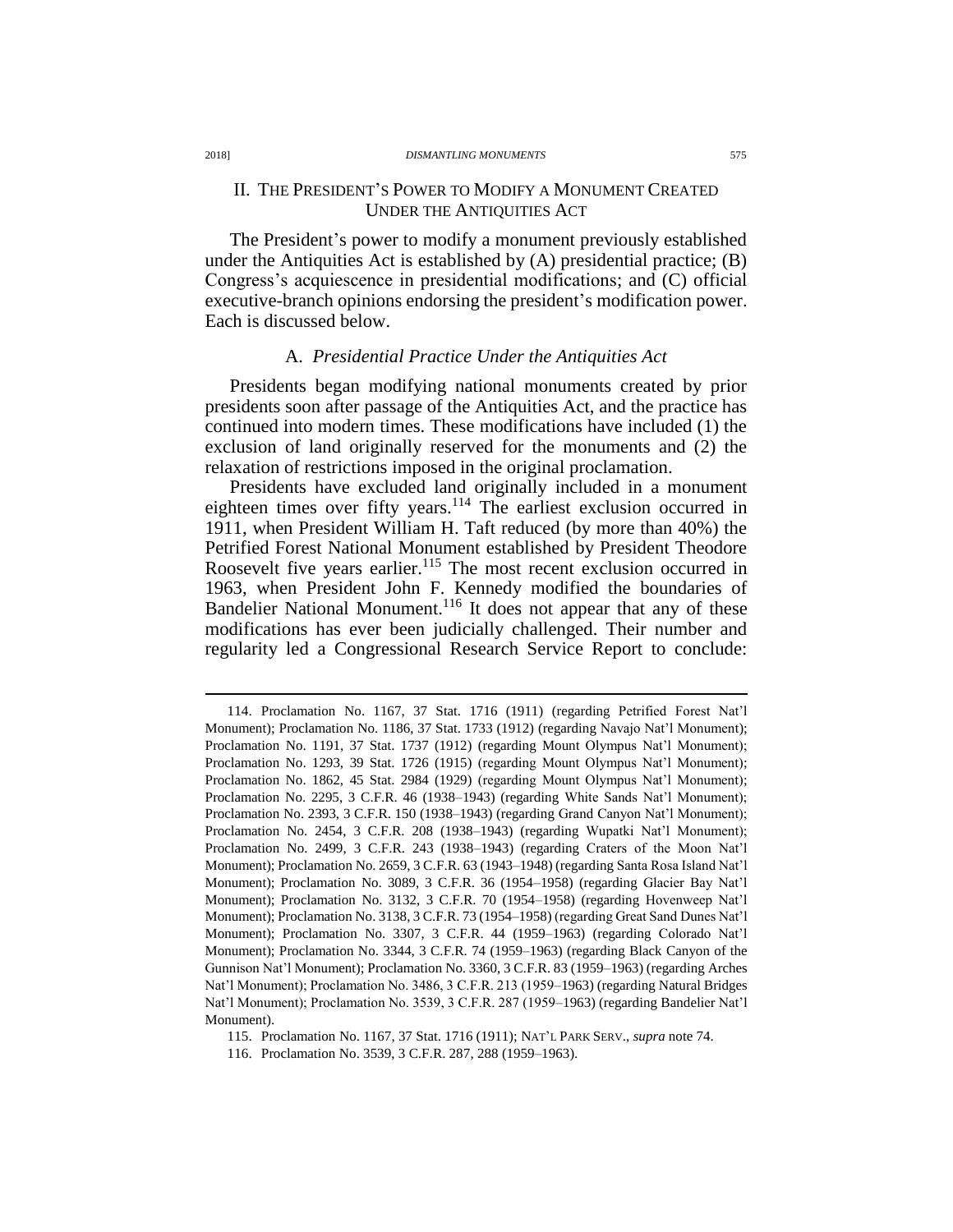## II. THE PRESIDENT'S POWER TO MODIFY A MONUMENT CREATED UNDER THE ANTIQUITIES ACT

The President's power to modify a monument previously established under the Antiquities Act is established by (A) presidential practice; (B) Congress's acquiescence in presidential modifications; and (C) official executive-branch opinions endorsing the president's modification power. Each is discussed below.

### A. *Presidential Practice Under the Antiquities Act*

Presidents began modifying national monuments created by prior presidents soon after passage of the Antiquities Act, and the practice has continued into modern times. These modifications have included (1) the exclusion of land originally reserved for the monuments and (2) the relaxation of restrictions imposed in the original proclamation.

Presidents have excluded land originally included in a monument eighteen times over fifty years.[114] The earliest exclusion occurred in 1911, when President William H. Taft reduced (by more than 40%) the Petrified Forest National Monument established by President Theodore Roosevelt five years earlier.[115] The most recent exclusion occurred in 1963, when President John F. Kennedy modified the boundaries of Bandelier National Monument.[116] It does not appear that any of these modifications has ever been judicially challenged. Their number and regularity led a Congressional Research Service Report to conclude:

114. Proclamation No. 1167, 37 Stat. 1716 (1911) (regarding Petrified Forest Nat'l Monument); Proclamation No. 1186, 37 Stat. 1733 (1912) (regarding Navajo Nat'l Monument); Proclamation No. 1191, 37 Stat. 1737 (1912) (regarding Mount Olympus Nat'l Monument); Proclamation No. 1293, 39 Stat. 1726 (1915) (regarding Mount Olympus Nat'l Monument); Proclamation No. 1862, 45 Stat. 2984 (1929) (regarding Mount Olympus Nat'l Monument); Proclamation No. 2295, 3 C.F.R. 46 (1938–1943) (regarding White Sands Nat'l Monument); Proclamation No. 2393, 3 C.F.R. 150 (1938–1943) (regarding Grand Canyon Nat'l Monument); Proclamation No. 2454, 3 C.F.R. 208 (1938–1943) (regarding Wupatki Nat'l Monument); Proclamation No. 2499, 3 C.F.R. 243 (1938–1943) (regarding Craters of the Moon Nat'l Monument); Proclamation No. 2659, 3 C.F.R. 63 (1943–1948) (regarding Santa Rosa Island Nat'l Monument); Proclamation No. 3089, 3 C.F.R. 36 (1954–1958) (regarding Glacier Bay Nat'l Monument); Proclamation No. 3132, 3 C.F.R. 70 (1954–1958) (regarding Hovenweep Nat'l Monument); Proclamation No. 3138, 3 C.F.R. 73 (1954–1958) (regarding Great Sand Dunes Nat'l Monument); Proclamation No. 3307, 3 C.F.R. 44 (1959–1963) (regarding Colorado Nat'l Monument); Proclamation No. 3344, 3 C.F.R. 74 (1959–1963) (regarding Black Canyon of the Gunnison Nat'l Monument); Proclamation No. 3360, 3 C.F.R. 83 (1959–1963) (regarding Arches Nat'l Monument); Proclamation No. 3486, 3 C.F.R. 213 (1959–1963) (regarding Natural Bridges Nat'l Monument); Proclamation No. 3539, 3 C.F.R. 287 (1959–1963) (regarding Bandelier Nat'l Monument).

115. Proclamation No. 1167, 37 Stat. 1716 (1911); NAT'L PARK SERV., *supra* note 74.

116. Proclamation No. 3539, 3 C.F.R. 287, 288 (1959–1963).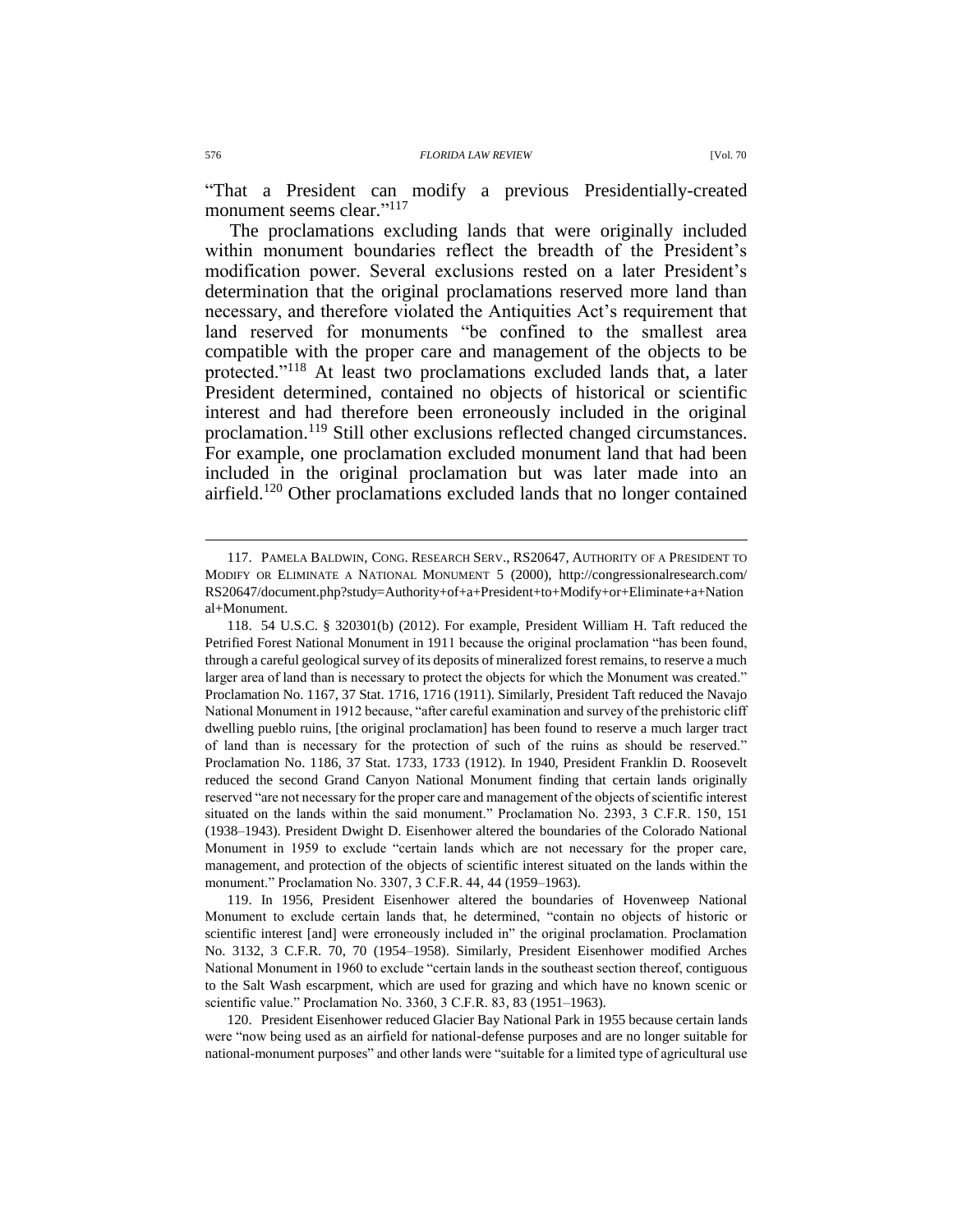"That a President can modify a previous Presidentially-created monument seems clear."[117]

The proclamations excluding lands that were originally included within monument boundaries reflect the breadth of the President's modification power. Several exclusions rested on a later President's determination that the original proclamations reserved more land than necessary, and therefore violated the Antiquities Act's requirement that land reserved for monuments "be confined to the smallest area compatible with the proper care and management of the objects to be protected."[118] At least two proclamations excluded lands that, a later President determined, contained no objects of historical or scientific interest and had therefore been erroneously included in the original proclamation.[119] Still other exclusions reflected changed circumstances. For example, one proclamation excluded monument land that had been included in the original proclamation but was later made into an airfield.[120] Other proclamations excluded lands that no longer contained

---

117. PAMELA BALDWIN, CONG. RESEARCH SERV., RS20647, AUTHORITY OF A PRESIDENT TO MODIFY OR ELIMINATE A NATIONAL MONUMENT 5 (2000), http://congressionalresearch.com/RS20647/document.php?study=Authority+of+a+President+to+Modify+or+Eliminate+a+National+Monument.

118. 54 U.S.C. § 320301(b) (2012). For example, President William H. Taft reduced the Petrified Forest National Monument in 1911 because the original proclamation "has been found, through a careful geological survey of its deposits of mineralized forest remains, to reserve a much larger area of land than is necessary to protect the objects for which the Monument was created." Proclamation No. 1167, 37 Stat. 1716, 1716 (1911). Similarly, President Taft reduced the Navajo National Monument in 1912 because, "after careful examination and survey of the prehistoric cliff dwelling pueblo ruins, [the original proclamation] has been found to reserve a much larger tract of land than is necessary for the protection of such of the ruins as should be reserved." Proclamation No. 1186, 37 Stat. 1733, 1733 (1912). In 1940, President Franklin D. Roosevelt reduced the second Grand Canyon National Monument finding that certain lands originally reserved "are not necessary for the proper care and management of the objects of scientific interest situated on the lands within the said monument." Proclamation No. 2393, 3 C.F.R. 150, 151 (1938–1943). President Dwight D. Eisenhower altered the boundaries of the Colorado National Monument in 1959 to exclude "certain lands which are not necessary for the proper care, management, and protection of the objects of scientific interest situated on the lands within the monument." Proclamation No. 3307, 3 C.F.R. 44, 44 (1959–1963).

119. In 1956, President Eisenhower altered the boundaries of Hovenweep National Monument to exclude certain lands that, he determined, "contain no objects of historic or scientific interest [and] were erroneously included in" the original proclamation. Proclamation No. 3132, 3 C.F.R. 70, 70 (1954–1958). Similarly, President Eisenhower modified Arches National Monument in 1960 to exclude "certain lands in the southeast section thereof, contiguous to the Salt Wash escarpment, which are used for grazing and which have no known scenic or scientific value." Proclamation No. 3360, 3 C.F.R. 83, 83 (1951–1963).

120. President Eisenhower reduced Glacier Bay National Park in 1955 because certain lands were "now being used as an airfield for national-defense purposes and are no longer suitable for national-monument purposes" and other lands were "suitable for a limited type of agricultural use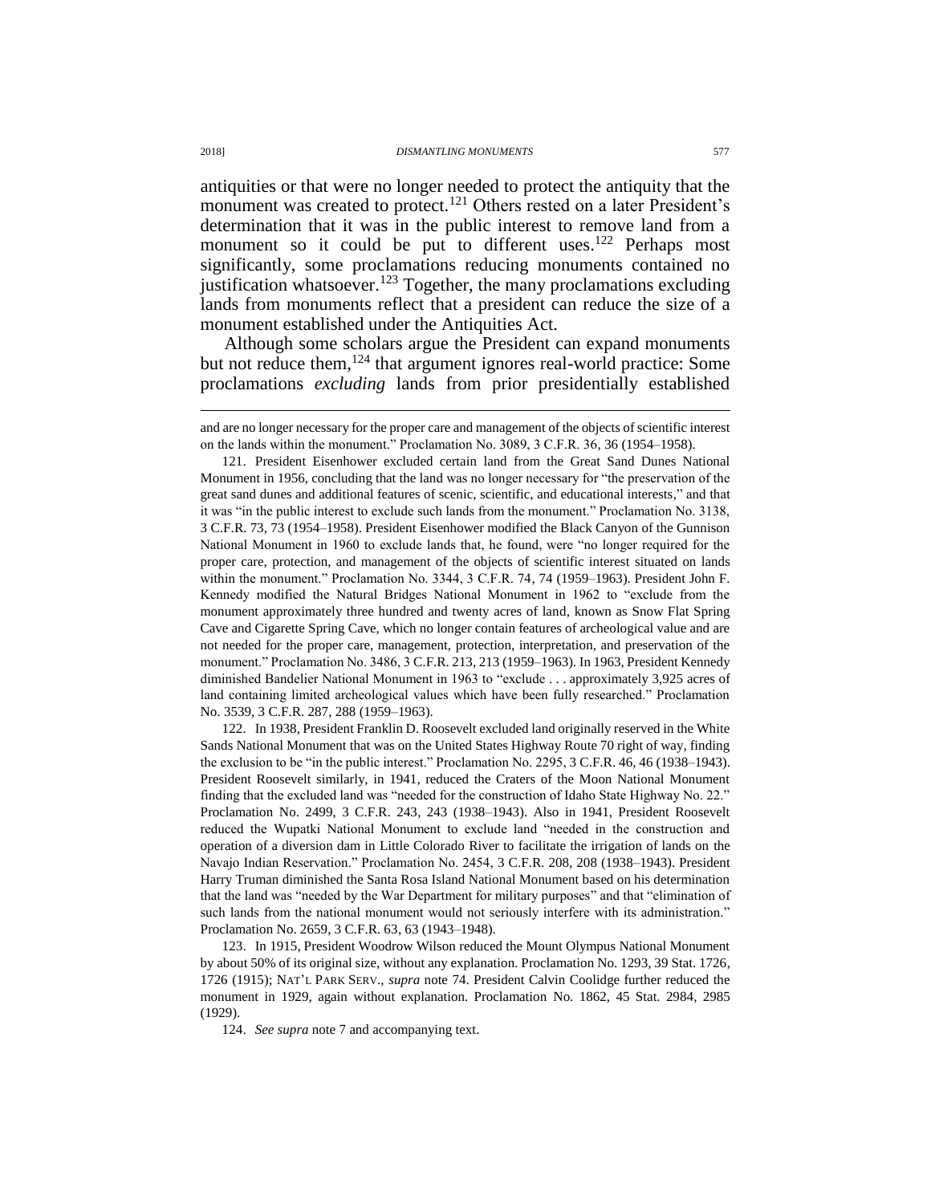antiquities or that were no longer needed to protect the antiquity that the monument was created to protect.[121] Others rested on a later President's determination that it was in the public interest to remove land from a monument so it could be put to different uses.[122] Perhaps most significantly, some proclamations reducing monuments contained no justification whatsoever.[123] Together, the many proclamations excluding lands from monuments reflect that a president can reduce the size of a monument established under the Antiquities Act.

Although some scholars argue the President can expand monuments but not reduce them,[124] that argument ignores real-world practice: Some proclamations *excluding* lands from prior presidentially established

---

and are no longer necessary for the proper care and management of the objects of scientific interest on the lands within the monument." Proclamation No. 3089, 3 C.F.R. 36, 36 (1954–1958).

121. President Eisenhower excluded certain land from the Great Sand Dunes National Monument in 1956, concluding that the land was no longer necessary for "the preservation of the great sand dunes and additional features of scenic, scientific, and educational interests," and that it was "in the public interest to exclude such lands from the monument." Proclamation No. 3138, 3 C.F.R. 73, 73 (1954–1958). President Eisenhower modified the Black Canyon of the Gunnison National Monument in 1960 to exclude lands that, he found, were "no longer required for the proper care, protection, and management of the objects of scientific interest situated on lands within the monument." Proclamation No. 3344, 3 C.F.R. 74, 74 (1959–1963). President John F. Kennedy modified the Natural Bridges National Monument in 1962 to "exclude from the monument approximately three hundred and twenty acres of land, known as Snow Flat Spring Cave and Cigarette Spring Cave, which no longer contain features of archeological value and are not needed for the proper care, management, protection, interpretation, and preservation of the monument." Proclamation No. 3486, 3 C.F.R. 213, 213 (1959–1963). In 1963, President Kennedy diminished Bandelier National Monument in 1963 to "exclude . . . approximately 3,925 acres of land containing limited archeological values which have been fully researched." Proclamation No. 3539, 3 C.F.R. 287, 288 (1959–1963).

122. In 1938, President Franklin D. Roosevelt excluded land originally reserved in the White Sands National Monument that was on the United States Highway Route 70 right of way, finding the exclusion to be "in the public interest." Proclamation No. 2295, 3 C.F.R. 46, 46 (1938–1943). President Roosevelt similarly, in 1941, reduced the Craters of the Moon National Monument finding that the excluded land was "needed for the construction of Idaho State Highway No. 22." Proclamation No. 2499, 3 C.F.R. 243, 243 (1938–1943). Also in 1941, President Roosevelt reduced the Wupatki National Monument to exclude land "needed in the construction and operation of a diversion dam in Little Colorado River to facilitate the irrigation of lands on the Navajo Indian Reservation." Proclamation No. 2454, 3 C.F.R. 208, 208 (1938–1943). President Harry Truman diminished the Santa Rosa Island National Monument based on his determination that the land was "needed by the War Department for military purposes" and that "elimination of such lands from the national monument would not seriously interfere with its administration." Proclamation No. 2659, 3 C.F.R. 63, 63 (1943–1948).

123. In 1915, President Woodrow Wilson reduced the Mount Olympus National Monument by about 50% of its original size, without any explanation. Proclamation No. 1293, 39 Stat. 1726, 1726 (1915); NAT'L PARK SERV., *supra* note 74. President Calvin Coolidge further reduced the monument in 1929, again without explanation. Proclamation No. 1862, 45 Stat. 2984, 2985 (1929).

124. *See supra* note 7 and accompanying text.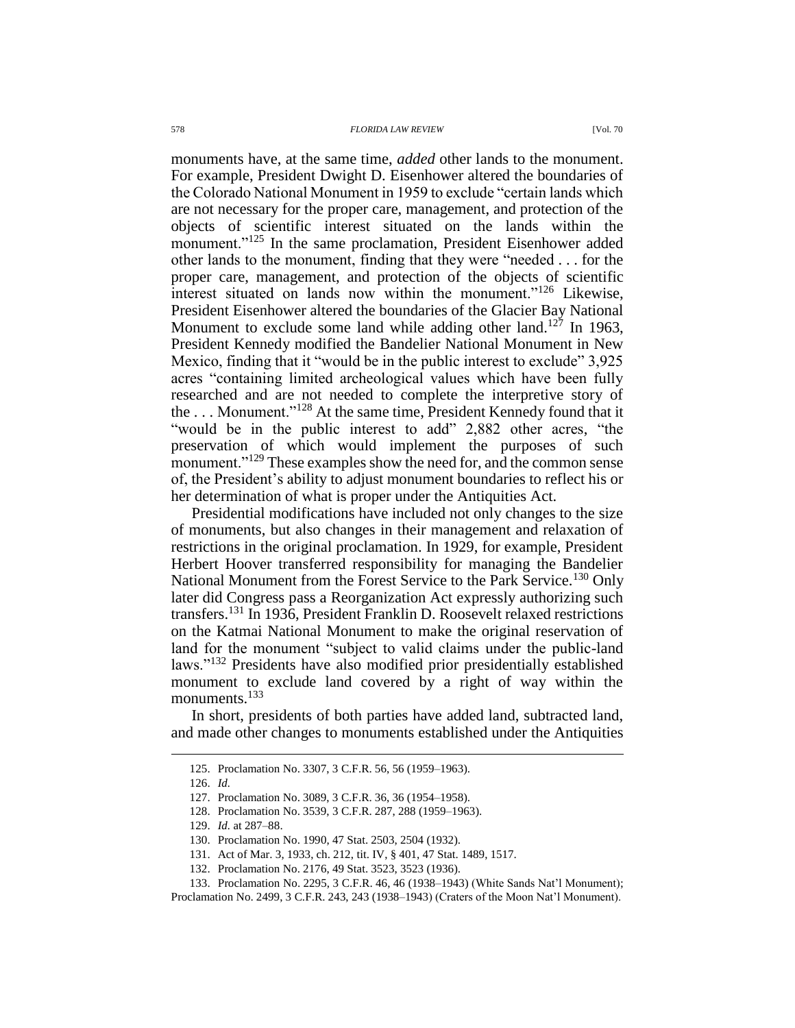monuments have, at the same time, *added* other lands to the monument. For example, President Dwight D. Eisenhower altered the boundaries of the Colorado National Monument in 1959 to exclude "certain lands which are not necessary for the proper care, management, and protection of the objects of scientific interest situated on the lands within the monument."[125] In the same proclamation, President Eisenhower added other lands to the monument, finding that they were "needed . . . for the proper care, management, and protection of the objects of scientific interest situated on lands now within the monument."[126] Likewise, President Eisenhower altered the boundaries of the Glacier Bay National Monument to exclude some land while adding other land.[127] In 1963, President Kennedy modified the Bandelier National Monument in New Mexico, finding that it "would be in the public interest to exclude" 3,925 acres "containing limited archeological values which have been fully researched and are not needed to complete the interpretive story of the . . . Monument."[128] At the same time, President Kennedy found that it "would be in the public interest to add" 2,882 other acres, "the preservation of which would implement the purposes of such monument."[129] These examples show the need for, and the common sense of, the President's ability to adjust monument boundaries to reflect his or her determination of what is proper under the Antiquities Act.

Presidential modifications have included not only changes to the size of monuments, but also changes in their management and relaxation of restrictions in the original proclamation. In 1929, for example, President Herbert Hoover transferred responsibility for managing the Bandelier National Monument from the Forest Service to the Park Service.[130] Only later did Congress pass a Reorganization Act expressly authorizing such transfers.[131] In 1936, President Franklin D. Roosevelt relaxed restrictions on the Katmai National Monument to make the original reservation of land for the monument "subject to valid claims under the public-land laws."[132] Presidents have also modified prior presidentially established monument to exclude land covered by a right of way within the monuments.[133]

In short, presidents of both parties have added land, subtracted land, and made other changes to monuments established under the Antiquities

125. Proclamation No. 3307, 3 C.F.R. 56, 56 (1959–1963).

126. *Id.*

127. Proclamation No. 3089, 3 C.F.R. 36, 36 (1954–1958).

128. Proclamation No. 3539, 3 C.F.R. 287, 288 (1959–1963).

129. *Id.* at 287–88.

130. Proclamation No. 1990, 47 Stat. 2503, 2504 (1932).

131. Act of Mar. 3, 1933, ch. 212, tit. IV, § 401, 47 Stat. 1489, 1517.

132. Proclamation No. 2176, 49 Stat. 3523, 3523 (1936).

133. Proclamation No. 2295, 3 C.F.R. 46, 46 (1938–1943) (White Sands Nat'l Monument); Proclamation No. 2499, 3 C.F.R. 243, 243 (1938–1943) (Craters of the Moon Nat'l Monument).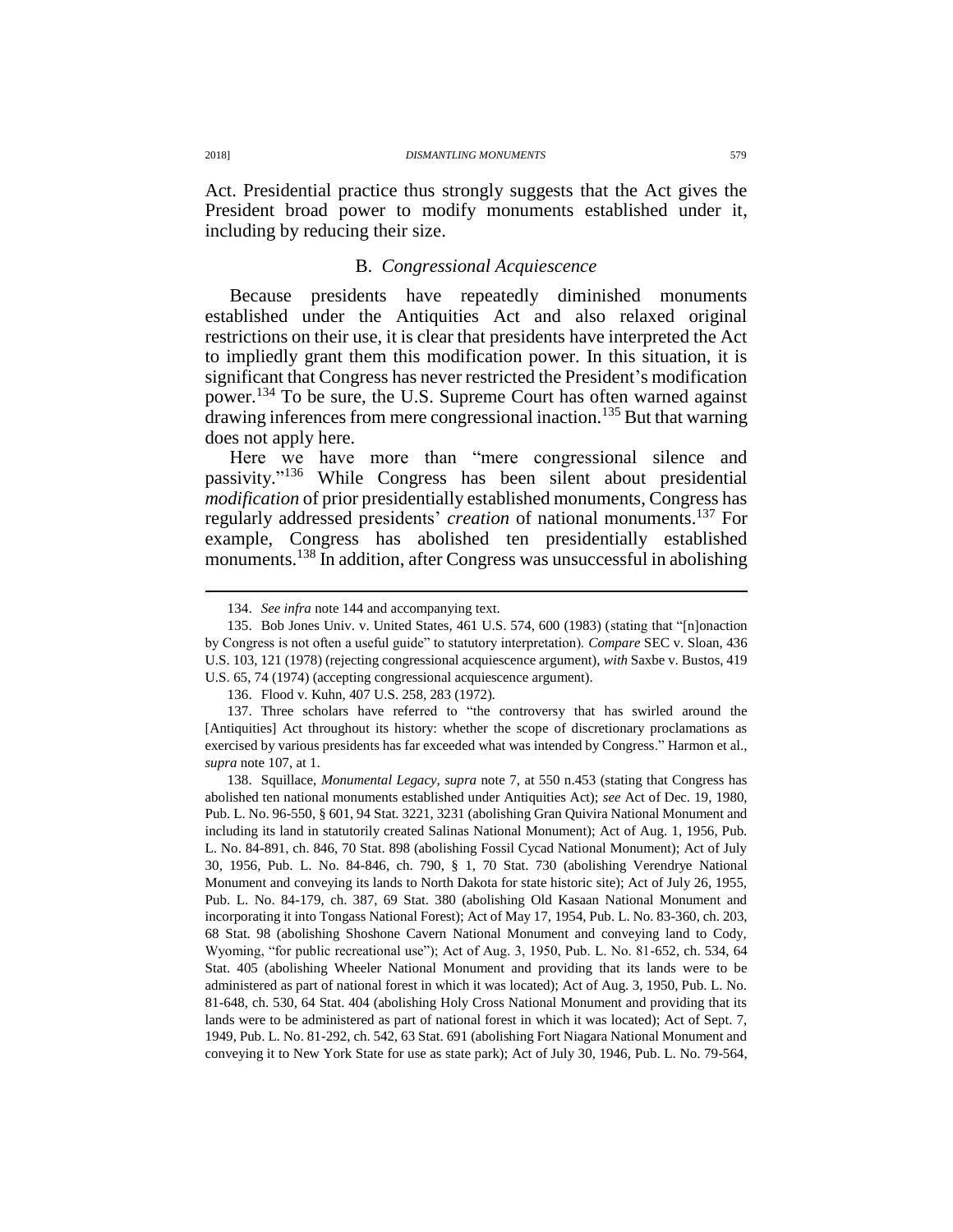Act. Presidential practice thus strongly suggests that the Act gives the President broad power to modify monuments established under it, including by reducing their size.

## B. *Congressional Acquiescence*

Because presidents have repeatedly diminished monuments established under the Antiquities Act and also relaxed original restrictions on their use, it is clear that presidents have interpreted the Act to impliedly grant them this modification power. In this situation, it is significant that Congress has never restricted the President's modification power.[134] To be sure, the U.S. Supreme Court has often warned against drawing inferences from mere congressional inaction.[135] But that warning does not apply here.

Here we have more than "mere congressional silence and passivity."[136] While Congress has been silent about presidential *modification* of prior presidentially established monuments, Congress has regularly addressed presidents' *creation* of national monuments.[137] For example, Congress has abolished ten presidentially established monuments.[138] In addition, after Congress was unsuccessful in abolishing

---

134. *See infra* note 144 and accompanying text.

135. Bob Jones Univ. v. United States, 461 U.S. 574, 600 (1983) (stating that "[n]onaction by Congress is not often a useful guide" to statutory interpretation). *Compare* SEC v. Sloan, 436 U.S. 103, 121 (1978) (rejecting congressional acquiescence argument), *with* Saxbe v. Bustos, 419 U.S. 65, 74 (1974) (accepting congressional acquiescence argument).

136. Flood v. Kuhn, 407 U.S. 258, 283 (1972).

137. Three scholars have referred to "the controversy that has swirled around the [Antiquities] Act throughout its history: whether the scope of discretionary proclamations as exercised by various presidents has far exceeded what was intended by Congress." Harmon et al., *supra* note 107, at 1.

138. Squillace, *Monumental Legacy*, *supra* note 7, at 550 n.453 (stating that Congress has abolished ten national monuments established under Antiquities Act); *see* Act of Dec. 19, 1980, Pub. L. No. 96-550, § 601, 94 Stat. 3221, 3231 (abolishing Gran Quivira National Monument and including its land in statutorily created Salinas National Monument); Act of Aug. 1, 1956, Pub. L. No. 84-891, ch. 846, 70 Stat. 898 (abolishing Fossil Cycad National Monument); Act of July 30, 1956, Pub. L. No. 84-846, ch. 790, § 1, 70 Stat. 730 (abolishing Verendrye National Monument and conveying its lands to North Dakota for state historic site); Act of July 26, 1955, Pub. L. No. 84-179, ch. 387, 69 Stat. 380 (abolishing Old Kasaan National Monument and incorporating it into Tongass National Forest); Act of May 17, 1954, Pub. L. No. 83-360, ch. 203, 68 Stat. 98 (abolishing Shoshone Cavern National Monument and conveying land to Cody, Wyoming, "for public recreational use"); Act of Aug. 3, 1950, Pub. L. No. 81-652, ch. 534, 64 Stat. 405 (abolishing Wheeler National Monument and providing that its lands were to be administered as part of national forest in which it was located); Act of Aug. 3, 1950, Pub. L. No. 81-648, ch. 530, 64 Stat. 404 (abolishing Holy Cross National Monument and providing that its lands were to be administered as part of national forest in which it was located); Act of Sept. 7, 1949, Pub. L. No. 81-292, ch. 542, 63 Stat. 691 (abolishing Fort Niagara National Monument and conveying it to New York State for use as state park); Act of July 30, 1946, Pub. L. No. 79-564,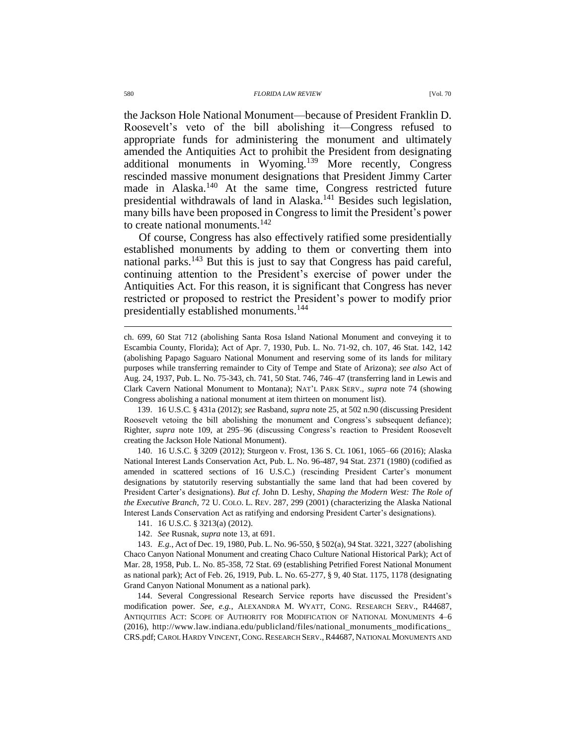the Jackson Hole National Monument—because of President Franklin D. Roosevelt's veto of the bill abolishing it—Congress refused to appropriate funds for administering the monument and ultimately amended the Antiquities Act to prohibit the President from designating additional monuments in Wyoming.[139] More recently, Congress rescinded massive monument designations that President Jimmy Carter made in Alaska.[140] At the same time, Congress restricted future presidential withdrawals of land in Alaska.[141] Besides such legislation, many bills have been proposed in Congress to limit the President's power to create national monuments.[142]

Of course, Congress has also effectively ratified some presidentially established monuments by adding to them or converting them into national parks.[143] But this is just to say that Congress has paid careful, continuing attention to the President's exercise of power under the Antiquities Act. For this reason, it is significant that Congress has never restricted or proposed to restrict the President's power to modify prior presidentially established monuments.[144]

---

ch. 699, 60 Stat 712 (abolishing Santa Rosa Island National Monument and conveying it to Escambia County, Florida); Act of Apr. 7, 1930, Pub. L. No. 71-92, ch. 107, 46 Stat. 142, 142 (abolishing Papago Saguaro National Monument and reserving some of its lands for military purposes while transferring remainder to City of Tempe and State of Arizona); *see also* Act of Aug. 24, 1937, Pub. L. No. 75-343, ch. 741, 50 Stat. 746, 746–47 (transferring land in Lewis and Clark Cavern National Monument to Montana); NAT'L PARK SERV., *supra* note 74 (showing Congress abolishing a national monument at item thirteen on monument list).

139. 16 U.S.C. § 431a (2012); *see* Rasband, *supra* note 25, at 502 n.90 (discussing President Roosevelt vetoing the bill abolishing the monument and Congress's subsequent defiance); Righter, *supra* note 109, at 295–96 (discussing Congress's reaction to President Roosevelt creating the Jackson Hole National Monument).

140. 16 U.S.C. § 3209 (2012); Sturgeon v. Frost, 136 S. Ct. 1061, 1065–66 (2016); Alaska National Interest Lands Conservation Act, Pub. L. No. 96-487, 94 Stat. 2371 (1980) (codified as amended in scattered sections of 16 U.S.C.) (rescinding President Carter's monument designations by statutorily reserving substantially the same land that had been covered by President Carter's designations). *But cf.* John D. Leshy, *Shaping the Modern West: The Role of the Executive Branch*, 72 U. COLO. L. REV. 287, 299 (2001) (characterizing the Alaska National Interest Lands Conservation Act as ratifying and endorsing President Carter's designations).

141. 16 U.S.C. § 3213(a) (2012).

142. *See* Rusnak, *supra* note 13, at 691.

143. *E.g.*, Act of Dec. 19, 1980, Pub. L. No. 96-550, § 502(a), 94 Stat. 3221, 3227 (abolishing Chaco Canyon National Monument and creating Chaco Culture National Historical Park); Act of Mar. 28, 1958, Pub. L. No. 85-358, 72 Stat. 69 (establishing Petrified Forest National Monument as national park); Act of Feb. 26, 1919, Pub. L. No. 65-277, § 9, 40 Stat. 1175, 1178 (designating Grand Canyon National Monument as a national park).

144. Several Congressional Research Service reports have discussed the President's modification power. *See, e.g.*, ALEXANDRA M. WYATT, CONG. RESEARCH SERV., R44687, ANTIQUITIES ACT: SCOPE OF AUTHORITY FOR MODIFICATION OF NATIONAL MONUMENTS 4–6 (2016), http://www.law.indiana.edu/publicland/files/national_monuments_modifications_CRS.pdf; CAROL HARDY VINCENT, CONG. RESEARCH SERV., R44687, NATIONAL MONUMENTS AND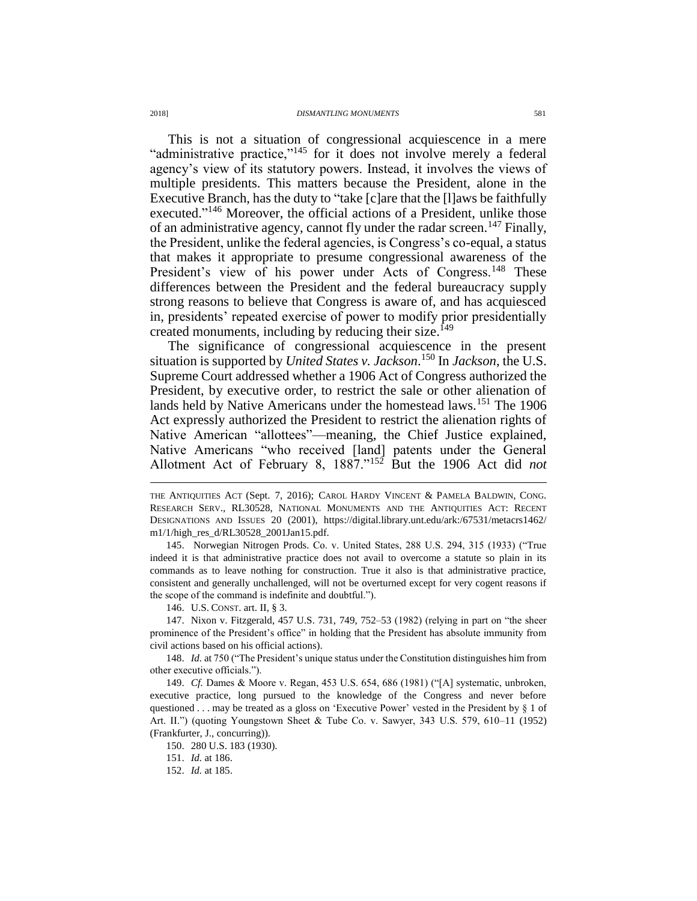This is not a situation of congressional acquiescence in a mere "administrative practice,"[145] for it does not involve merely a federal agency's view of its statutory powers. Instead, it involves the views of multiple presidents. This matters because the President, alone in the Executive Branch, has the duty to "take [c]are that the [l]aws be faithfully executed."[146] Moreover, the official actions of a President, unlike those of an administrative agency, cannot fly under the radar screen.[147] Finally, the President, unlike the federal agencies, is Congress's co-equal, a status that makes it appropriate to presume congressional awareness of the President's view of his power under Acts of Congress.[148] These differences between the President and the federal bureaucracy supply strong reasons to believe that Congress is aware of, and has acquiesced in, presidents' repeated exercise of power to modify prior presidentially created monuments, including by reducing their size.[149]

The significance of congressional acquiescence in the present situation is supported by *United States v. Jackson*.[150] In *Jackson*, the U.S. Supreme Court addressed whether a 1906 Act of Congress authorized the President, by executive order, to restrict the sale or other alienation of lands held by Native Americans under the homestead laws.[151] The 1906 Act expressly authorized the President to restrict the alienation rights of Native American "allottees"—meaning, the Chief Justice explained, Native Americans "who received [land] patents under the General Allotment Act of February 8, 1887."[152] But the 1906 Act did *not*

---

THE ANTIQUITIES ACT (Sept. 7, 2016); CAROL HARDY VINCENT & PAMELA BALDWIN, CONG. RESEARCH SERV., RL30528, NATIONAL MONUMENTS AND THE ANTIQUITIES ACT: RECENT DESIGNATIONS AND ISSUES 20 (2001), https://digital.library.unt.edu/ark:/67531/metacrs1462/m1/1/high_res_d/RL30528_2001Jan15.pdf.

145. Norwegian Nitrogen Prods. Co. v. United States, 288 U.S. 294, 315 (1933) ("True indeed it is that administrative practice does not avail to overcome a statute so plain in its commands as to leave nothing for construction. True it also is that administrative practice, consistent and generally unchallenged, will not be overturned except for very cogent reasons if the scope of the command is indefinite and doubtful.").

146. U.S. CONST. art. II, § 3.

147. Nixon v. Fitzgerald, 457 U.S. 731, 749, 752–53 (1982) (relying in part on "the sheer prominence of the President's office" in holding that the President has absolute immunity from civil actions based on his official actions).

148. *Id.* at 750 ("The President's unique status under the Constitution distinguishes him from other executive officials.").

149. *Cf.* Dames & Moore v. Regan, 453 U.S. 654, 686 (1981) ("[A] systematic, unbroken, executive practice, long pursued to the knowledge of the Congress and never before questioned . . . may be treated as a gloss on 'Executive Power' vested in the President by § 1 of Art. II.") (quoting Youngstown Sheet & Tube Co. v. Sawyer, 343 U.S. 579, 610–11 (1952) (Frankfurter, J., concurring)).

150. 280 U.S. 183 (1930).

151. *Id.* at 186.

152. *Id.* at 185.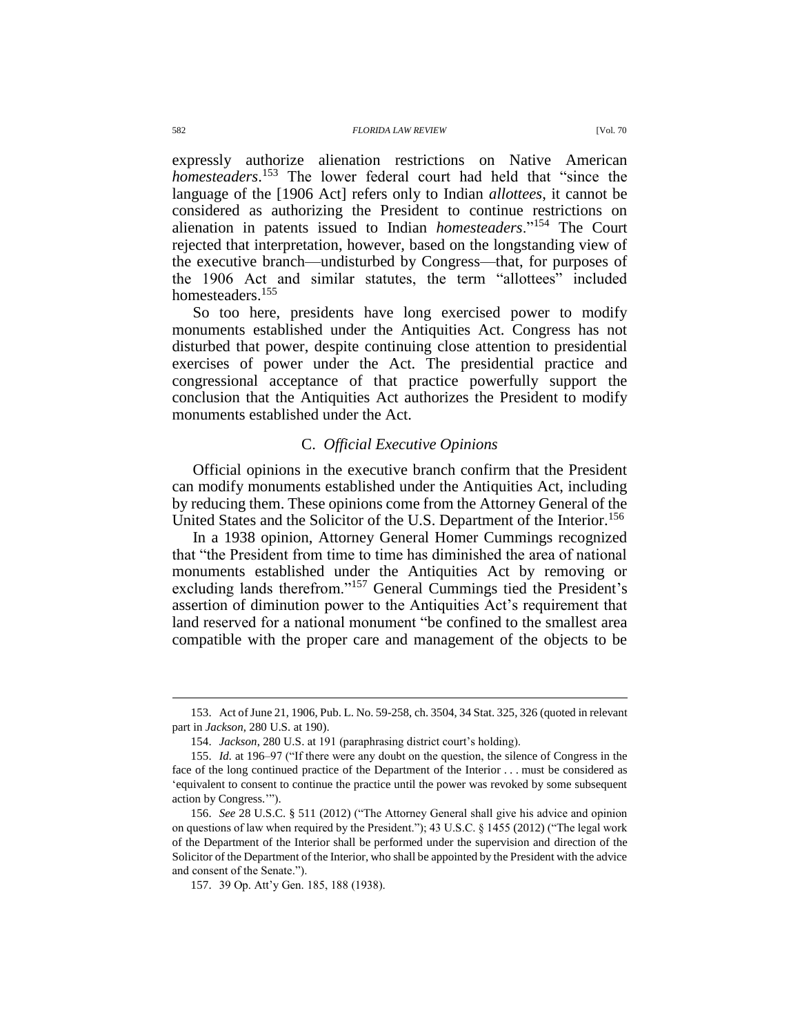expressly authorize alienation restrictions on Native American *homesteaders*.[153] The lower federal court had held that "since the language of the [1906 Act] refers only to Indian *allottees*, it cannot be considered as authorizing the President to continue restrictions on alienation in patents issued to Indian *homesteaders*."[154] The Court rejected that interpretation, however, based on the longstanding view of the executive branch—undisturbed by Congress—that, for purposes of the 1906 Act and similar statutes, the term "allottees" included homesteaders.[155]

So too here, presidents have long exercised power to modify monuments established under the Antiquities Act. Congress has not disturbed that power, despite continuing close attention to presidential exercises of power under the Act. The presidential practice and congressional acceptance of that practice powerfully support the conclusion that the Antiquities Act authorizes the President to modify monuments established under the Act.

### C. *Official Executive Opinions*

Official opinions in the executive branch confirm that the President can modify monuments established under the Antiquities Act, including by reducing them. These opinions come from the Attorney General of the United States and the Solicitor of the U.S. Department of the Interior.[156]

In a 1938 opinion, Attorney General Homer Cummings recognized that "the President from time to time has diminished the area of national monuments established under the Antiquities Act by removing or excluding lands therefrom."[157] General Cummings tied the President's assertion of diminution power to the Antiquities Act's requirement that land reserved for a national monument "be confined to the smallest area compatible with the proper care and management of the objects to be

---

153. Act of June 21, 1906, Pub. L. No. 59-258, ch. 3504, 34 Stat. 325, 326 (quoted in relevant part in *Jackson*, 280 U.S. at 190).

154. *Jackson*, 280 U.S. at 191 (paraphrasing district court's holding).

155. *Id.* at 196–97 ("If there were any doubt on the question, the silence of Congress in the face of the long continued practice of the Department of the Interior . . . must be considered as 'equivalent to consent to continue the practice until the power was revoked by some subsequent action by Congress.'").

156. *See* 28 U.S.C. § 511 (2012) ("The Attorney General shall give his advice and opinion on questions of law when required by the President."); 43 U.S.C. § 1455 (2012) ("The legal work of the Department of the Interior shall be performed under the supervision and direction of the Solicitor of the Department of the Interior, who shall be appointed by the President with the advice and consent of the Senate.").

157. 39 Op. Att'y Gen. 185, 188 (1938).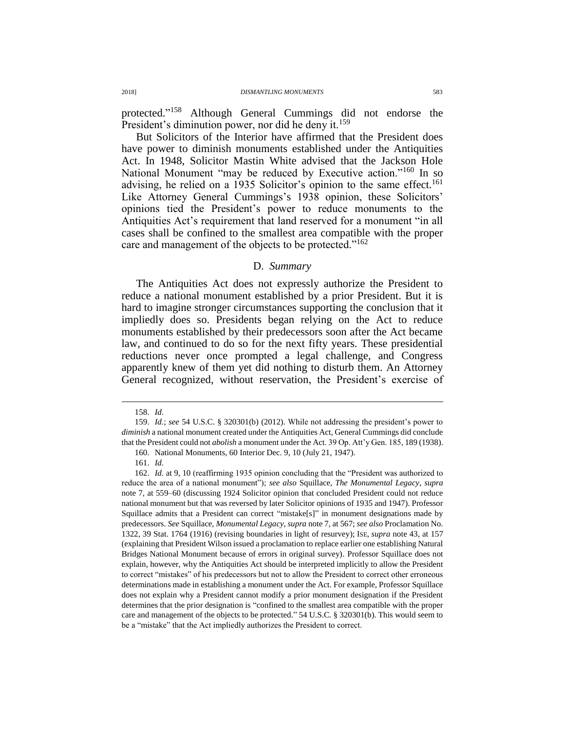protected."[158] Although General Cummings did not endorse the President's diminution power, nor did he deny it.[159]

But Solicitors of the Interior have affirmed that the President does have power to diminish monuments established under the Antiquities Act. In 1948, Solicitor Mastin White advised that the Jackson Hole National Monument "may be reduced by Executive action."[160] In so advising, he relied on a 1935 Solicitor's opinion to the same effect.[161] Like Attorney General Cummings's 1938 opinion, these Solicitors' opinions tied the President's power to reduce monuments to the Antiquities Act's requirement that land reserved for a monument "in all cases shall be confined to the smallest area compatible with the proper care and management of the objects to be protected."[162]

### D. *Summary*

The Antiquities Act does not expressly authorize the President to reduce a national monument established by a prior President. But it is hard to imagine stronger circumstances supporting the conclusion that it impliedly does so. Presidents began relying on the Act to reduce monuments established by their predecessors soon after the Act became law, and continued to do so for the next fifty years. These presidential reductions never once prompted a legal challenge, and Congress apparently knew of them yet did nothing to disturb them. An Attorney General recognized, without reservation, the President's exercise of

---

158. *Id.*

159. *Id.*; *see* 54 U.S.C. § 320301(b) (2012). While not addressing the president's power to *diminish* a national monument created under the Antiquities Act, General Cummings did conclude that the President could not *abolish* a monument under the Act. 39 Op. Att'y Gen. 185, 189 (1938).

160. National Monuments, 60 Interior Dec. 9, 10 (July 21, 1947).

161. *Id.*

162. *Id.* at 9, 10 (reaffirming 1935 opinion concluding that the "President was authorized to reduce the area of a national monument"); *see also* Squillace, *The Monumental Legacy*, *supra* note 7, at 559–60 (discussing 1924 Solicitor opinion that concluded President could not reduce national monument but that was reversed by later Solicitor opinions of 1935 and 1947). Professor Squillace admits that a President can correct "mistake[s]" in monument designations made by predecessors. *See* Squillace, *Monumental Legacy*, *supra* note 7, at 567; *see also* Proclamation No. 1322, 39 Stat. 1764 (1916) (revising boundaries in light of resurvey); ISE, *supra* note 43, at 157 (explaining that President Wilson issued a proclamation to replace earlier one establishing Natural Bridges National Monument because of errors in original survey). Professor Squillace does not explain, however, why the Antiquities Act should be interpreted implicitly to allow the President to correct "mistakes" of his predecessors but not to allow the President to correct other erroneous determinations made in establishing a monument under the Act. For example, Professor Squillace does not explain why a President cannot modify a prior monument designation if the President determines that the prior designation is "confined to the smallest area compatible with the proper care and management of the objects to be protected." 54 U.S.C. § 320301(b). This would seem to be a "mistake" that the Act impliedly authorizes the President to correct.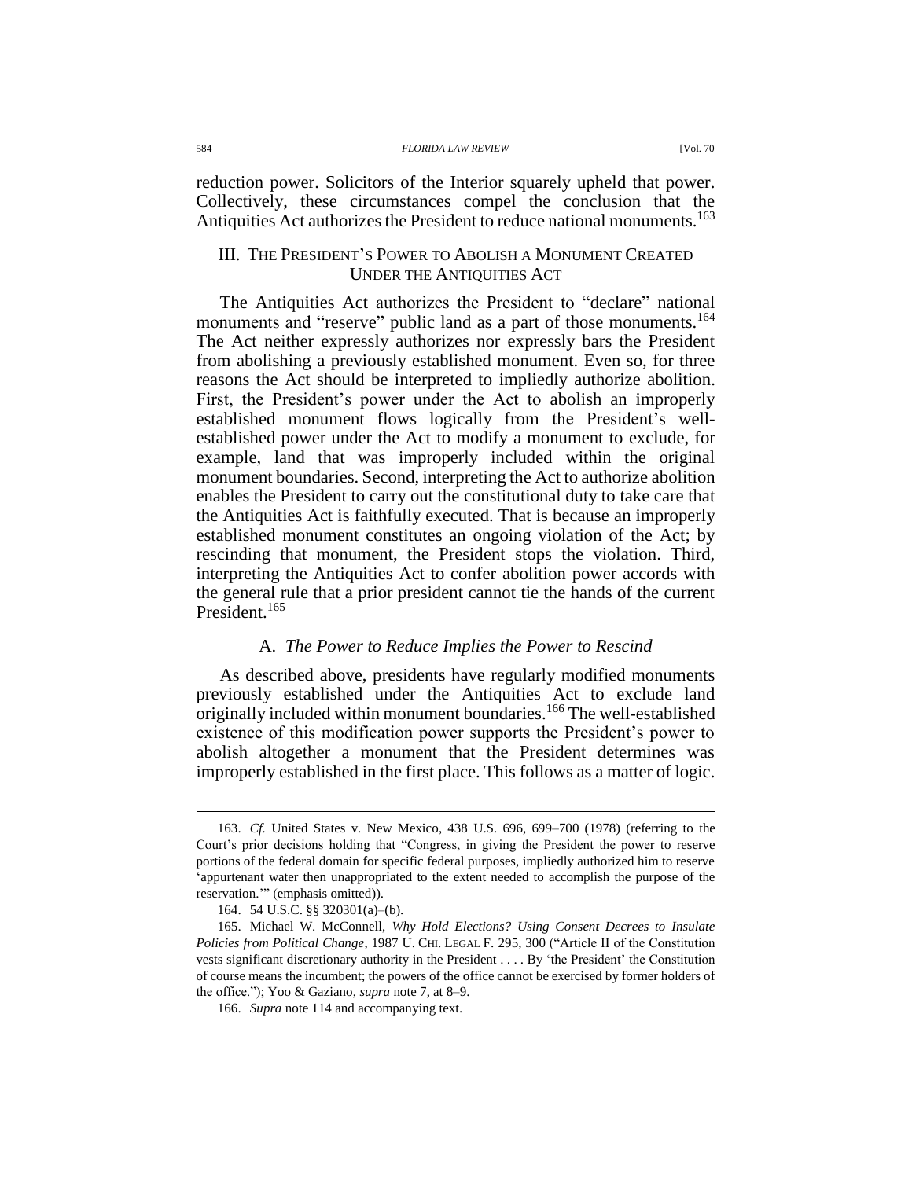reduction power. Solicitors of the Interior squarely upheld that power. Collectively, these circumstances compel the conclusion that the Antiquities Act authorizes the President to reduce national monuments.[163]

## III. THE PRESIDENT'S POWER TO ABOLISH A MONUMENT CREATED UNDER THE ANTIQUITIES ACT

The Antiquities Act authorizes the President to "declare" national monuments and "reserve" public land as a part of those monuments.[164] The Act neither expressly authorizes nor expressly bars the President from abolishing a previously established monument. Even so, for three reasons the Act should be interpreted to impliedly authorize abolition. First, the President's power under the Act to abolish an improperly established monument flows logically from the President's well-established power under the Act to modify a monument to exclude, for example, land that was improperly included within the original monument boundaries. Second, interpreting the Act to authorize abolition enables the President to carry out the constitutional duty to take care that the Antiquities Act is faithfully executed. That is because an improperly established monument constitutes an ongoing violation of the Act; by rescinding that monument, the President stops the violation. Third, interpreting the Antiquities Act to confer abolition power accords with the general rule that a prior president cannot tie the hands of the current President.[165]

### A. *The Power to Reduce Implies the Power to Rescind*

As described above, presidents have regularly modified monuments previously established under the Antiquities Act to exclude land originally included within monument boundaries.[166] The well-established existence of this modification power supports the President's power to abolish altogether a monument that the President determines was improperly established in the first place. This follows as a matter of logic.

---

163. *Cf.* United States v. New Mexico, 438 U.S. 696, 699–700 (1978) (referring to the Court's prior decisions holding that "Congress, in giving the President the power to reserve portions of the federal domain for specific federal purposes, impliedly authorized him to reserve 'appurtenant water then unappropriated to the extent needed to accomplish the purpose of the reservation.'" (emphasis omitted)).

164. 54 U.S.C. §§ 320301(a)–(b).

165. Michael W. McConnell, *Why Hold Elections? Using Consent Decrees to Insulate Policies from Political Change*, 1987 U. CHI. LEGAL F. 295, 300 ("Article II of the Constitution vests significant discretionary authority in the President . . . . By 'the President' the Constitution of course means the incumbent; the powers of the office cannot be exercised by former holders of the office."); Yoo & Gaziano, *supra* note 7, at 8–9.

166. *Supra* note 114 and accompanying text.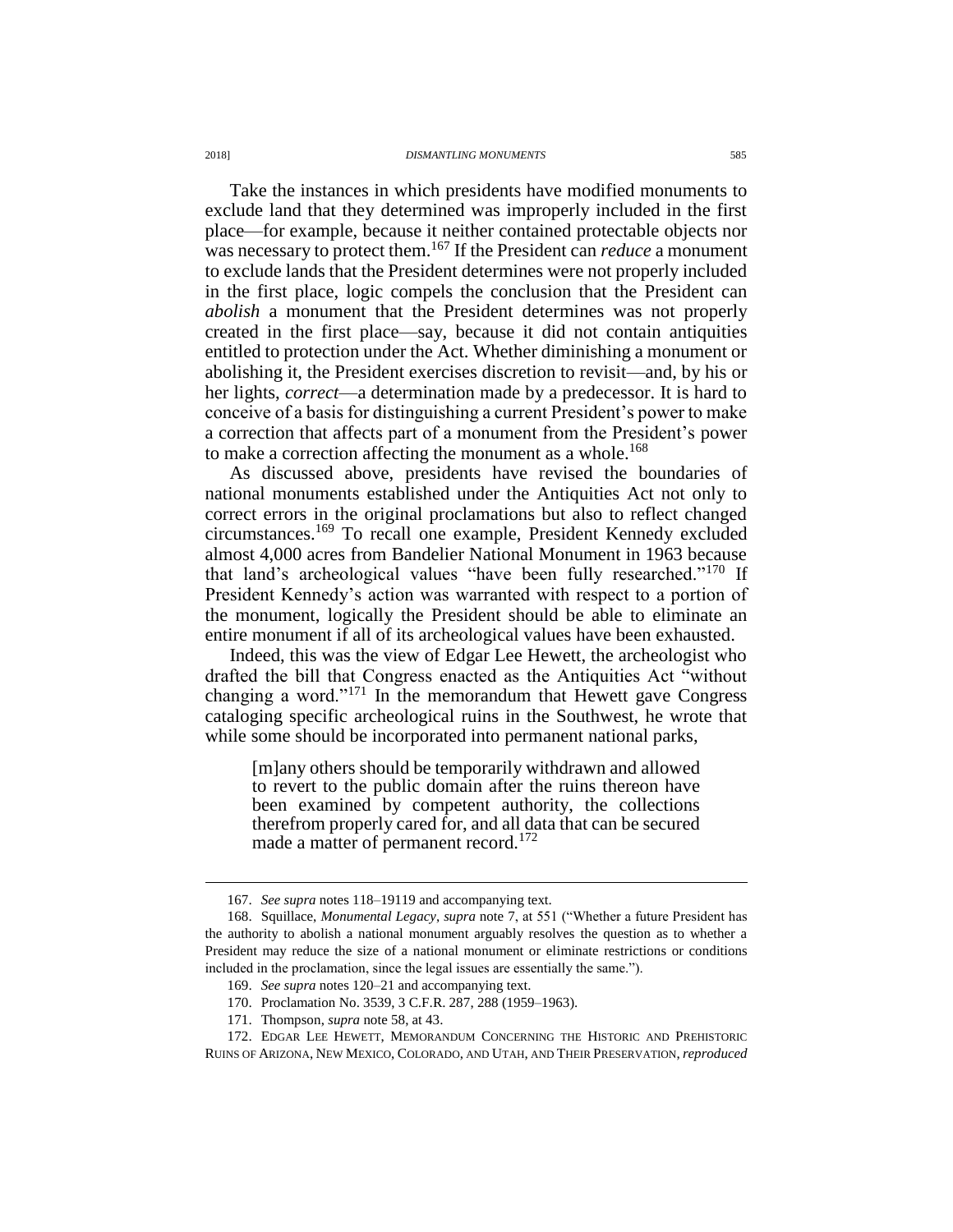Take the instances in which presidents have modified monuments to exclude land that they determined was improperly included in the first place—for example, because it neither contained protectable objects nor was necessary to protect them.[167] If the President can *reduce* a monument to exclude lands that the President determines were not properly included in the first place, logic compels the conclusion that the President can *abolish* a monument that the President determines was not properly created in the first place—say, because it did not contain antiquities entitled to protection under the Act. Whether diminishing a monument or abolishing it, the President exercises discretion to revisit—and, by his or her lights, *correct*—a determination made by a predecessor. It is hard to conceive of a basis for distinguishing a current President's power to make a correction that affects part of a monument from the President's power to make a correction affecting the monument as a whole.[168]

As discussed above, presidents have revised the boundaries of national monuments established under the Antiquities Act not only to correct errors in the original proclamations but also to reflect changed circumstances.[169] To recall one example, President Kennedy excluded almost 4,000 acres from Bandelier National Monument in 1963 because that land's archeological values "have been fully researched."[170] If President Kennedy's action was warranted with respect to a portion of the monument, logically the President should be able to eliminate an entire monument if all of its archeological values have been exhausted.

Indeed, this was the view of Edgar Lee Hewett, the archeologist who drafted the bill that Congress enacted as the Antiquities Act "without changing a word."[171] In the memorandum that Hewett gave Congress cataloging specific archeological ruins in the Southwest, he wrote that while some should be incorporated into permanent national parks,

> [m]any others should be temporarily withdrawn and allowed to revert to the public domain after the ruins thereon have been examined by competent authority, the collections therefrom properly cared for, and all data that can be secured made a matter of permanent record.[172]

---

167. *See supra* notes 118–19119 and accompanying text.

168. Squillace, *Monumental Legacy*, *supra* note 7, at 551 ("Whether a future President has the authority to abolish a national monument arguably resolves the question as to whether a President may reduce the size of a national monument or eliminate restrictions or conditions included in the proclamation, since the legal issues are essentially the same.").

169. *See supra* notes 120–21 and accompanying text.

170. Proclamation No. 3539, 3 C.F.R. 287, 288 (1959–1963).

171. Thompson, *supra* note 58, at 43.

172. EDGAR LEE HEWETT, MEMORANDUM CONCERNING THE HISTORIC AND PREHISTORIC RUINS OF ARIZONA, NEW MEXICO, COLORADO, AND UTAH, AND THEIR PRESERVATION, *reproduced*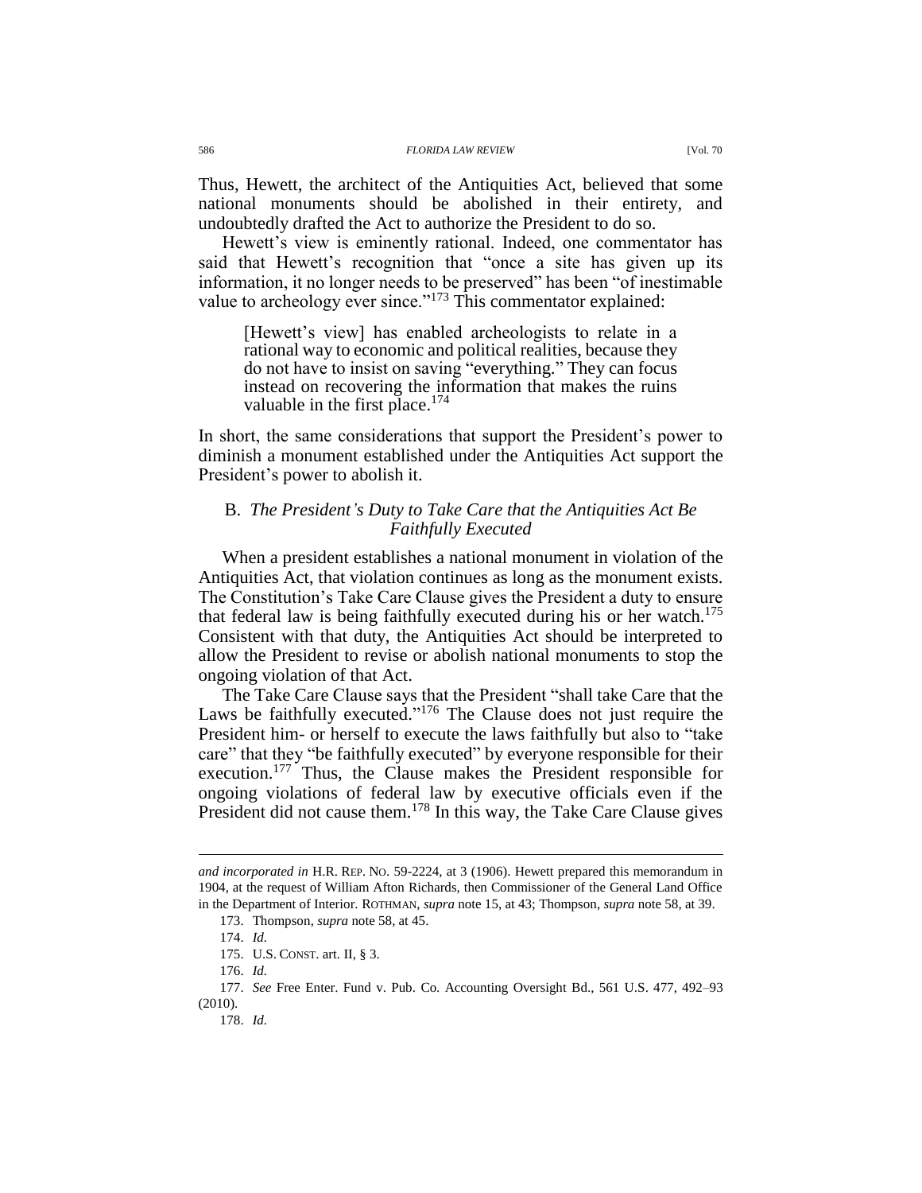Thus, Hewett, the architect of the Antiquities Act, believed that some national monuments should be abolished in their entirety, and undoubtedly drafted the Act to authorize the President to do so.

Hewett's view is eminently rational. Indeed, one commentator has said that Hewett's recognition that "once a site has given up its information, it no longer needs to be preserved" has been "of inestimable value to archeology ever since."[173] This commentator explained:

> [Hewett's view] has enabled archeologists to relate in a rational way to economic and political realities, because they do not have to insist on saving "everything." They can focus instead on recovering the information that makes the ruins valuable in the first place.[174]

In short, the same considerations that support the President's power to diminish a monument established under the Antiquities Act support the President's power to abolish it.

### B. *The President's Duty to Take Care that the Antiquities Act Be Faithfully Executed*

When a president establishes a national monument in violation of the Antiquities Act, that violation continues as long as the monument exists. The Constitution's Take Care Clause gives the President a duty to ensure that federal law is being faithfully executed during his or her watch.[175] Consistent with that duty, the Antiquities Act should be interpreted to allow the President to revise or abolish national monuments to stop the ongoing violation of that Act.

The Take Care Clause says that the President "shall take Care that the Laws be faithfully executed."[176] The Clause does not just require the President him- or herself to execute the laws faithfully but also to "take care" that they "be faithfully executed" by everyone responsible for their execution.[177] Thus, the Clause makes the President responsible for ongoing violations of federal law by executive officials even if the President did not cause them.[178] In this way, the Take Care Clause gives

---

*and incorporated in* H.R. REP. NO. 59-2224, at 3 (1906). Hewett prepared this memorandum in 1904, at the request of William Afton Richards, then Commissioner of the General Land Office in the Department of Interior. ROTHMAN, *supra* note 15, at 43; Thompson, *supra* note 58, at 39.

173. Thompson, *supra* note 58, at 45.

174. *Id.*

175. U.S. CONST. art. II, § 3.

176. *Id.*

177. *See* Free Enter. Fund v. Pub. Co. Accounting Oversight Bd., 561 U.S. 477, 492–93 (2010).

178. *Id.*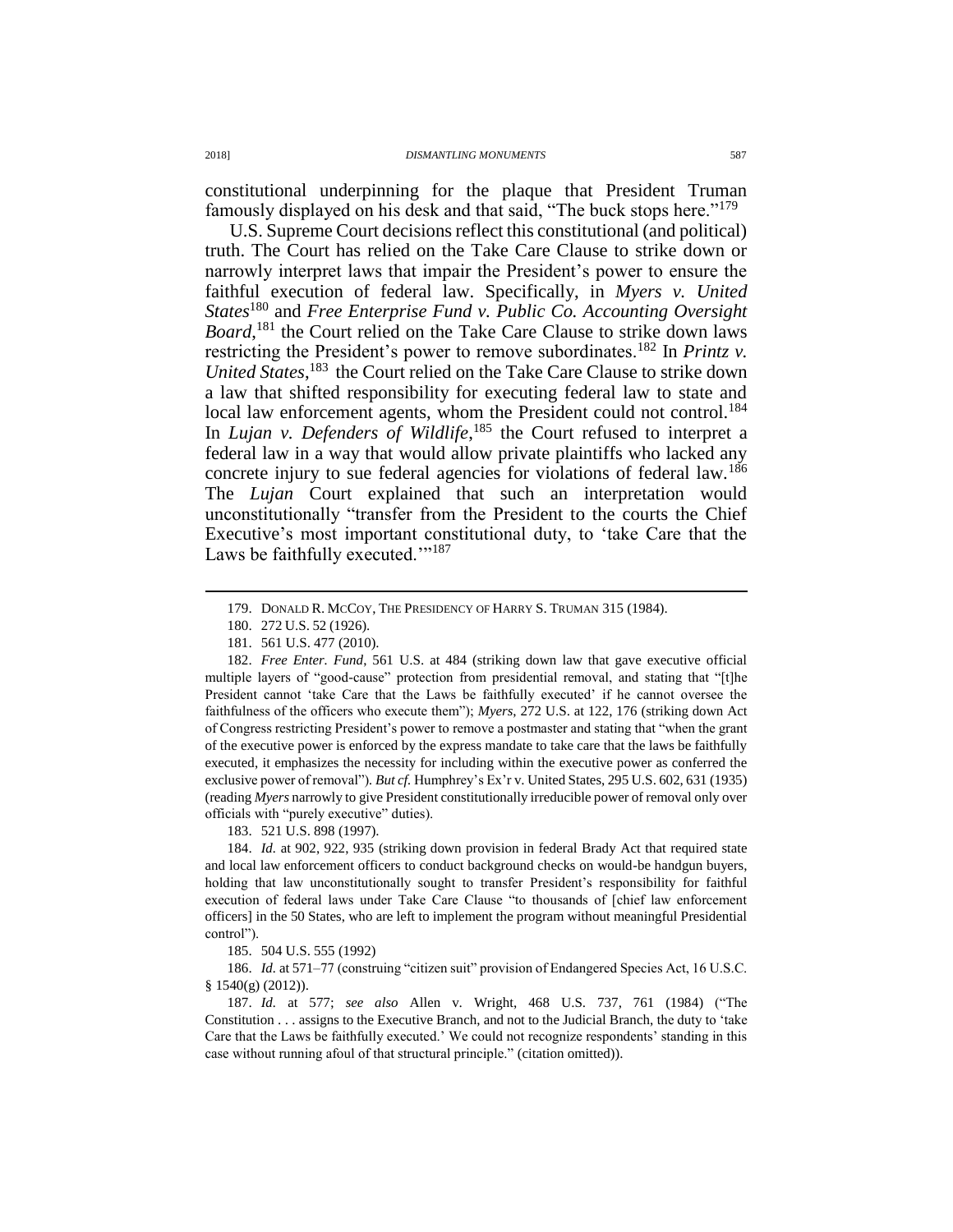constitutional underpinning for the plaque that President Truman famously displayed on his desk and that said, "The buck stops here."[179]

U.S. Supreme Court decisions reflect this constitutional (and political) truth. The Court has relied on the Take Care Clause to strike down or narrowly interpret laws that impair the President's power to ensure the faithful execution of federal law. Specifically, in *Myers v. United States*[180] and *Free Enterprise Fund v. Public Co. Accounting Oversight Board*,[181] the Court relied on the Take Care Clause to strike down laws restricting the President's power to remove subordinates.[182] In *Printz v. United States*,[183] the Court relied on the Take Care Clause to strike down a law that shifted responsibility for executing federal law to state and local law enforcement agents, whom the President could not control.[184] In *Lujan v. Defenders of Wildlife*,[185] the Court refused to interpret a federal law in a way that would allow private plaintiffs who lacked any concrete injury to sue federal agencies for violations of federal law.[186] The *Lujan* Court explained that such an interpretation would unconstitutionally "transfer from the President to the courts the Chief Executive's most important constitutional duty, to 'take Care that the Laws be faithfully executed.'"[187]

---

179. DONALD R. MCCOY, THE PRESIDENCY OF HARRY S. TRUMAN 315 (1984).

180. 272 U.S. 52 (1926).

181. 561 U.S. 477 (2010).

182. *Free Enter. Fund*, 561 U.S. at 484 (striking down law that gave executive official multiple layers of "good-cause" protection from presidential removal, and stating that "[t]he President cannot 'take Care that the Laws be faithfully executed' if he cannot oversee the faithfulness of the officers who execute them"); *Myers*, 272 U.S. at 122, 176 (striking down Act of Congress restricting President's power to remove a postmaster and stating that "when the grant of the executive power is enforced by the express mandate to take care that the laws be faithfully executed, it emphasizes the necessity for including within the executive power as conferred the exclusive power of removal"). *But cf.* Humphrey's Ex'r v. United States, 295 U.S. 602, 631 (1935) (reading *Myers* narrowly to give President constitutionally irreducible power of removal only over officials with "purely executive" duties).

183. 521 U.S. 898 (1997).

184. *Id.* at 902, 922, 935 (striking down provision in federal Brady Act that required state and local law enforcement officers to conduct background checks on would-be handgun buyers, holding that law unconstitutionally sought to transfer President's responsibility for faithful execution of federal laws under Take Care Clause "to thousands of [chief law enforcement officers] in the 50 States, who are left to implement the program without meaningful Presidential control").

185. 504 U.S. 555 (1992)

186. *Id.* at 571–77 (construing "citizen suit" provision of Endangered Species Act, 16 U.S.C. § 1540(g) (2012)).

187. *Id.* at 577; *see also* Allen v. Wright, 468 U.S. 737, 761 (1984) ("The Constitution . . . assigns to the Executive Branch, and not to the Judicial Branch, the duty to 'take Care that the Laws be faithfully executed.' We could not recognize respondents' standing in this case without running afoul of that structural principle." (citation omitted)).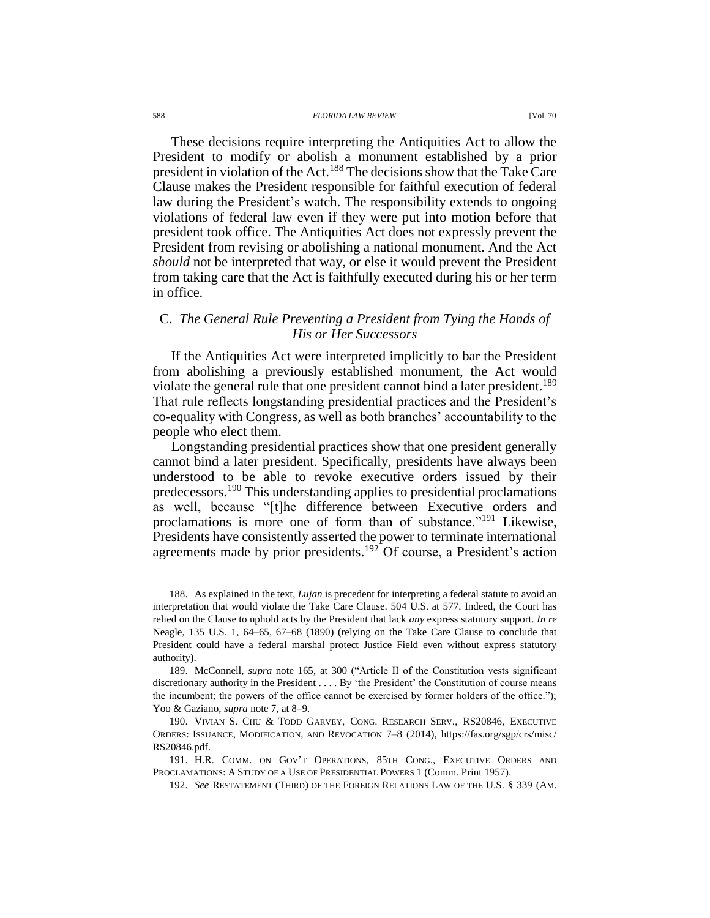These decisions require interpreting the Antiquities Act to allow the President to modify or abolish a monument established by a prior president in violation of the Act.[188] The decisions show that the Take Care Clause makes the President responsible for faithful execution of federal law during the President's watch. The responsibility extends to ongoing violations of federal law even if they were put into motion before that president took office. The Antiquities Act does not expressly prevent the President from revising or abolishing a national monument. And the Act *should* not be interpreted that way, or else it would prevent the President from taking care that the Act is faithfully executed during his or her term in office.

## C. *The General Rule Preventing a President from Tying the Hands of His or Her Successors*

If the Antiquities Act were interpreted implicitly to bar the President from abolishing a previously established monument, the Act would violate the general rule that one president cannot bind a later president.[189] That rule reflects longstanding presidential practices and the President's co-equality with Congress, as well as both branches' accountability to the people who elect them.

Longstanding presidential practices show that one president generally cannot bind a later president. Specifically, presidents have always been understood to be able to revoke executive orders issued by their predecessors.[190] This understanding applies to presidential proclamations as well, because "[t]he difference between Executive orders and proclamations is more one of form than of substance."[191] Likewise, Presidents have consistently asserted the power to terminate international agreements made by prior presidents.[192] Of course, a President's action

---

188. As explained in the text, *Lujan* is precedent for interpreting a federal statute to avoid an interpretation that would violate the Take Care Clause. 504 U.S. at 577. Indeed, the Court has relied on the Clause to uphold acts by the President that lack *any* express statutory support. *In re* Neagle, 135 U.S. 1, 64–65, 67–68 (1890) (relying on the Take Care Clause to conclude that President could have a federal marshal protect Justice Field even without express statutory authority).

189. McConnell, *supra* note 165, at 300 ("Article II of the Constitution vests significant discretionary authority in the President . . . . By 'the President' the Constitution of course means the incumbent; the powers of the office cannot be exercised by former holders of the office."); Yoo & Gaziano, *supra* note 7, at 8–9.

190. VIVIAN S. CHU & TODD GARVEY, CONG. RESEARCH SERV., RS20846, EXECUTIVE ORDERS: ISSUANCE, MODIFICATION, AND REVOCATION 7–8 (2014), https://fas.org/sgp/crs/misc/RS20846.pdf.

191. H.R. COMM. ON GOV'T OPERATIONS, 85TH CONG., EXECUTIVE ORDERS AND PROCLAMATIONS: A STUDY OF A USE OF PRESIDENTIAL POWERS 1 (Comm. Print 1957).

192. *See* RESTATEMENT (THIRD) OF THE FOREIGN RELATIONS LAW OF THE U.S. § 339 (AM.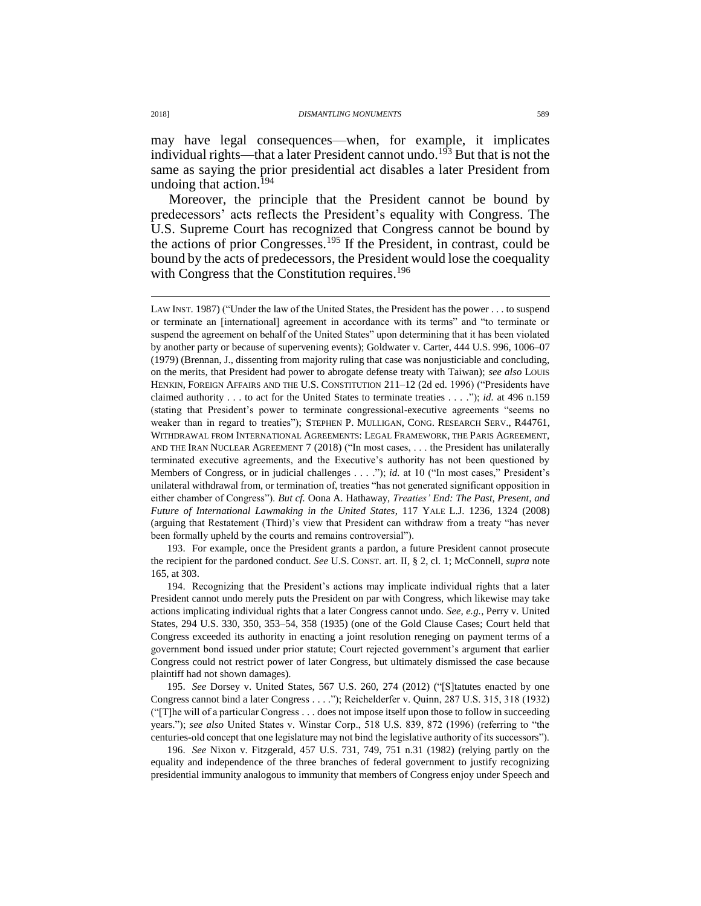may have legal consequences—when, for example, it implicates individual rights—that a later President cannot undo.[193] But that is not the same as saying the prior presidential act disables a later President from undoing that action.[194]

Moreover, the principle that the President cannot be bound by predecessors' acts reflects the President's equality with Congress. The U.S. Supreme Court has recognized that Congress cannot be bound by the actions of prior Congresses.[195] If the President, in contrast, could be bound by the acts of predecessors, the President would lose the coequality with Congress that the Constitution requires.[196]

---

LAW INST. 1987) ("Under the law of the United States, the President has the power . . . to suspend or terminate an [international] agreement in accordance with its terms" and "to terminate or suspend the agreement on behalf of the United States" upon determining that it has been violated by another party or because of supervening events); Goldwater v. Carter, 444 U.S. 996, 1006–07 (1979) (Brennan, J., dissenting from majority ruling that case was nonjusticiable and concluding, on the merits, that President had power to abrogate defense treaty with Taiwan); *see also* LOUIS HENKIN, FOREIGN AFFAIRS AND THE U.S. CONSTITUTION 211–12 (2d ed. 1996) ("Presidents have claimed authority . . . to act for the United States to terminate treaties . . . ."); *id.* at 496 n.159 (stating that President's power to terminate congressional-executive agreements "seems no weaker than in regard to treaties"); STEPHEN P. MULLIGAN, CONG. RESEARCH SERV., R44761, WITHDRAWAL FROM INTERNATIONAL AGREEMENTS: LEGAL FRAMEWORK, THE PARIS AGREEMENT, AND THE IRAN NUCLEAR AGREEMENT 7 (2018) ("In most cases, . . . the President has unilaterally terminated executive agreements, and the Executive's authority has not been questioned by Members of Congress, or in judicial challenges . . . ."); *id.* at 10 ("In most cases," President's unilateral withdrawal from, or termination of, treaties "has not generated significant opposition in either chamber of Congress"). *But cf.* Oona A. Hathaway, *Treaties' End: The Past, Present, and Future of International Lawmaking in the United States*, 117 YALE L.J. 1236, 1324 (2008) (arguing that Restatement (Third)'s view that President can withdraw from a treaty "has never been formally upheld by the courts and remains controversial").

193. For example, once the President grants a pardon, a future President cannot prosecute the recipient for the pardoned conduct. *See* U.S. CONST. art. II, § 2, cl. 1; McConnell, *supra* note 165, at 303.

194. Recognizing that the President's actions may implicate individual rights that a later President cannot undo merely puts the President on par with Congress, which likewise may take actions implicating individual rights that a later Congress cannot undo. *See, e.g.*, Perry v. United States, 294 U.S. 330, 350, 353–54, 358 (1935) (one of the Gold Clause Cases; Court held that Congress exceeded its authority in enacting a joint resolution reneging on payment terms of a government bond issued under prior statute; Court rejected government's argument that earlier Congress could not restrict power of later Congress, but ultimately dismissed the case because plaintiff had not shown damages).

195. *See* Dorsey v. United States, 567 U.S. 260, 274 (2012) ("[S]tatutes enacted by one Congress cannot bind a later Congress . . . ."); Reichelderfer v. Quinn, 287 U.S. 315, 318 (1932) ("[T]he will of a particular Congress . . . does not impose itself upon those to follow in succeeding years."); *see also* United States v. Winstar Corp., 518 U.S. 839, 872 (1996) (referring to "the centuries-old concept that one legislature may not bind the legislative authority of its successors").

196. *See* Nixon v. Fitzgerald, 457 U.S. 731, 749, 751 n.31 (1982) (relying partly on the equality and independence of the three branches of federal government to justify recognizing presidential immunity analogous to immunity that members of Congress enjoy under Speech and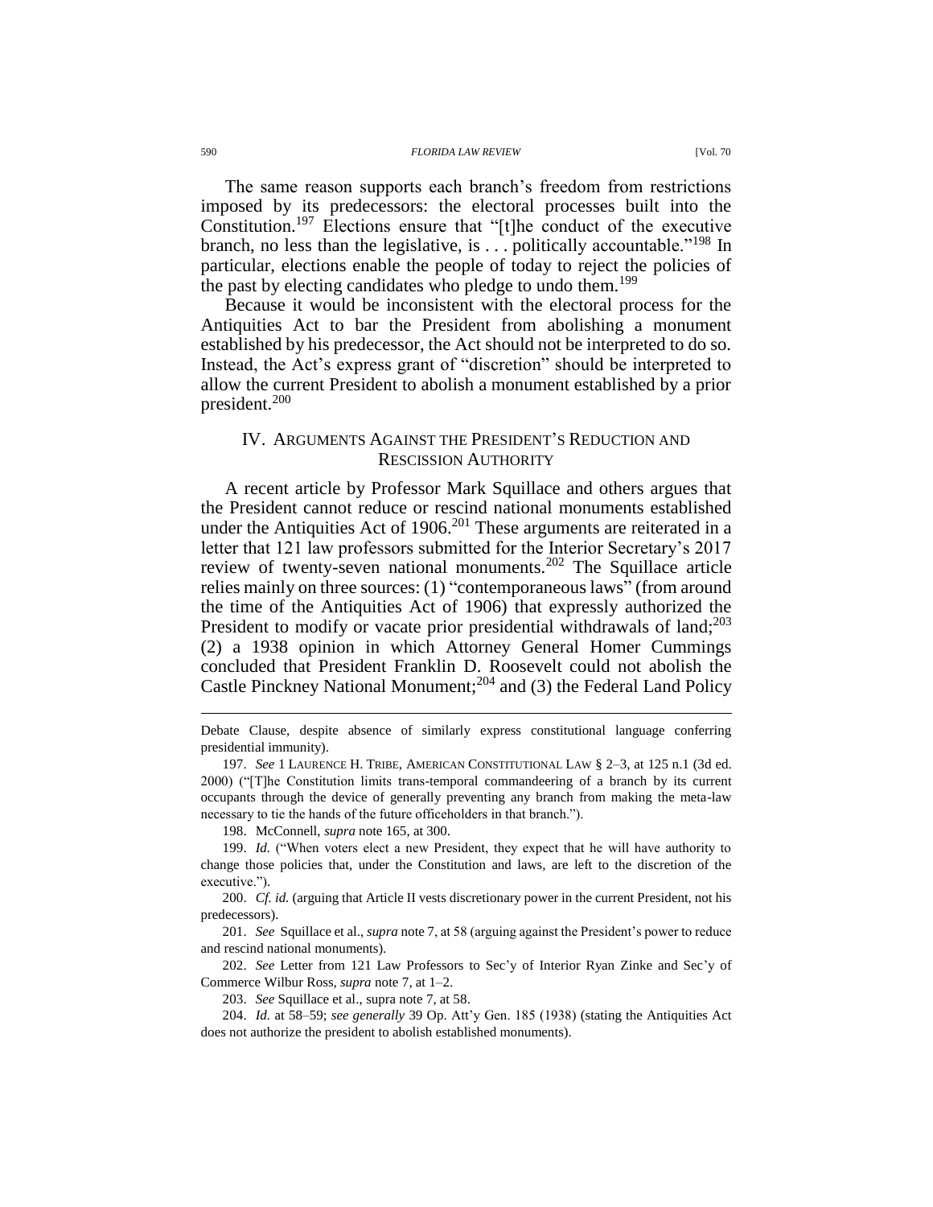The same reason supports each branch's freedom from restrictions imposed by its predecessors: the electoral processes built into the Constitution.[197] Elections ensure that "[t]he conduct of the executive branch, no less than the legislative, is . . . politically accountable."[198] In particular, elections enable the people of today to reject the policies of the past by electing candidates who pledge to undo them.[199]

Because it would be inconsistent with the electoral process for the Antiquities Act to bar the President from abolishing a monument established by his predecessor, the Act should not be interpreted to do so. Instead, the Act's express grant of "discretion" should be interpreted to allow the current President to abolish a monument established by a prior president.[200]

## IV. Arguments Against the President's Reduction and Rescission Authority

A recent article by Professor Mark Squillace and others argues that the President cannot reduce or rescind national monuments established under the Antiquities Act of 1906.[201] These arguments are reiterated in a letter that 121 law professors submitted for the Interior Secretary's 2017 review of twenty-seven national monuments.[202] The Squillace article relies mainly on three sources: (1) "contemporaneous laws" (from around the time of the Antiquities Act of 1906) that expressly authorized the President to modify or vacate prior presidential withdrawals of land;[203] (2) a 1938 opinion in which Attorney General Homer Cummings concluded that President Franklin D. Roosevelt could not abolish the Castle Pinckney National Monument;[204] and (3) the Federal Land Policy

---

Debate Clause, despite absence of similarly express constitutional language conferring presidential immunity).

197. *See* 1 Laurence H. Tribe, American Constitutional Law § 2–3, at 125 n.1 (3d ed. 2000) ("[T]he Constitution limits trans-temporal commandeering of a branch by its current occupants through the device of generally preventing any branch from making the meta-law necessary to tie the hands of the future officeholders in that branch.").

198. McConnell, *supra* note 165, at 300.

199. *Id.* ("When voters elect a new President, they expect that he will have authority to change those policies that, under the Constitution and laws, are left to the discretion of the executive.").

200. *Cf. id.* (arguing that Article II vests discretionary power in the current President, not his predecessors).

201. *See* Squillace et al., *supra* note 7, at 58 (arguing against the President's power to reduce and rescind national monuments).

202. *See* Letter from 121 Law Professors to Sec'y of Interior Ryan Zinke and Sec'y of Commerce Wilbur Ross, *supra* note 7, at 1–2.

203. *See* Squillace et al., supra note 7, at 58.

204. *Id.* at 58–59; *see generally* 39 Op. Att'y Gen. 185 (1938) (stating the Antiquities Act does not authorize the president to abolish established monuments).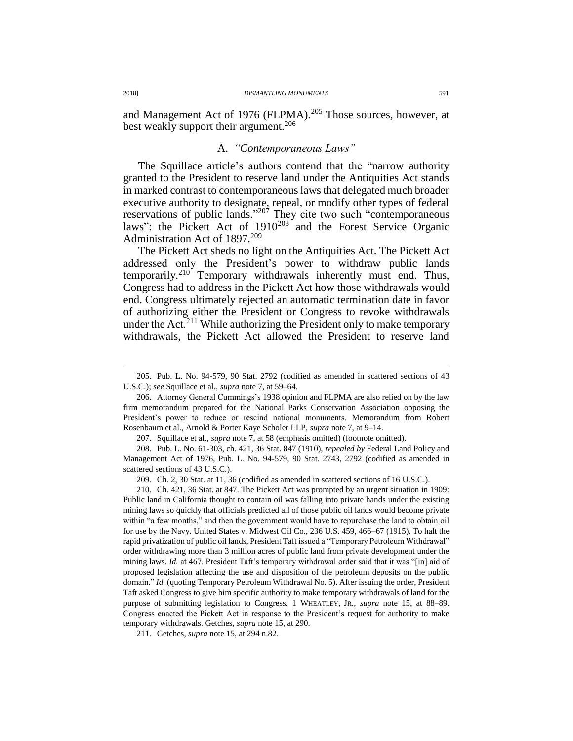and Management Act of 1976 (FLPMA).[205] Those sources, however, at best weakly support their argument.[206]

### A. *"Contemporaneous Laws"*

The Squillace article's authors contend that the "narrow authority granted to the President to reserve land under the Antiquities Act stands in marked contrast to contemporaneous laws that delegated much broader executive authority to designate, repeal, or modify other types of federal reservations of public lands."[207] They cite two such "contemporaneous laws": the Pickett Act of 1910[208] and the Forest Service Organic Administration Act of 1897.[209]

The Pickett Act sheds no light on the Antiquities Act. The Pickett Act addressed only the President's power to withdraw public lands temporarily.[210] Temporary withdrawals inherently must end. Thus, Congress had to address in the Pickett Act how those withdrawals would end. Congress ultimately rejected an automatic termination date in favor of authorizing either the President or Congress to revoke withdrawals under the Act.[211] While authorizing the President only to make temporary withdrawals, the Pickett Act allowed the President to reserve land

---

205. Pub. L. No. 94-579, 90 Stat. 2792 (codified as amended in scattered sections of 43 U.S.C.); *see* Squillace et al., *supra* note 7, at 59–64.

206. Attorney General Cummings's 1938 opinion and FLPMA are also relied on by the law firm memorandum prepared for the National Parks Conservation Association opposing the President's power to reduce or rescind national monuments. Memorandum from Robert Rosenbaum et al., Arnold & Porter Kaye Scholer LLP, *supra* note 7, at 9–14.

207. Squillace et al., *supra* note 7, at 58 (emphasis omitted) (footnote omitted).

208. Pub. L. No. 61-303, ch. 421, 36 Stat. 847 (1910), *repealed by* Federal Land Policy and Management Act of 1976, Pub. L. No. 94-579, 90 Stat. 2743, 2792 (codified as amended in scattered sections of 43 U.S.C.).

209. Ch. 2, 30 Stat. at 11, 36 (codified as amended in scattered sections of 16 U.S.C.).

210. Ch. 421, 36 Stat. at 847. The Pickett Act was prompted by an urgent situation in 1909: Public land in California thought to contain oil was falling into private hands under the existing mining laws so quickly that officials predicted all of those public oil lands would become private within "a few months," and then the government would have to repurchase the land to obtain oil for use by the Navy. United States v. Midwest Oil Co., 236 U.S. 459, 466–67 (1915). To halt the rapid privatization of public oil lands, President Taft issued a "Temporary Petroleum Withdrawal" order withdrawing more than 3 million acres of public land from private development under the mining laws. *Id.* at 467. President Taft's temporary withdrawal order said that it was "[in] aid of proposed legislation affecting the use and disposition of the petroleum deposits on the public domain." *Id.* (quoting Temporary Petroleum Withdrawal No. 5). After issuing the order, President Taft asked Congress to give him specific authority to make temporary withdrawals of land for the purpose of submitting legislation to Congress. 1 WHEATLEY, JR., *supra* note 15, at 88–89. Congress enacted the Pickett Act in response to the President's request for authority to make temporary withdrawals. Getches, *supra* note 15, at 290.

211. Getches, *supra* note 15, at 294 n.82.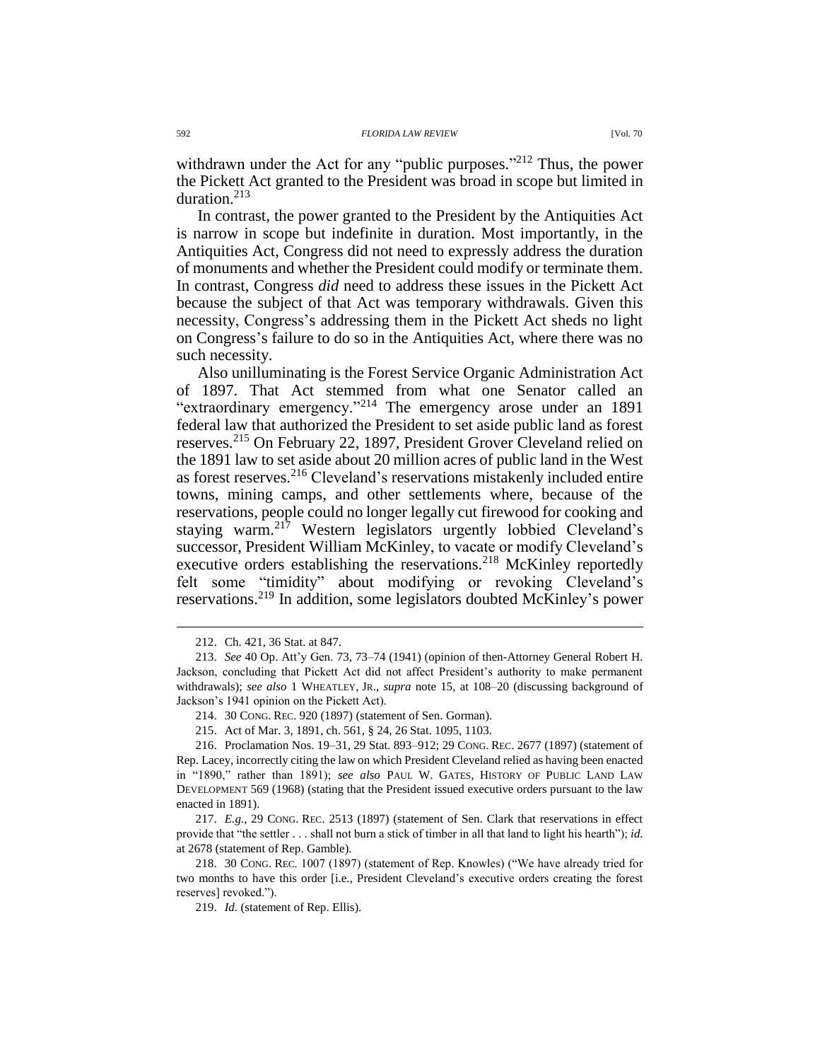withdrawn under the Act for any "public purposes."[212] Thus, the power the Pickett Act granted to the President was broad in scope but limited in duration.[213]

In contrast, the power granted to the President by the Antiquities Act is narrow in scope but indefinite in duration. Most importantly, in the Antiquities Act, Congress did not need to expressly address the duration of monuments and whether the President could modify or terminate them. In contrast, Congress *did* need to address these issues in the Pickett Act because the subject of that Act was temporary withdrawals. Given this necessity, Congress's addressing them in the Pickett Act sheds no light on Congress's failure to do so in the Antiquities Act, where there was no such necessity.

Also unilluminating is the Forest Service Organic Administration Act of 1897. That Act stemmed from what one Senator called an "extraordinary emergency."[214] The emergency arose under an 1891 federal law that authorized the President to set aside public land as forest reserves.[215] On February 22, 1897, President Grover Cleveland relied on the 1891 law to set aside about 20 million acres of public land in the West as forest reserves.[216] Cleveland's reservations mistakenly included entire towns, mining camps, and other settlements where, because of the reservations, people could no longer legally cut firewood for cooking and staying warm.[217] Western legislators urgently lobbied Cleveland's successor, President William McKinley, to vacate or modify Cleveland's executive orders establishing the reservations.[218] McKinley reportedly felt some "timidity" about modifying or revoking Cleveland's reservations.[219] In addition, some legislators doubted McKinley's power

---

212. Ch. 421, 36 Stat. at 847.

213. *See* 40 Op. Att'y Gen. 73, 73–74 (1941) (opinion of then-Attorney General Robert H. Jackson, concluding that Pickett Act did not affect President's authority to make permanent withdrawals); *see also* 1 WHEATLEY, JR., *supra* note 15, at 108–20 (discussing background of Jackson's 1941 opinion on the Pickett Act).

214. 30 CONG. REC. 920 (1897) (statement of Sen. Gorman).

215. Act of Mar. 3, 1891, ch. 561, § 24, 26 Stat. 1095, 1103.

216. Proclamation Nos. 19–31, 29 Stat. 893–912; 29 CONG. REC. 2677 (1897) (statement of Rep. Lacey, incorrectly citing the law on which President Cleveland relied as having been enacted in "1890," rather than 1891); *see also* PAUL W. GATES, HISTORY OF PUBLIC LAND LAW DEVELOPMENT 569 (1968) (stating that the President issued executive orders pursuant to the law enacted in 1891).

217. *E.g.*, 29 CONG. REC. 2513 (1897) (statement of Sen. Clark that reservations in effect provide that "the settler . . . shall not burn a stick of timber in all that land to light his hearth"); *id.* at 2678 (statement of Rep. Gamble).

218. 30 CONG. REC. 1007 (1897) (statement of Rep. Knowles) ("We have already tried for two months to have this order [i.e., President Cleveland's executive orders creating the forest reserves] revoked.").

219. *Id.* (statement of Rep. Ellis).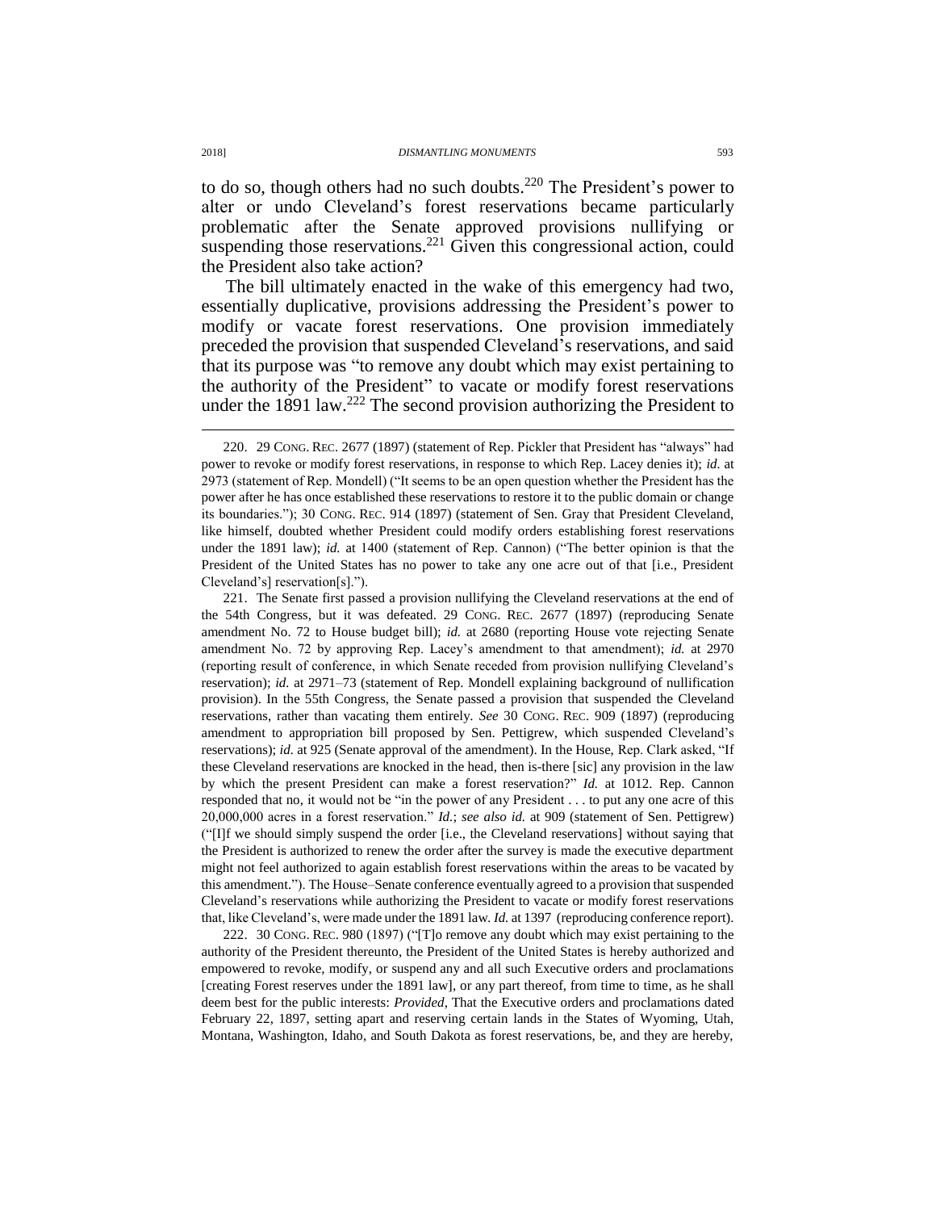to do so, though others had no such doubts.[220] The President's power to alter or undo Cleveland's forest reservations became particularly problematic after the Senate approved provisions nullifying or suspending those reservations.[221] Given this congressional action, could the President also take action?

The bill ultimately enacted in the wake of this emergency had two, essentially duplicative, provisions addressing the President's power to modify or vacate forest reservations. One provision immediately preceded the provision that suspended Cleveland's reservations, and said that its purpose was "to remove any doubt which may exist pertaining to the authority of the President" to vacate or modify forest reservations under the 1891 law.[222] The second provision authorizing the President to

---

220. 29 CONG. REC. 2677 (1897) (statement of Rep. Pickler that President has "always" had power to revoke or modify forest reservations, in response to which Rep. Lacey denies it); *id.* at 2973 (statement of Rep. Mondell) ("It seems to be an open question whether the President has the power after he has once established these reservations to restore it to the public domain or change its boundaries."); 30 CONG. REC. 914 (1897) (statement of Sen. Gray that President Cleveland, like himself, doubted whether President could modify orders establishing forest reservations under the 1891 law); *id.* at 1400 (statement of Rep. Cannon) ("The better opinion is that the President of the United States has no power to take any one acre out of that [i.e., President Cleveland's] reservation[s].").

221. The Senate first passed a provision nullifying the Cleveland reservations at the end of the 54th Congress, but it was defeated. 29 CONG. REC. 2677 (1897) (reproducing Senate amendment No. 72 to House budget bill); *id.* at 2680 (reporting House vote rejecting Senate amendment No. 72 by approving Rep. Lacey's amendment to that amendment); *id.* at 2970 (reporting result of conference, in which Senate receded from provision nullifying Cleveland's reservation); *id.* at 2971–73 (statement of Rep. Mondell explaining background of nullification provision). In the 55th Congress, the Senate passed a provision that suspended the Cleveland reservations, rather than vacating them entirely. *See* 30 CONG. REC. 909 (1897) (reproducing amendment to appropriation bill proposed by Sen. Pettigrew, which suspended Cleveland's reservations); *id.* at 925 (Senate approval of the amendment). In the House, Rep. Clark asked, "If these Cleveland reservations are knocked in the head, then is-there [sic] any provision in the law by which the present President can make a forest reservation?" *Id.* at 1012. Rep. Cannon responded that no, it would not be "in the power of any President . . . to put any one acre of this 20,000,000 acres in a forest reservation." *Id.*; *see also id.* at 909 (statement of Sen. Pettigrew) ("[I]f we should simply suspend the order [i.e., the Cleveland reservations] without saying that the President is authorized to renew the order after the survey is made the executive department might not feel authorized to again establish forest reservations within the areas to be vacated by this amendment."). The House–Senate conference eventually agreed to a provision that suspended Cleveland's reservations while authorizing the President to vacate or modify forest reservations that, like Cleveland's, were made under the 1891 law. *Id.* at 1397 (reproducing conference report).

222. 30 CONG. REC. 980 (1897) ("[T]o remove any doubt which may exist pertaining to the authority of the President thereunto, the President of the United States is hereby authorized and empowered to revoke, modify, or suspend any and all such Executive orders and proclamations [creating Forest reserves under the 1891 law], or any part thereof, from time to time, as he shall deem best for the public interests: *Provided*, That the Executive orders and proclamations dated February 22, 1897, setting apart and reserving certain lands in the States of Wyoming, Utah, Montana, Washington, Idaho, and South Dakota as forest reservations, be, and they are hereby,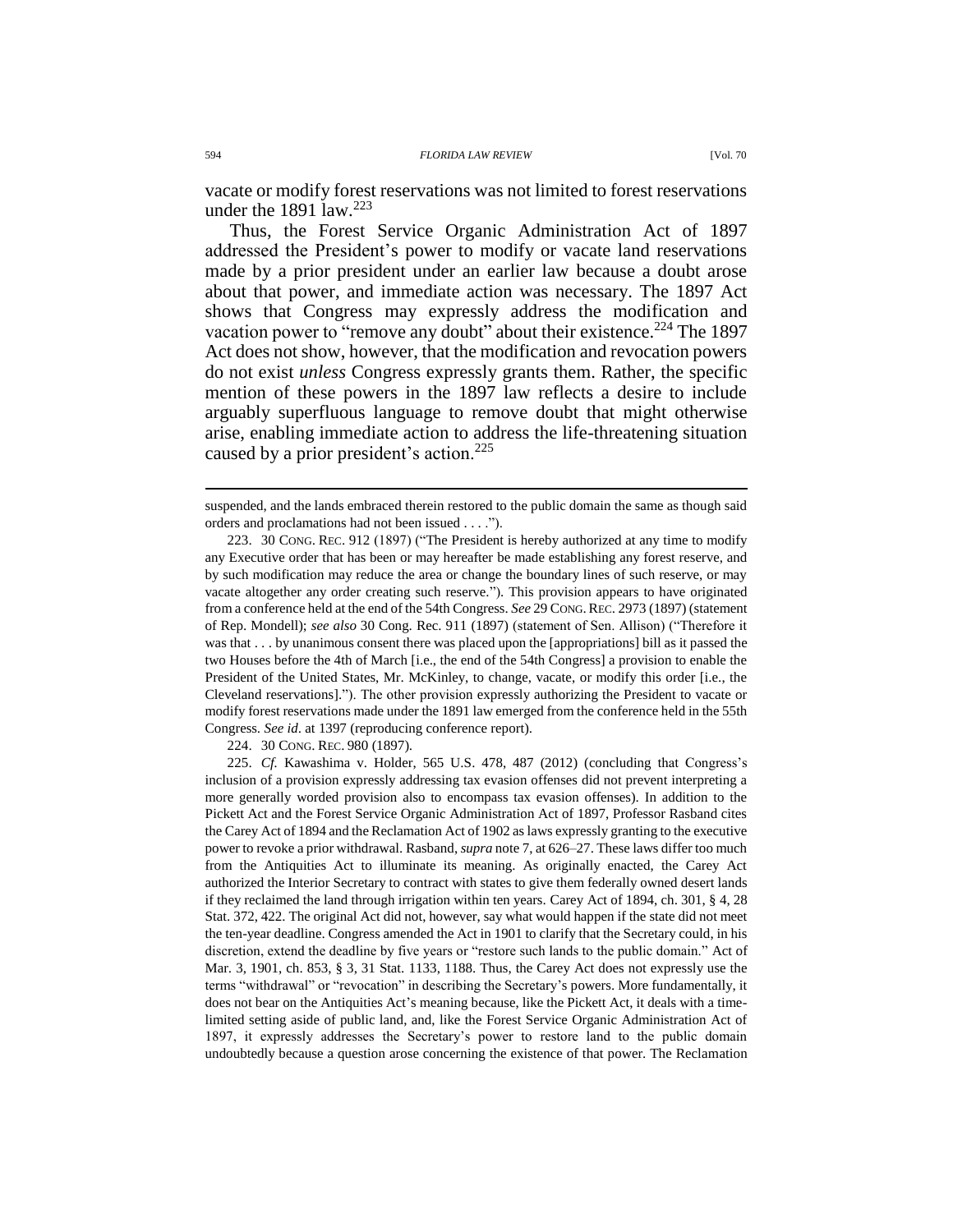vacate or modify forest reservations was not limited to forest reservations under the 1891 law.[223]

Thus, the Forest Service Organic Administration Act of 1897 addressed the President's power to modify or vacate land reservations made by a prior president under an earlier law because a doubt arose about that power, and immediate action was necessary. The 1897 Act shows that Congress may expressly address the modification and vacation power to "remove any doubt" about their existence.[224] The 1897 Act does not show, however, that the modification and revocation powers do not exist *unless* Congress expressly grants them. Rather, the specific mention of these powers in the 1897 law reflects a desire to include arguably superfluous language to remove doubt that might otherwise arise, enabling immediate action to address the life-threatening situation caused by a prior president's action.[225]

---

suspended, and the lands embraced therein restored to the public domain the same as though said orders and proclamations had not been issued . . . .").

223. 30 CONG. REC. 912 (1897) ("The President is hereby authorized at any time to modify any Executive order that has been or may hereafter be made establishing any forest reserve, and by such modification may reduce the area or change the boundary lines of such reserve, or may vacate altogether any order creating such reserve."). This provision appears to have originated from a conference held at the end of the 54th Congress. *See* 29 CONG. REC. 2973 (1897) (statement of Rep. Mondell); *see also* 30 Cong. Rec. 911 (1897) (statement of Sen. Allison) ("Therefore it was that . . . by unanimous consent there was placed upon the [appropriations] bill as it passed the two Houses before the 4th of March [i.e., the end of the 54th Congress] a provision to enable the President of the United States, Mr. McKinley, to change, vacate, or modify this order [i.e., the Cleveland reservations]."). The other provision expressly authorizing the President to vacate or modify forest reservations made under the 1891 law emerged from the conference held in the 55th Congress. *See id*. at 1397 (reproducing conference report).

224. 30 CONG. REC. 980 (1897).

225. *Cf.* Kawashima v. Holder, 565 U.S. 478, 487 (2012) (concluding that Congress's inclusion of a provision expressly addressing tax evasion offenses did not prevent interpreting a more generally worded provision also to encompass tax evasion offenses). In addition to the Pickett Act and the Forest Service Organic Administration Act of 1897, Professor Rasband cites the Carey Act of 1894 and the Reclamation Act of 1902 as laws expressly granting to the executive power to revoke a prior withdrawal. Rasband, *supra* note 7, at 626–27. These laws differ too much from the Antiquities Act to illuminate its meaning. As originally enacted, the Carey Act authorized the Interior Secretary to contract with states to give them federally owned desert lands if they reclaimed the land through irrigation within ten years. Carey Act of 1894, ch. 301, § 4, 28 Stat. 372, 422. The original Act did not, however, say what would happen if the state did not meet the ten-year deadline. Congress amended the Act in 1901 to clarify that the Secretary could, in his discretion, extend the deadline by five years or "restore such lands to the public domain." Act of Mar. 3, 1901, ch. 853, § 3, 31 Stat. 1133, 1188. Thus, the Carey Act does not expressly use the terms "withdrawal" or "revocation" in describing the Secretary's powers. More fundamentally, it does not bear on the Antiquities Act's meaning because, like the Pickett Act, it deals with a time-limited setting aside of public land, and, like the Forest Service Organic Administration Act of 1897, it expressly addresses the Secretary's power to restore land to the public domain undoubtedly because a question arose concerning the existence of that power. The Reclamation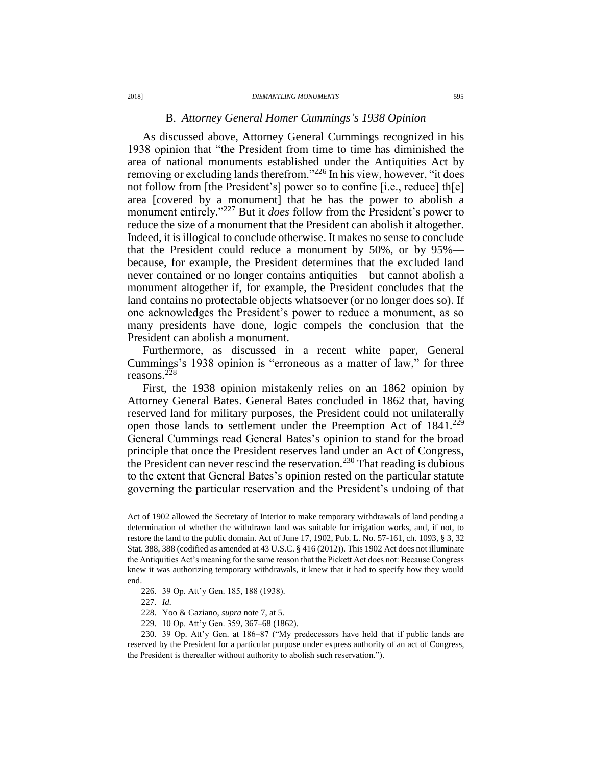## B. *Attorney General Homer Cummings's 1938 Opinion*

As discussed above, Attorney General Cummings recognized in his 1938 opinion that "the President from time to time has diminished the area of national monuments established under the Antiquities Act by removing or excluding lands therefrom."[226] In his view, however, "it does not follow from [the President's] power so to confine [i.e., reduce] th[e] area [covered by a monument] that he has the power to abolish a monument entirely."[227] But it *does* follow from the President's power to reduce the size of a monument that the President can abolish it altogether. Indeed, it is illogical to conclude otherwise. It makes no sense to conclude that the President could reduce a monument by 50%, or by 95%—because, for example, the President determines that the excluded land never contained or no longer contains antiquities—but cannot abolish a monument altogether if, for example, the President concludes that the land contains no protectable objects whatsoever (or no longer does so). If one acknowledges the President's power to reduce a monument, as so many presidents have done, logic compels the conclusion that the President can abolish a monument.

Furthermore, as discussed in a recent white paper, General Cummings's 1938 opinion is "erroneous as a matter of law," for three reasons.[228]

First, the 1938 opinion mistakenly relies on an 1862 opinion by Attorney General Bates. General Bates concluded in 1862 that, having reserved land for military purposes, the President could not unilaterally open those lands to settlement under the Preemption Act of 1841.[229] General Cummings read General Bates's opinion to stand for the broad principle that once the President reserves land under an Act of Congress, the President can never rescind the reservation.[230] That reading is dubious to the extent that General Bates's opinion rested on the particular statute governing the particular reservation and the President's undoing of that

---

Act of 1902 allowed the Secretary of Interior to make temporary withdrawals of land pending a determination of whether the withdrawn land was suitable for irrigation works, and, if not, to restore the land to the public domain. Act of June 17, 1902, Pub. L. No. 57-161, ch. 1093, § 3, 32 Stat. 388, 388 (codified as amended at 43 U.S.C. § 416 (2012)). This 1902 Act does not illuminate the Antiquities Act's meaning for the same reason that the Pickett Act does not: Because Congress knew it was authorizing temporary withdrawals, it knew that it had to specify how they would end.

226. 39 Op. Att'y Gen. 185, 188 (1938).

227. *Id.*

228. Yoo & Gaziano, *supra* note 7, at 5.

229. 10 Op. Att'y Gen. 359, 367–68 (1862).

230. 39 Op. Att'y Gen. at 186–87 ("My predecessors have held that if public lands are reserved by the President for a particular purpose under express authority of an act of Congress, the President is thereafter without authority to abolish such reservation.").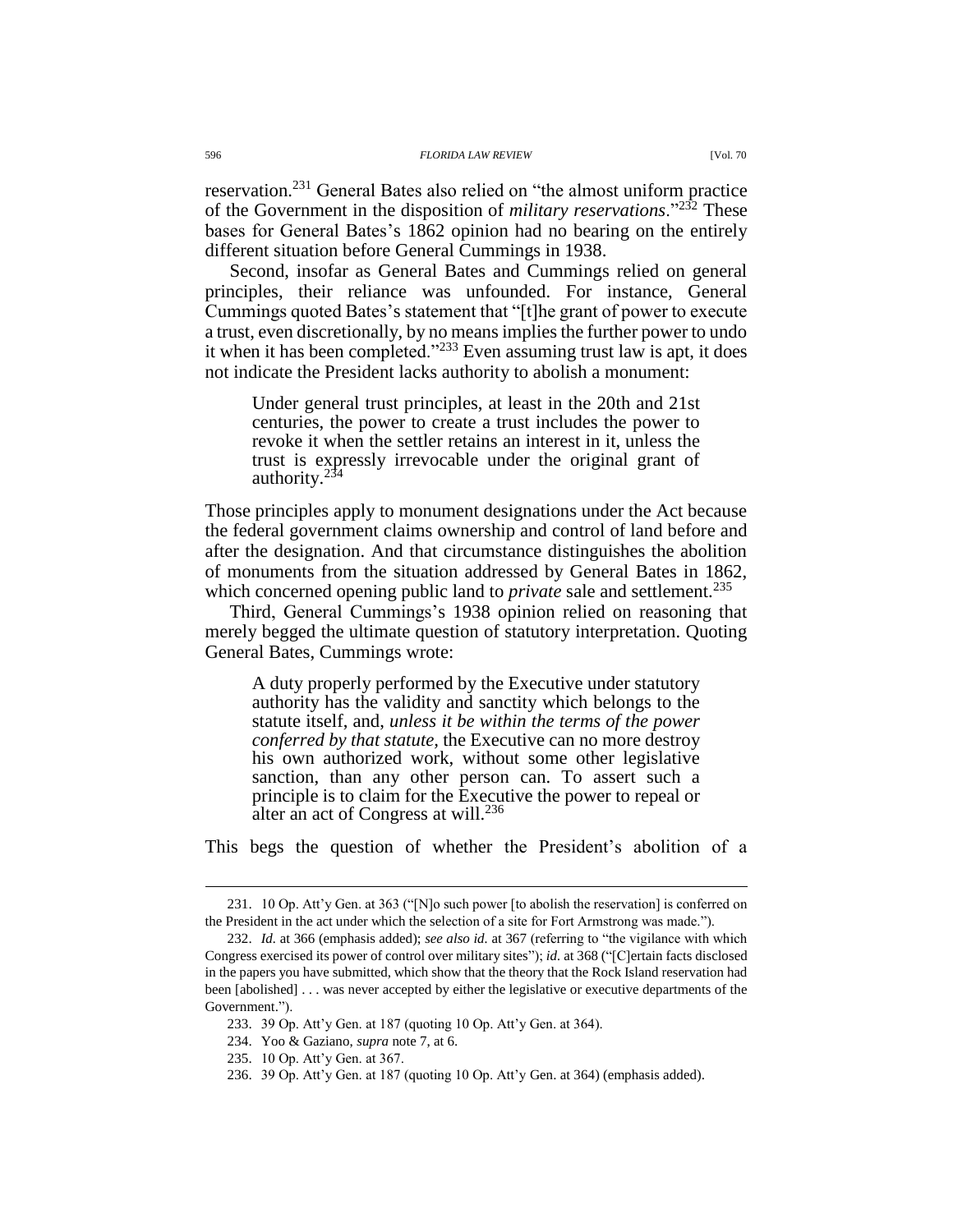reservation.[231] General Bates also relied on "the almost uniform practice of the Government in the disposition of *military reservations*."[232] These bases for General Bates's 1862 opinion had no bearing on the entirely different situation before General Cummings in 1938.

Second, insofar as General Bates and Cummings relied on general principles, their reliance was unfounded. For instance, General Cummings quoted Bates's statement that "[t]he grant of power to execute a trust, even discretionally, by no means implies the further power to undo it when it has been completed."[233] Even assuming trust law is apt, it does not indicate the President lacks authority to abolish a monument:

> Under general trust principles, at least in the 20th and 21st centuries, the power to create a trust includes the power to revoke it when the settler retains an interest in it, unless the trust is expressly irrevocable under the original grant of authority.[234]

Those principles apply to monument designations under the Act because the federal government claims ownership and control of land before and after the designation. And that circumstance distinguishes the abolition of monuments from the situation addressed by General Bates in 1862, which concerned opening public land to *private* sale and settlement.[235]

Third, General Cummings's 1938 opinion relied on reasoning that merely begged the ultimate question of statutory interpretation. Quoting General Bates, Cummings wrote:

> A duty properly performed by the Executive under statutory authority has the validity and sanctity which belongs to the statute itself, and, *unless it be within the terms of the power conferred by that statute*, the Executive can no more destroy his own authorized work, without some other legislative sanction, than any other person can. To assert such a principle is to claim for the Executive the power to repeal or alter an act of Congress at will.[236]

This begs the question of whether the President's abolition of a

---

231. 10 Op. Att'y Gen. at 363 ("[N]o such power [to abolish the reservation] is conferred on the President in the act under which the selection of a site for Fort Armstrong was made.").

232. *Id.* at 366 (emphasis added); *see also id.* at 367 (referring to "the vigilance with which Congress exercised its power of control over military sites"); *id.* at 368 ("[C]ertain facts disclosed in the papers you have submitted, which show that the theory that the Rock Island reservation had been [abolished] . . . was never accepted by either the legislative or executive departments of the Government.").

233. 39 Op. Att'y Gen. at 187 (quoting 10 Op. Att'y Gen. at 364).

234. Yoo & Gaziano, *supra* note 7, at 6.

235. 10 Op. Att'y Gen. at 367.

236. 39 Op. Att'y Gen. at 187 (quoting 10 Op. Att'y Gen. at 364) (emphasis added).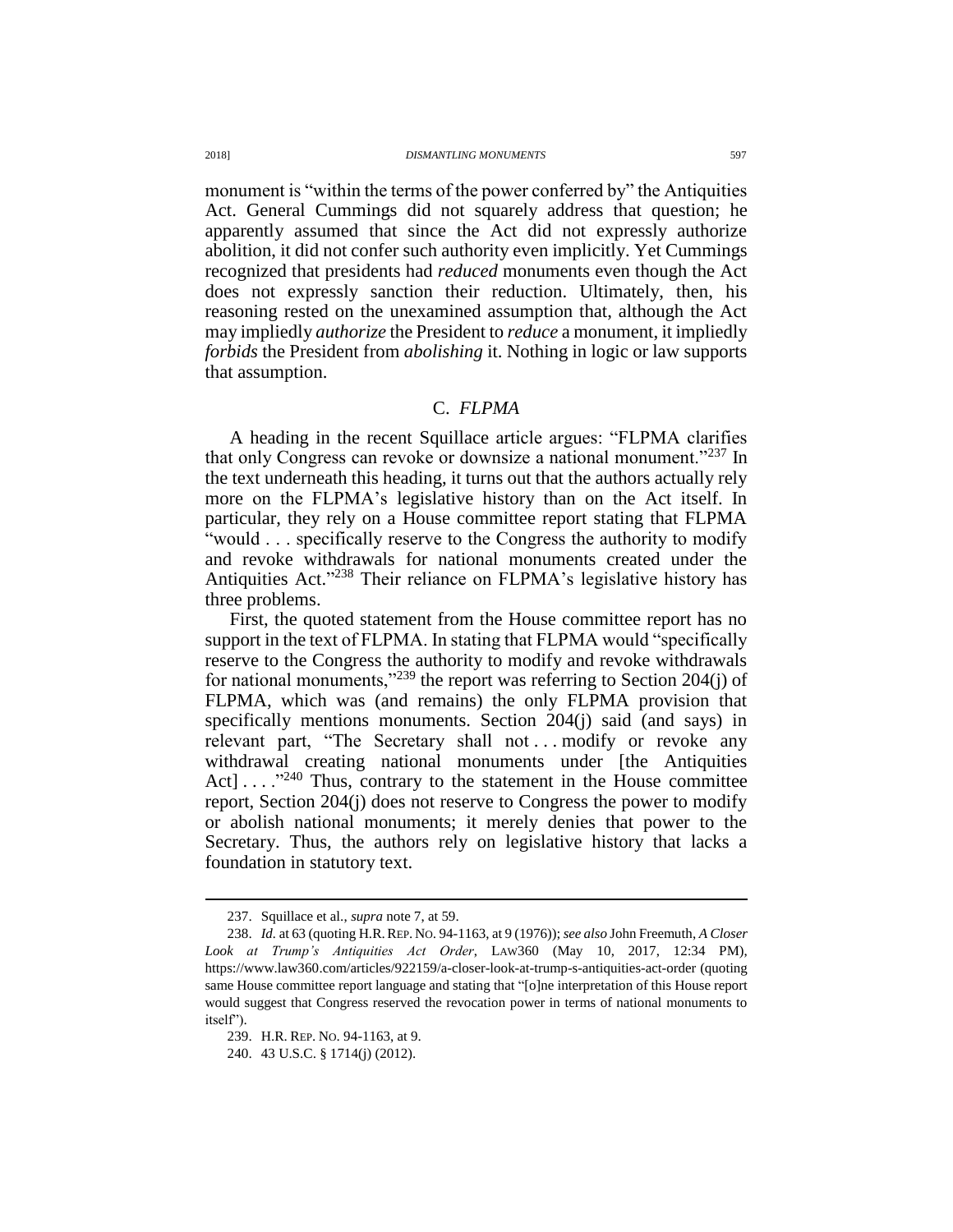monument is "within the terms of the power conferred by" the Antiquities Act. General Cummings did not squarely address that question; he apparently assumed that since the Act did not expressly authorize abolition, it did not confer such authority even implicitly. Yet Cummings recognized that presidents had *reduced* monuments even though the Act does not expressly sanction their reduction. Ultimately, then, his reasoning rested on the unexamined assumption that, although the Act may impliedly *authorize* the President to *reduce* a monument, it impliedly *forbids* the President from *abolishing* it. Nothing in logic or law supports that assumption.

### C. *FLPMA*

A heading in the recent Squillace article argues: "FLPMA clarifies that only Congress can revoke or downsize a national monument."[237] In the text underneath this heading, it turns out that the authors actually rely more on the FLPMA's legislative history than on the Act itself. In particular, they rely on a House committee report stating that FLPMA "would . . . specifically reserve to the Congress the authority to modify and revoke withdrawals for national monuments created under the Antiquities Act."[238] Their reliance on FLPMA's legislative history has three problems.

First, the quoted statement from the House committee report has no support in the text of FLPMA. In stating that FLPMA would "specifically reserve to the Congress the authority to modify and revoke withdrawals for national monuments,"[239] the report was referring to Section 204(j) of FLPMA, which was (and remains) the only FLPMA provision that specifically mentions monuments. Section 204(j) said (and says) in relevant part, "The Secretary shall not . . . modify or revoke any withdrawal creating national monuments under [the Antiquities Act] . . . ."[240] Thus, contrary to the statement in the House committee report, Section 204(j) does not reserve to Congress the power to modify or abolish national monuments; it merely denies that power to the Secretary. Thus, the authors rely on legislative history that lacks a foundation in statutory text.

---

237. Squillace et al., *supra* note 7, at 59.

238. *Id.* at 63 (quoting H.R. REP. NO. 94-1163, at 9 (1976)); *see also* John Freemuth, *A Closer Look at Trump's Antiquities Act Order*, LAW360 (May 10, 2017, 12:34 PM), https://www.law360.com/articles/922159/a-closer-look-at-trump-s-antiquities-act-order (quoting same House committee report language and stating that "[o]ne interpretation of this House report would suggest that Congress reserved the revocation power in terms of national monuments to itself").

239. H.R. REP. NO. 94-1163, at 9.

240. 43 U.S.C. § 1714(j) (2012).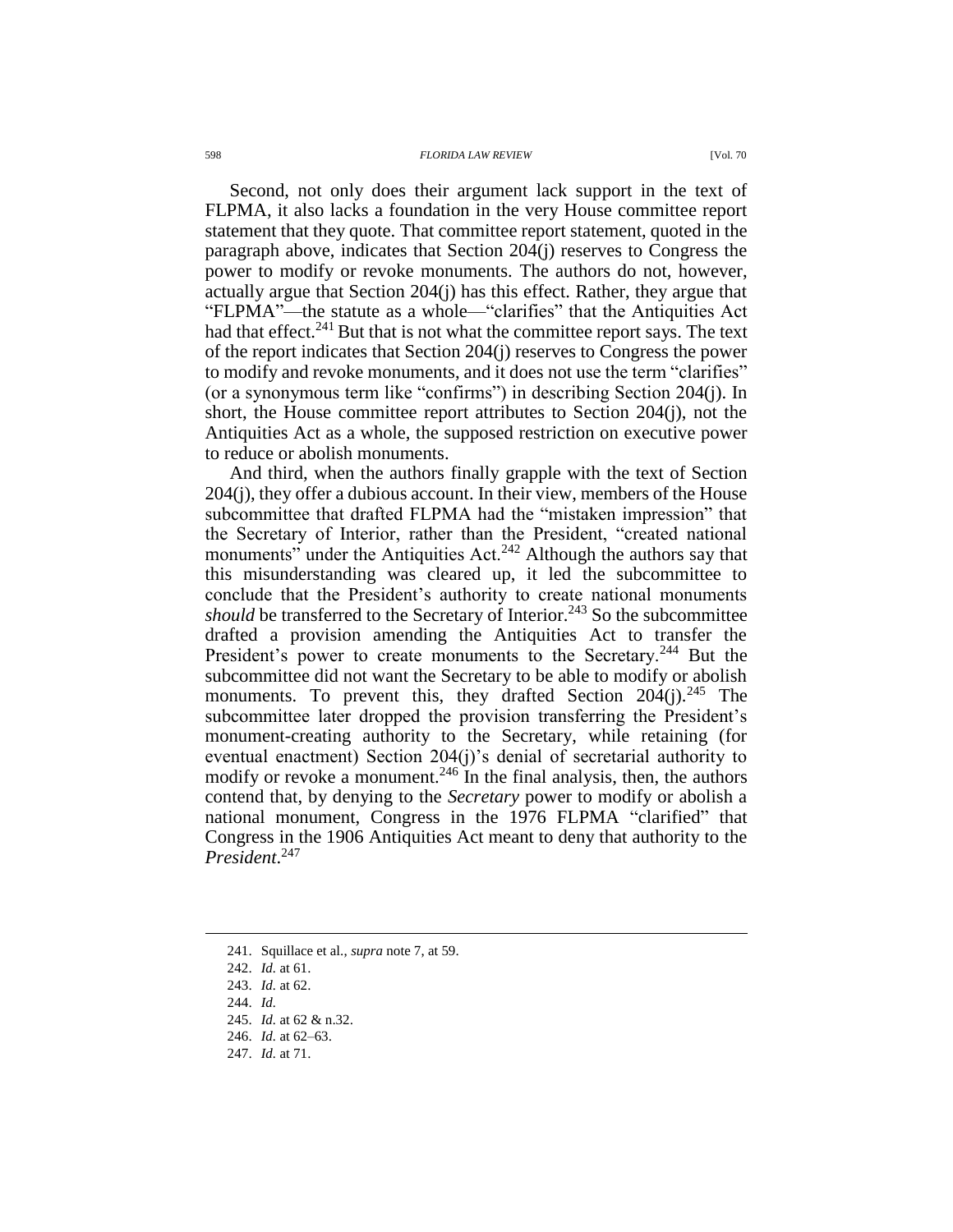Second, not only does their argument lack support in the text of FLPMA, it also lacks a foundation in the very House committee report statement that they quote. That committee report statement, quoted in the paragraph above, indicates that Section 204(j) reserves to Congress the power to modify or revoke monuments. The authors do not, however, actually argue that Section 204(j) has this effect. Rather, they argue that "FLPMA"—the statute as a whole—"clarifies" that the Antiquities Act had that effect.[241] But that is not what the committee report says. The text of the report indicates that Section 204(j) reserves to Congress the power to modify and revoke monuments, and it does not use the term "clarifies" (or a synonymous term like "confirms") in describing Section 204(j). In short, the House committee report attributes to Section 204(j), not the Antiquities Act as a whole, the supposed restriction on executive power to reduce or abolish monuments.

And third, when the authors finally grapple with the text of Section 204(j), they offer a dubious account. In their view, members of the House subcommittee that drafted FLPMA had the "mistaken impression" that the Secretary of Interior, rather than the President, "created national monuments" under the Antiquities Act.[242] Although the authors say that this misunderstanding was cleared up, it led the subcommittee to conclude that the President's authority to create national monuments *should* be transferred to the Secretary of Interior.[243] So the subcommittee drafted a provision amending the Antiquities Act to transfer the President's power to create monuments to the Secretary.[244] But the subcommittee did not want the Secretary to be able to modify or abolish monuments. To prevent this, they drafted Section 204(j).[245] The subcommittee later dropped the provision transferring the President's monument-creating authority to the Secretary, while retaining (for eventual enactment) Section 204(j)'s denial of secretarial authority to modify or revoke a monument.[246] In the final analysis, then, the authors contend that, by denying to the *Secretary* power to modify or abolish a national monument, Congress in the 1976 FLPMA "clarified" that Congress in the 1906 Antiquities Act meant to deny that authority to the *President*.[247]

---

241. Squillace et al., *supra* note 7, at 59.

242. *Id.* at 61.

243. *Id.* at 62.

244. *Id.*

245. *Id.* at 62 & n.32.

246. *Id.* at 62–63.

247. *Id.* at 71.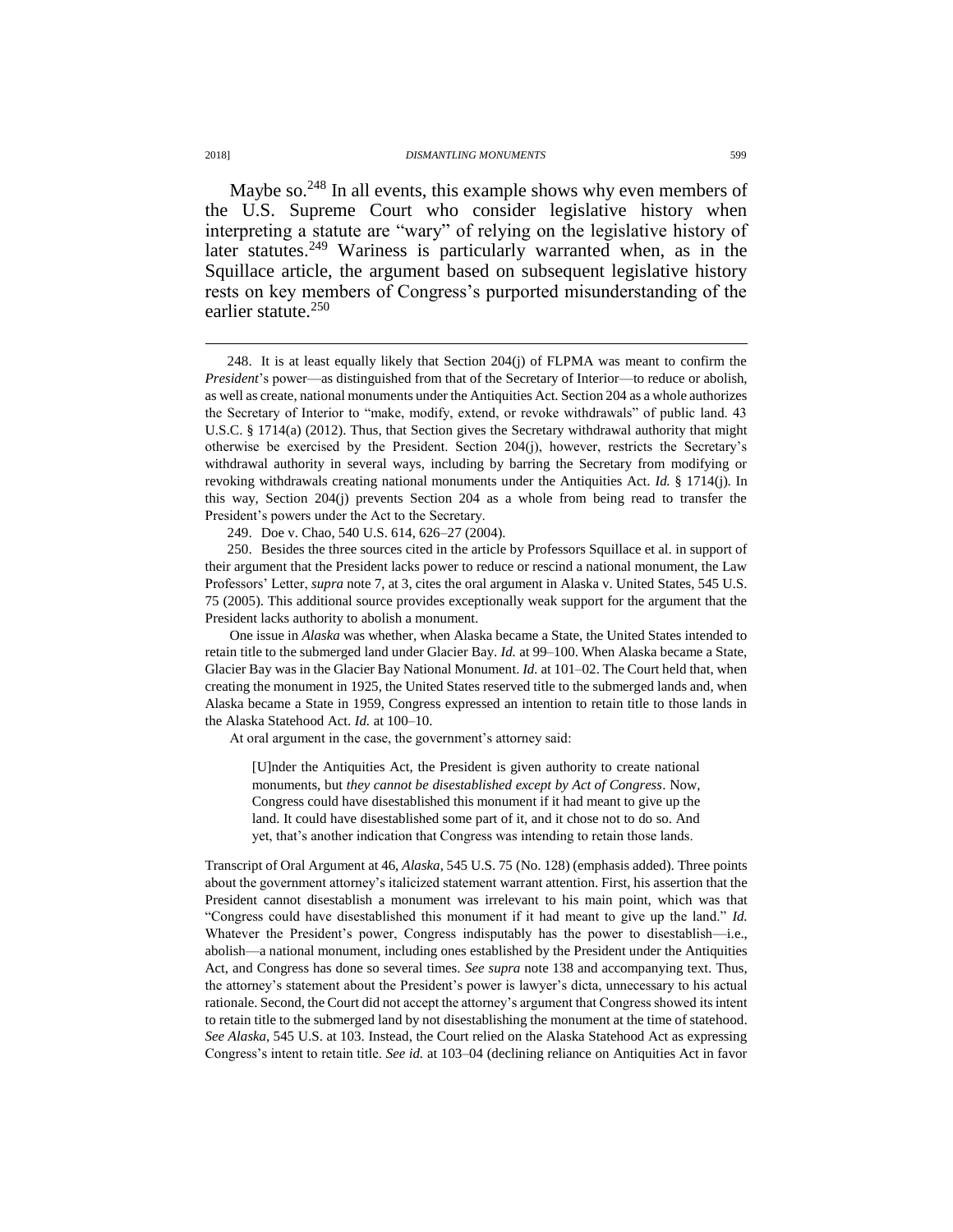Maybe so.[248] In all events, this example shows why even members of the U.S. Supreme Court who consider legislative history when interpreting a statute are "wary" of relying on the legislative history of later statutes.[249] Wariness is particularly warranted when, as in the Squillace article, the argument based on subsequent legislative history rests on key members of Congress's purported misunderstanding of the earlier statute.[250]

---

248. It is at least equally likely that Section 204(j) of FLPMA was meant to confirm the *President*'s power—as distinguished from that of the Secretary of Interior—to reduce or abolish, as well as create, national monuments under the Antiquities Act. Section 204 as a whole authorizes the Secretary of Interior to "make, modify, extend, or revoke withdrawals" of public land. 43 U.S.C. § 1714(a) (2012). Thus, that Section gives the Secretary withdrawal authority that might otherwise be exercised by the President. Section 204(j), however, restricts the Secretary's withdrawal authority in several ways, including by barring the Secretary from modifying or revoking withdrawals creating national monuments under the Antiquities Act. *Id.* § 1714(j). In this way, Section 204(j) prevents Section 204 as a whole from being read to transfer the President's powers under the Act to the Secretary.

249. Doe v. Chao, 540 U.S. 614, 626–27 (2004).

250. Besides the three sources cited in the article by Professors Squillace et al. in support of their argument that the President lacks power to reduce or rescind a national monument, the Law Professors' Letter, *supra* note 7, at 3, cites the oral argument in Alaska v. United States, 545 U.S. 75 (2005). This additional source provides exceptionally weak support for the argument that the President lacks authority to abolish a monument.

One issue in *Alaska* was whether, when Alaska became a State, the United States intended to retain title to the submerged land under Glacier Bay. *Id.* at 99–100. When Alaska became a State, Glacier Bay was in the Glacier Bay National Monument. *Id.* at 101–02. The Court held that, when creating the monument in 1925, the United States reserved title to the submerged lands and, when Alaska became a State in 1959, Congress expressed an intention to retain title to those lands in the Alaska Statehood Act. *Id.* at 100–10.

At oral argument in the case, the government's attorney said:

> [U]nder the Antiquities Act, the President is given authority to create national monuments, but *they cannot be disestablished except by Act of Congress*. Now, Congress could have disestablished this monument if it had meant to give up the land. It could have disestablished some part of it, and it chose not to do so. And yet, that's another indication that Congress was intending to retain those lands.

Transcript of Oral Argument at 46, *Alaska*, 545 U.S. 75 (No. 128) (emphasis added). Three points about the government attorney's italicized statement warrant attention. First, his assertion that the President cannot disestablish a monument was irrelevant to his main point, which was that "Congress could have disestablished this monument if it had meant to give up the land." *Id.* Whatever the President's power, Congress indisputably has the power to disestablish—i.e., abolish—a national monument, including ones established by the President under the Antiquities Act, and Congress has done so several times. *See supra* note 138 and accompanying text. Thus, the attorney's statement about the President's power is lawyer's dicta, unnecessary to his actual rationale. Second, the Court did not accept the attorney's argument that Congress showed its intent to retain title to the submerged land by not disestablishing the monument at the time of statehood. *See Alaska*, 545 U.S. at 103. Instead, the Court relied on the Alaska Statehood Act as expressing Congress's intent to retain title. *See id.* at 103–04 (declining reliance on Antiquities Act in favor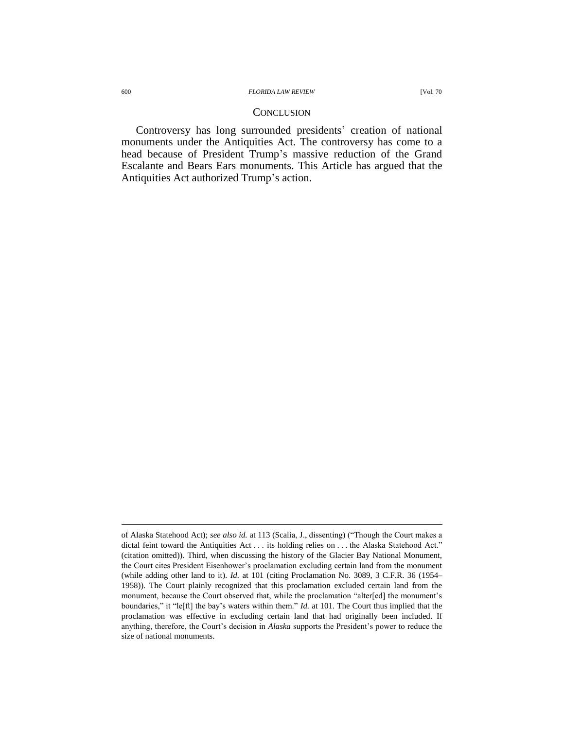## CONCLUSION

Controversy has long surrounded presidents' creation of national monuments under the Antiquities Act. The controversy has come to a head because of President Trump's massive reduction of the Grand Escalante and Bears Ears monuments. This Article has argued that the Antiquities Act authorized Trump's action.

---

of Alaska Statehood Act); *see also id.* at 113 (Scalia, J., dissenting) ("Though the Court makes a dictal feint toward the Antiquities Act . . . its holding relies on . . . the Alaska Statehood Act." (citation omitted)). Third, when discussing the history of the Glacier Bay National Monument, the Court cites President Eisenhower's proclamation excluding certain land from the monument (while adding other land to it). *Id.* at 101 (citing Proclamation No. 3089, 3 C.F.R. 36 (1954–1958)). The Court plainly recognized that this proclamation excluded certain land from the monument, because the Court observed that, while the proclamation "alter[ed] the monument's boundaries," it "le[ft] the bay's waters within them." *Id.* at 101. The Court thus implied that the proclamation was effective in excluding certain land that had originally been included. If anything, therefore, the Court's decision in *Alaska* supports the President's power to reduce the size of national monuments.